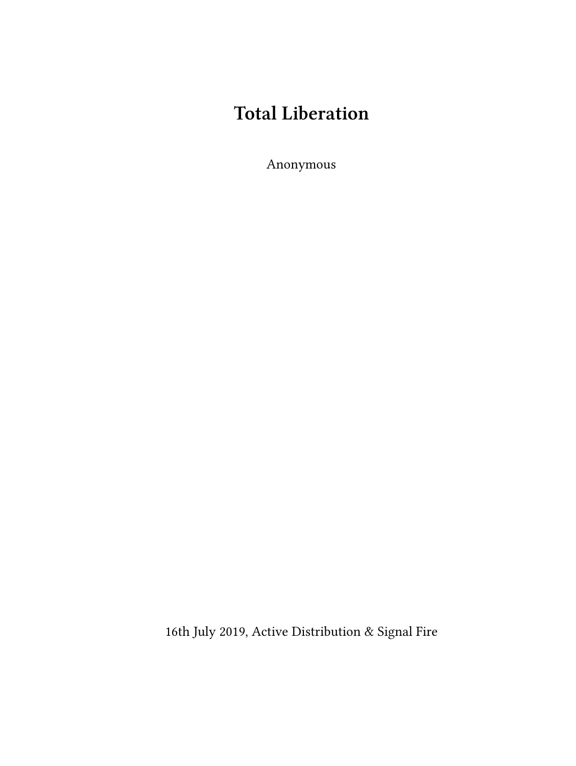# Total Liberation

Anonymous

16th July 2019, Active Distribution & Signal Fire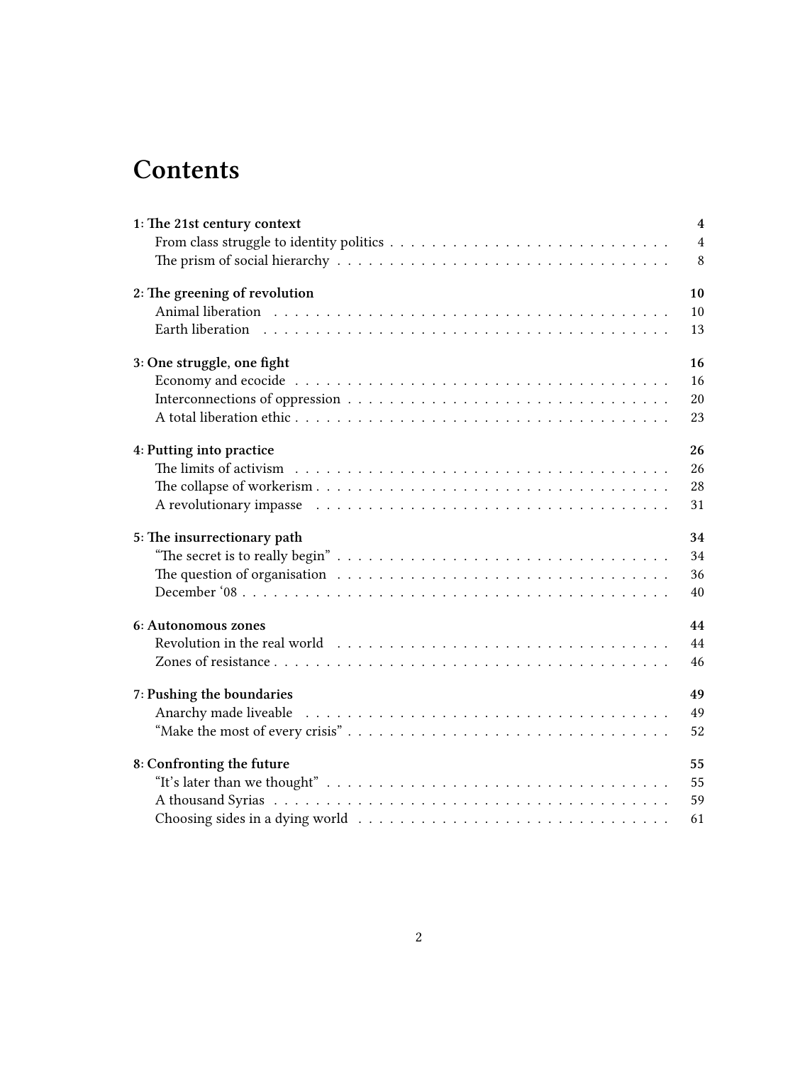# Contents

**1: The 21st century context** — **4**
- From class struggle to identity politics — 4
- The prism of social hierarchy — 8

**2: The greening of revolution** — **10**
- Animal liberation — 10
- Earth liberation — 13

**3: One struggle, one fight** — **16**
- Economy and ecocide — 16
- Interconnections of oppression — 20
- A total liberation ethic — 23

**4: Putting into practice** — **26**
- The limits of activism — 26
- The collapse of workerism — 28
- A revolutionary impasse — 31

**5: The insurrectionary path** — **34**
- "The secret is to really begin" — 34
- The question of organisation — 36
- December '08 — 40

**6: Autonomous zones** — **44**
- Revolution in the real world — 44
- Zones of resistance — 46

**7: Pushing the boundaries** — **49**
- Anarchy made liveable — 49
- "Make the most of every crisis" — 52

**8: Confronting the future** — **55**
- "It's later than we thought" — 55
- A thousand Syrias — 59
- Choosing sides in a dying world — 61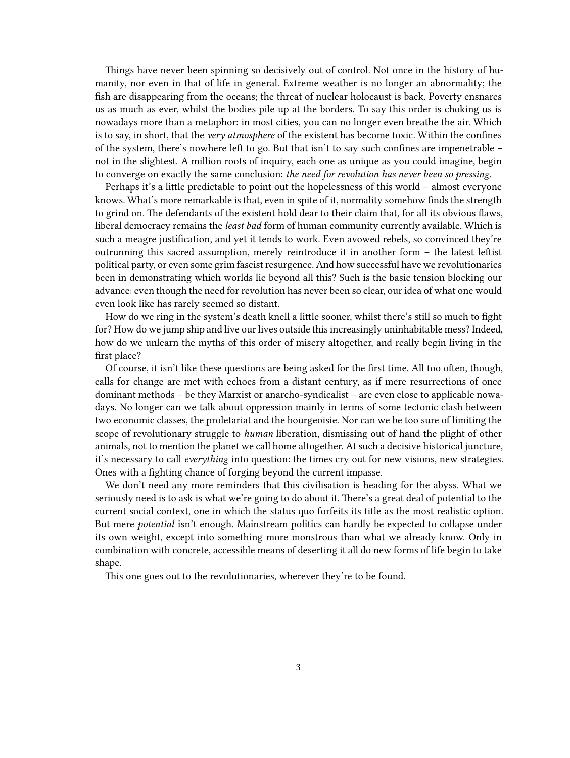Things have never been spinning so decisively out of control. Not once in the history of humanity, nor even in that of life in general. Extreme weather is no longer an abnormality; the fish are disappearing from the oceans; the threat of nuclear holocaust is back. Poverty ensnares us as much as ever, whilst the bodies pile up at the borders. To say this order is choking us is nowadays more than a metaphor: in most cities, you can no longer even breathe the air. Which is to say, in short, that the *very atmosphere* of the existent has become toxic. Within the confines of the system, there's nowhere left to go. But that isn't to say such confines are impenetrable – not in the slightest. A million roots of inquiry, each one as unique as you could imagine, begin to converge on exactly the same conclusion: *the need for revolution has never been so pressing*.

Perhaps it's a little predictable to point out the hopelessness of this world – almost everyone knows. What's more remarkable is that, even in spite of it, normality somehow finds the strength to grind on. The defendants of the existent hold dear to their claim that, for all its obvious flaws, liberal democracy remains the *least bad* form of human community currently available. Which is such a meagre justification, and yet it tends to work. Even avowed rebels, so convinced they're outrunning this sacred assumption, merely reintroduce it in another form – the latest leftist political party, or even some grim fascist resurgence. And how successful have we revolutionaries been in demonstrating which worlds lie beyond all this? Such is the basic tension blocking our advance: even though the need for revolution has never been so clear, our idea of what one would even look like has rarely seemed so distant.

How do we ring in the system's death knell a little sooner, whilst there's still so much to fight for? How do we jump ship and live our lives outside this increasingly uninhabitable mess? Indeed, how do we unlearn the myths of this order of misery altogether, and really begin living in the first place?

Of course, it isn't like these questions are being asked for the first time. All too often, though, calls for change are met with echoes from a distant century, as if mere resurrections of once dominant methods – be they Marxist or anarcho-syndicalist – are even close to applicable nowadays. No longer can we talk about oppression mainly in terms of some tectonic clash between two economic classes, the proletariat and the bourgeoisie. Nor can we be too sure of limiting the scope of revolutionary struggle to *human* liberation, dismissing out of hand the plight of other animals, not to mention the planet we call home altogether. At such a decisive historical juncture, it's necessary to call *everything* into question: the times cry out for new visions, new strategies. Ones with a fighting chance of forging beyond the current impasse.

We don't need any more reminders that this civilisation is heading for the abyss. What we seriously need is to ask is what we're going to do about it. There's a great deal of potential to the current social context, one in which the status quo forfeits its title as the most realistic option. But mere *potential* isn't enough. Mainstream politics can hardly be expected to collapse under its own weight, except into something more monstrous than what we already know. Only in combination with concrete, accessible means of deserting it all do new forms of life begin to take shape.

This one goes out to the revolutionaries, wherever they're to be found.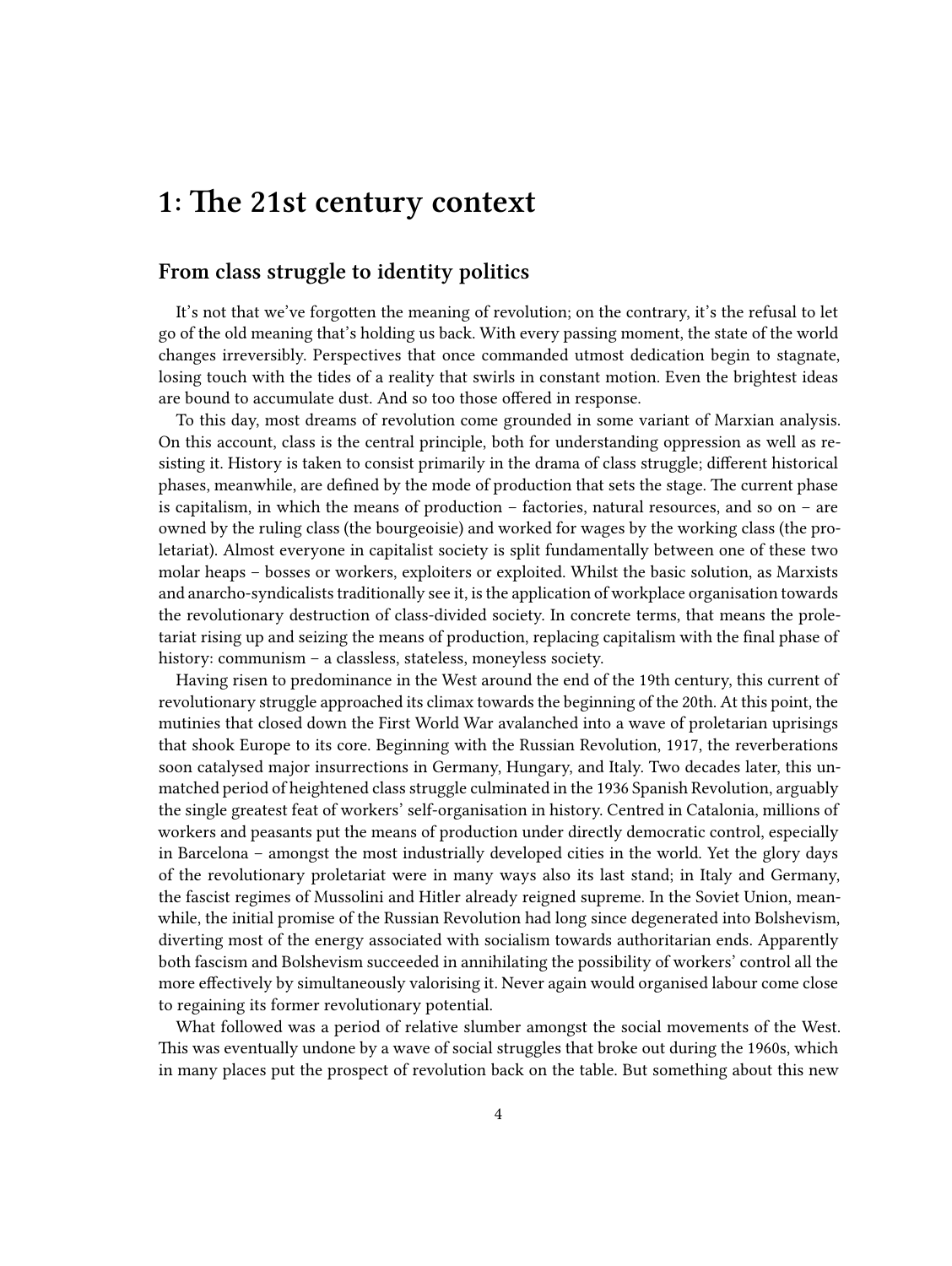# 1: The 21st century context

## From class struggle to identity politics

It's not that we've forgotten the meaning of revolution; on the contrary, it's the refusal to let go of the old meaning that's holding us back. With every passing moment, the state of the world changes irreversibly. Perspectives that once commanded utmost dedication begin to stagnate, losing touch with the tides of a reality that swirls in constant motion. Even the brightest ideas are bound to accumulate dust. And so too those offered in response.

To this day, most dreams of revolution come grounded in some variant of Marxian analysis. On this account, class is the central principle, both for understanding oppression as well as resisting it. History is taken to consist primarily in the drama of class struggle; different historical phases, meanwhile, are defined by the mode of production that sets the stage. The current phase is capitalism, in which the means of production – factories, natural resources, and so on – are owned by the ruling class (the bourgeoisie) and worked for wages by the working class (the proletariat). Almost everyone in capitalist society is split fundamentally between one of these two molar heaps – bosses or workers, exploiters or exploited. Whilst the basic solution, as Marxists and anarcho-syndicalists traditionally see it, is the application of workplace organisation towards the revolutionary destruction of class-divided society. In concrete terms, that means the proletariat rising up and seizing the means of production, replacing capitalism with the final phase of history: communism – a classless, stateless, moneyless society.

Having risen to predominance in the West around the end of the 19th century, this current of revolutionary struggle approached its climax towards the beginning of the 20th. At this point, the mutinies that closed down the First World War avalanched into a wave of proletarian uprisings that shook Europe to its core. Beginning with the Russian Revolution, 1917, the reverberations soon catalysed major insurrections in Germany, Hungary, and Italy. Two decades later, this unmatched period of heightened class struggle culminated in the 1936 Spanish Revolution, arguably the single greatest feat of workers' self-organisation in history. Centred in Catalonia, millions of workers and peasants put the means of production under directly democratic control, especially in Barcelona – amongst the most industrially developed cities in the world. Yet the glory days of the revolutionary proletariat were in many ways also its last stand; in Italy and Germany, the fascist regimes of Mussolini and Hitler already reigned supreme. In the Soviet Union, meanwhile, the initial promise of the Russian Revolution had long since degenerated into Bolshevism, diverting most of the energy associated with socialism towards authoritarian ends. Apparently both fascism and Bolshevism succeeded in annihilating the possibility of workers' control all the more effectively by simultaneously valorising it. Never again would organised labour come close to regaining its former revolutionary potential.

What followed was a period of relative slumber amongst the social movements of the West. This was eventually undone by a wave of social struggles that broke out during the 1960s, which in many places put the prospect of revolution back on the table. But something about this new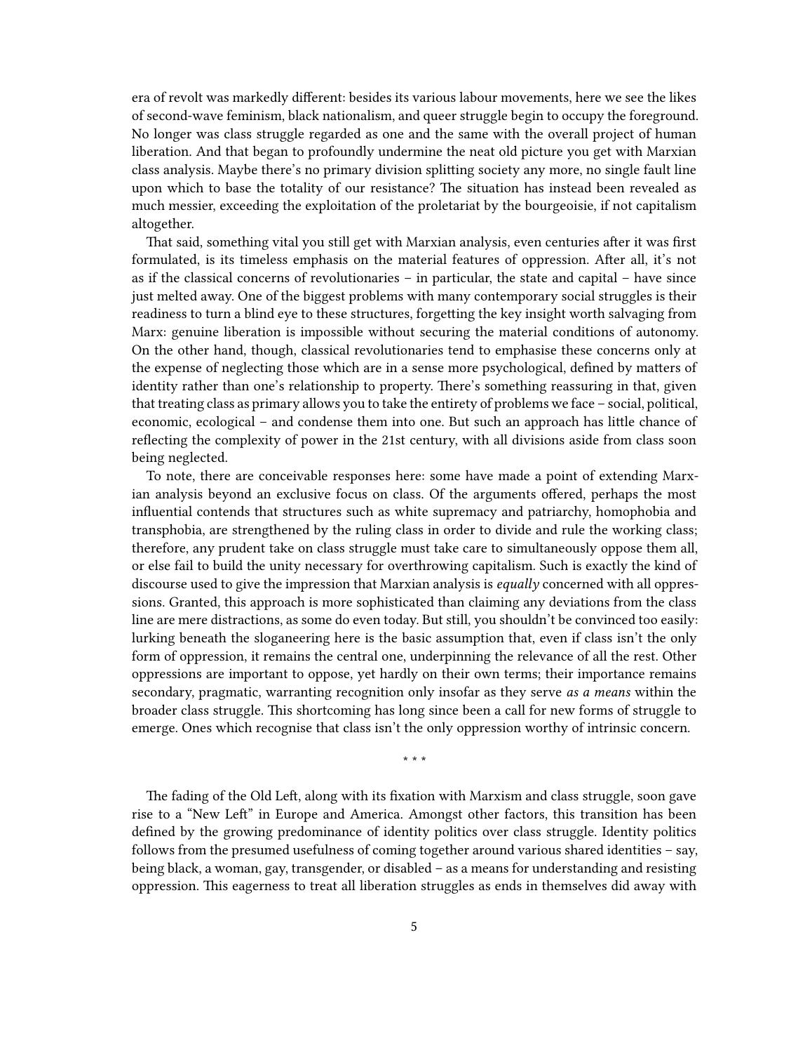era of revolt was markedly different: besides its various labour movements, here we see the likes of second-wave feminism, black nationalism, and queer struggle begin to occupy the foreground. No longer was class struggle regarded as one and the same with the overall project of human liberation. And that began to profoundly undermine the neat old picture you get with Marxian class analysis. Maybe there's no primary division splitting society any more, no single fault line upon which to base the totality of our resistance? The situation has instead been revealed as much messier, exceeding the exploitation of the proletariat by the bourgeoisie, if not capitalism altogether.

That said, something vital you still get with Marxian analysis, even centuries after it was first formulated, is its timeless emphasis on the material features of oppression. After all, it's not as if the classical concerns of revolutionaries – in particular, the state and capital – have since just melted away. One of the biggest problems with many contemporary social struggles is their readiness to turn a blind eye to these structures, forgetting the key insight worth salvaging from Marx: genuine liberation is impossible without securing the material conditions of autonomy. On the other hand, though, classical revolutionaries tend to emphasise these concerns only at the expense of neglecting those which are in a sense more psychological, defined by matters of identity rather than one's relationship to property. There's something reassuring in that, given that treating class as primary allows you to take the entirety of problems we face – social, political, economic, ecological – and condense them into one. But such an approach has little chance of reflecting the complexity of power in the 21st century, with all divisions aside from class soon being neglected.

To note, there are conceivable responses here: some have made a point of extending Marxian analysis beyond an exclusive focus on class. Of the arguments offered, perhaps the most influential contends that structures such as white supremacy and patriarchy, homophobia and transphobia, are strengthened by the ruling class in order to divide and rule the working class; therefore, any prudent take on class struggle must take care to simultaneously oppose them all, or else fail to build the unity necessary for overthrowing capitalism. Such is exactly the kind of discourse used to give the impression that Marxian analysis is *equally* concerned with all oppressions. Granted, this approach is more sophisticated than claiming any deviations from the class line are mere distractions, as some do even today. But still, you shouldn't be convinced too easily: lurking beneath the sloganeering here is the basic assumption that, even if class isn't the only form of oppression, it remains the central one, underpinning the relevance of all the rest. Other oppressions are important to oppose, yet hardly on their own terms; their importance remains secondary, pragmatic, warranting recognition only insofar as they serve *as a means* within the broader class struggle. This shortcoming has long since been a call for new forms of struggle to emerge. Ones which recognise that class isn't the only oppression worthy of intrinsic concern.

* * *

The fading of the Old Left, along with its fixation with Marxism and class struggle, soon gave rise to a "New Left" in Europe and America. Amongst other factors, this transition has been defined by the growing predominance of identity politics over class struggle. Identity politics follows from the presumed usefulness of coming together around various shared identities – say, being black, a woman, gay, transgender, or disabled – as a means for understanding and resisting oppression. This eagerness to treat all liberation struggles as ends in themselves did away with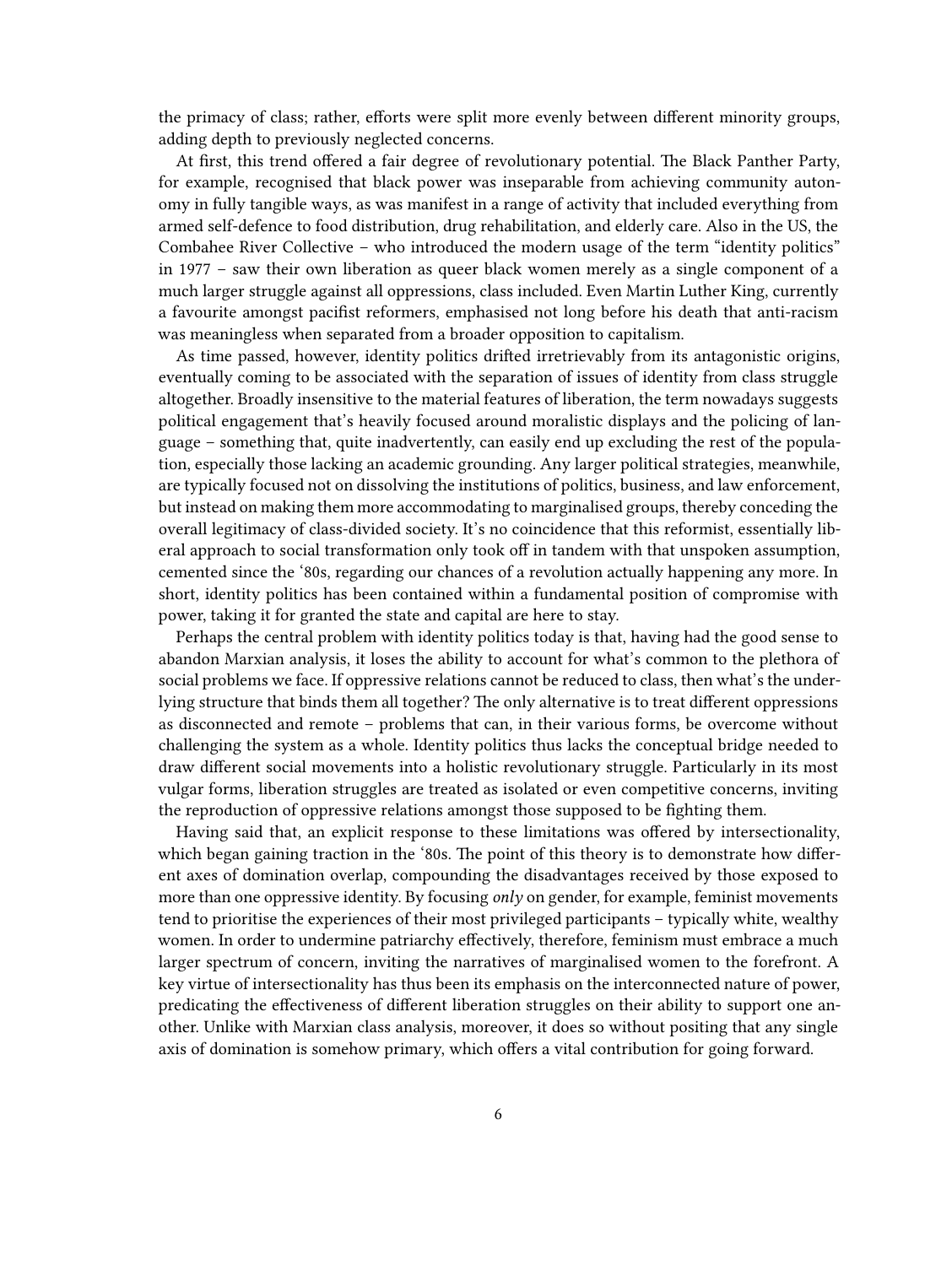the primacy of class; rather, efforts were split more evenly between different minority groups, adding depth to previously neglected concerns.

At first, this trend offered a fair degree of revolutionary potential. The Black Panther Party, for example, recognised that black power was inseparable from achieving community autonomy in fully tangible ways, as was manifest in a range of activity that included everything from armed self-defence to food distribution, drug rehabilitation, and elderly care. Also in the US, the Combahee River Collective – who introduced the modern usage of the term "identity politics" in 1977 – saw their own liberation as queer black women merely as a single component of a much larger struggle against all oppressions, class included. Even Martin Luther King, currently a favourite amongst pacifist reformers, emphasised not long before his death that anti-racism was meaningless when separated from a broader opposition to capitalism.

As time passed, however, identity politics drifted irretrievably from its antagonistic origins, eventually coming to be associated with the separation of issues of identity from class struggle altogether. Broadly insensitive to the material features of liberation, the term nowadays suggests political engagement that's heavily focused around moralistic displays and the policing of language – something that, quite inadvertently, can easily end up excluding the rest of the population, especially those lacking an academic grounding. Any larger political strategies, meanwhile, are typically focused not on dissolving the institutions of politics, business, and law enforcement, but instead on making them more accommodating to marginalised groups, thereby conceding the overall legitimacy of class-divided society. It's no coincidence that this reformist, essentially liberal approach to social transformation only took off in tandem with that unspoken assumption, cemented since the '80s, regarding our chances of a revolution actually happening any more. In short, identity politics has been contained within a fundamental position of compromise with power, taking it for granted the state and capital are here to stay.

Perhaps the central problem with identity politics today is that, having had the good sense to abandon Marxian analysis, it loses the ability to account for what's common to the plethora of social problems we face. If oppressive relations cannot be reduced to class, then what's the underlying structure that binds them all together? The only alternative is to treat different oppressions as disconnected and remote – problems that can, in their various forms, be overcome without challenging the system as a whole. Identity politics thus lacks the conceptual bridge needed to draw different social movements into a holistic revolutionary struggle. Particularly in its most vulgar forms, liberation struggles are treated as isolated or even competitive concerns, inviting the reproduction of oppressive relations amongst those supposed to be fighting them.

Having said that, an explicit response to these limitations was offered by intersectionality, which began gaining traction in the '80s. The point of this theory is to demonstrate how different axes of domination overlap, compounding the disadvantages received by those exposed to more than one oppressive identity. By focusing *only* on gender, for example, feminist movements tend to prioritise the experiences of their most privileged participants – typically white, wealthy women. In order to undermine patriarchy effectively, therefore, feminism must embrace a much larger spectrum of concern, inviting the narratives of marginalised women to the forefront. A key virtue of intersectionality has thus been its emphasis on the interconnected nature of power, predicating the effectiveness of different liberation struggles on their ability to support one another. Unlike with Marxian class analysis, moreover, it does so without positing that any single axis of domination is somehow primary, which offers a vital contribution for going forward.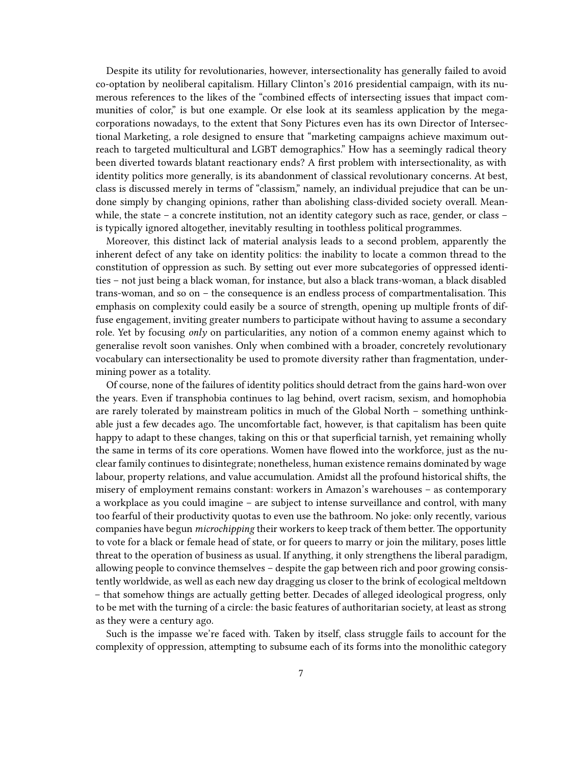Despite its utility for revolutionaries, however, intersectionality has generally failed to avoid co-optation by neoliberal capitalism. Hillary Clinton's 2016 presidential campaign, with its numerous references to the likes of the "combined effects of intersecting issues that impact communities of color," is but one example. Or else look at its seamless application by the mega-corporations nowadays, to the extent that Sony Pictures even has its own Director of Intersectional Marketing, a role designed to ensure that "marketing campaigns achieve maximum outreach to targeted multicultural and LGBT demographics." How has a seemingly radical theory been diverted towards blatant reactionary ends? A first problem with intersectionality, as with identity politics more generally, is its abandonment of classical revolutionary concerns. At best, class is discussed merely in terms of "classism," namely, an individual prejudice that can be undone simply by changing opinions, rather than abolishing class-divided society overall. Meanwhile, the state – a concrete institution, not an identity category such as race, gender, or class – is typically ignored altogether, inevitably resulting in toothless political programmes.

Moreover, this distinct lack of material analysis leads to a second problem, apparently the inherent defect of any take on identity politics: the inability to locate a common thread to the constitution of oppression as such. By setting out ever more subcategories of oppressed identities – not just being a black woman, for instance, but also a black trans-woman, a black disabled trans-woman, and so on – the consequence is an endless process of compartmentalisation. This emphasis on complexity could easily be a source of strength, opening up multiple fronts of diffuse engagement, inviting greater numbers to participate without having to assume a secondary role. Yet by focusing *only* on particularities, any notion of a common enemy against which to generalise revolt soon vanishes. Only when combined with a broader, concretely revolutionary vocabulary can intersectionality be used to promote diversity rather than fragmentation, undermining power as a totality.

Of course, none of the failures of identity politics should detract from the gains hard-won over the years. Even if transphobia continues to lag behind, overt racism, sexism, and homophobia are rarely tolerated by mainstream politics in much of the Global North – something unthinkable just a few decades ago. The uncomfortable fact, however, is that capitalism has been quite happy to adapt to these changes, taking on this or that superficial tarnish, yet remaining wholly the same in terms of its core operations. Women have flowed into the workforce, just as the nuclear family continues to disintegrate; nonetheless, human existence remains dominated by wage labour, property relations, and value accumulation. Amidst all the profound historical shifts, the misery of employment remains constant: workers in Amazon's warehouses – as contemporary a workplace as you could imagine – are subject to intense surveillance and control, with many too fearful of their productivity quotas to even use the bathroom. No joke: only recently, various companies have begun *microchipping* their workers to keep track of them better. The opportunity to vote for a black or female head of state, or for queers to marry or join the military, poses little threat to the operation of business as usual. If anything, it only strengthens the liberal paradigm, allowing people to convince themselves – despite the gap between rich and poor growing consistently worldwide, as well as each new day dragging us closer to the brink of ecological meltdown – that somehow things are actually getting better. Decades of alleged ideological progress, only to be met with the turning of a circle: the basic features of authoritarian society, at least as strong as they were a century ago.

Such is the impasse we're faced with. Taken by itself, class struggle fails to account for the complexity of oppression, attempting to subsume each of its forms into the monolithic category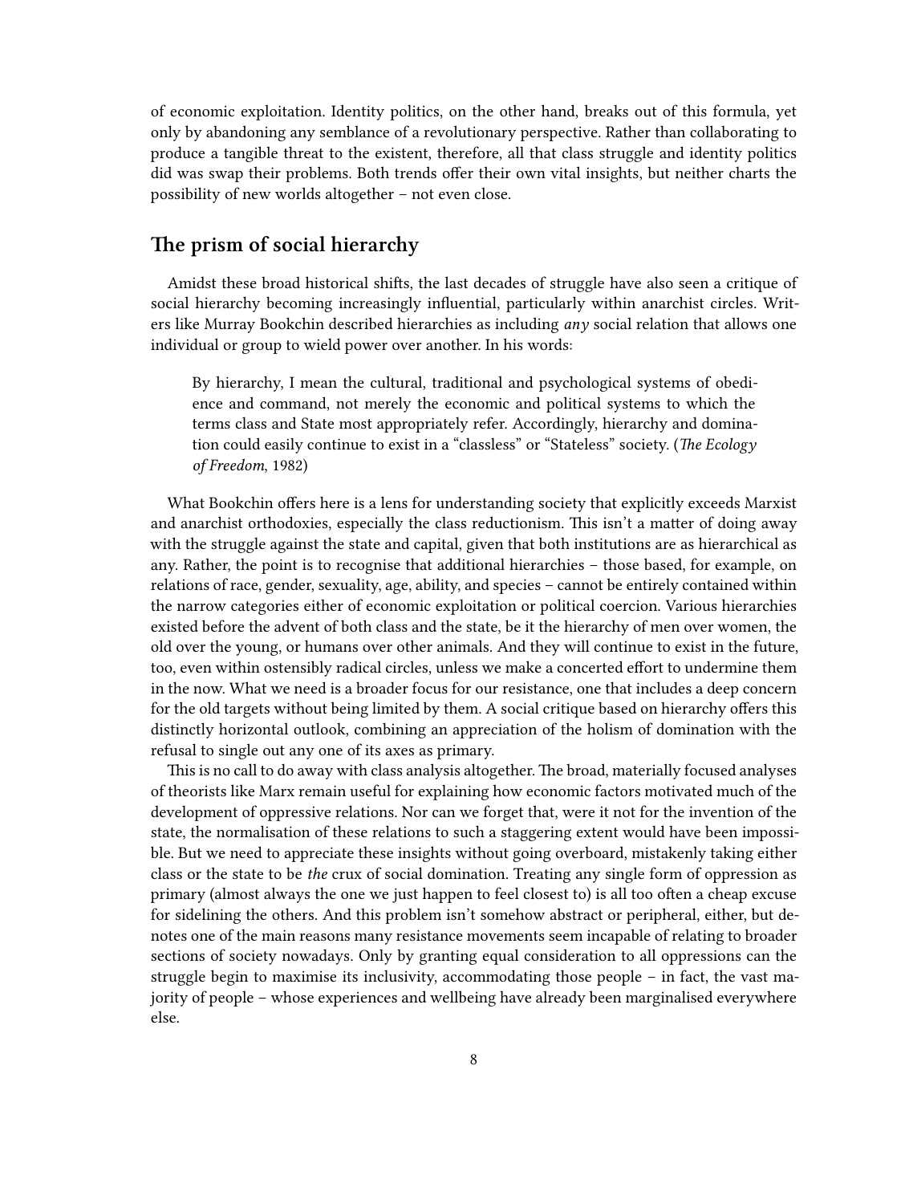of economic exploitation. Identity politics, on the other hand, breaks out of this formula, yet only by abandoning any semblance of a revolutionary perspective. Rather than collaborating to produce a tangible threat to the existent, therefore, all that class struggle and identity politics did was swap their problems. Both trends offer their own vital insights, but neither charts the possibility of new worlds altogether – not even close.

## The prism of social hierarchy

Amidst these broad historical shifts, the last decades of struggle have also seen a critique of social hierarchy becoming increasingly influential, particularly within anarchist circles. Writers like Murray Bookchin described hierarchies as including *any* social relation that allows one individual or group to wield power over another. In his words:

> By hierarchy, I mean the cultural, traditional and psychological systems of obedience and command, not merely the economic and political systems to which the terms class and State most appropriately refer. Accordingly, hierarchy and domination could easily continue to exist in a "classless" or "Stateless" society. (*The Ecology of Freedom*, 1982)

What Bookchin offers here is a lens for understanding society that explicitly exceeds Marxist and anarchist orthodoxies, especially the class reductionism. This isn't a matter of doing away with the struggle against the state and capital, given that both institutions are as hierarchical as any. Rather, the point is to recognise that additional hierarchies – those based, for example, on relations of race, gender, sexuality, age, ability, and species – cannot be entirely contained within the narrow categories either of economic exploitation or political coercion. Various hierarchies existed before the advent of both class and the state, be it the hierarchy of men over women, the old over the young, or humans over other animals. And they will continue to exist in the future, too, even within ostensibly radical circles, unless we make a concerted effort to undermine them in the now. What we need is a broader focus for our resistance, one that includes a deep concern for the old targets without being limited by them. A social critique based on hierarchy offers this distinctly horizontal outlook, combining an appreciation of the holism of domination with the refusal to single out any one of its axes as primary.

This is no call to do away with class analysis altogether. The broad, materially focused analyses of theorists like Marx remain useful for explaining how economic factors motivated much of the development of oppressive relations. Nor can we forget that, were it not for the invention of the state, the normalisation of these relations to such a staggering extent would have been impossible. But we need to appreciate these insights without going overboard, mistakenly taking either class or the state to be *the* crux of social domination. Treating any single form of oppression as primary (almost always the one we just happen to feel closest to) is all too often a cheap excuse for sidelining the others. And this problem isn't somehow abstract or peripheral, either, but denotes one of the main reasons many resistance movements seem incapable of relating to broader sections of society nowadays. Only by granting equal consideration to all oppressions can the struggle begin to maximise its inclusivity, accommodating those people – in fact, the vast majority of people – whose experiences and wellbeing have already been marginalised everywhere else.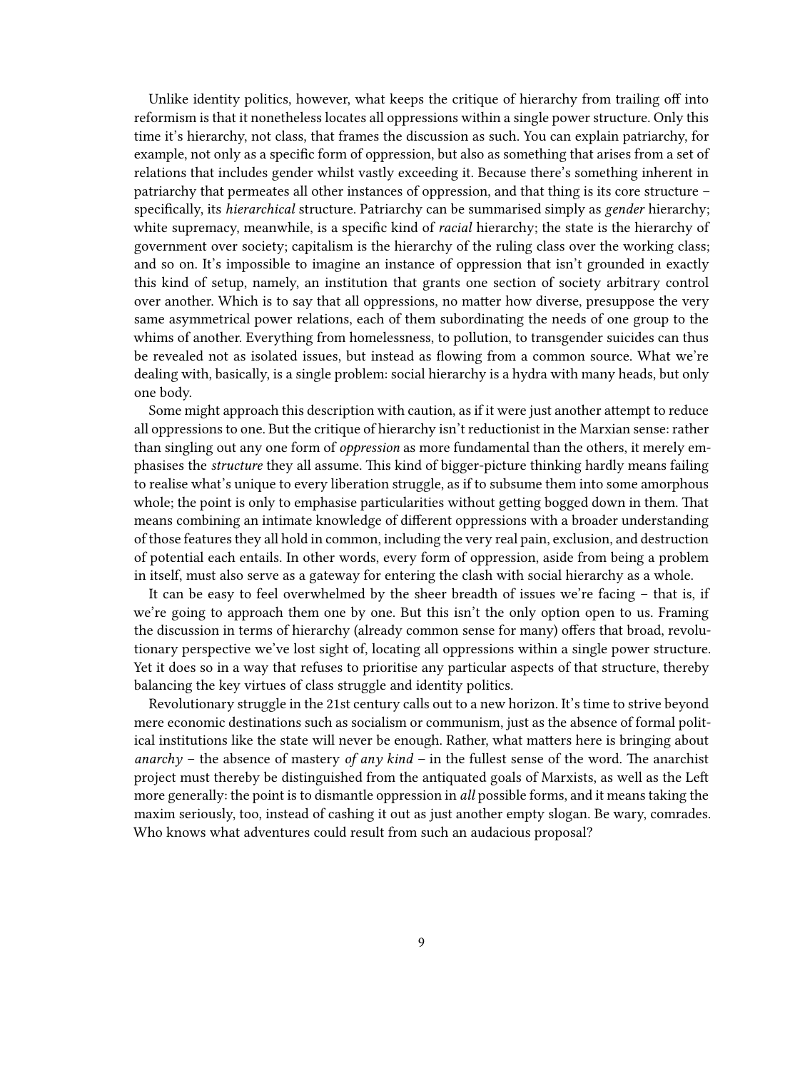Unlike identity politics, however, what keeps the critique of hierarchy from trailing off into reformism is that it nonetheless locates all oppressions within a single power structure. Only this time it's hierarchy, not class, that frames the discussion as such. You can explain patriarchy, for example, not only as a specific form of oppression, but also as something that arises from a set of relations that includes gender whilst vastly exceeding it. Because there's something inherent in patriarchy that permeates all other instances of oppression, and that thing is its core structure – specifically, its *hierarchical* structure. Patriarchy can be summarised simply as *gender* hierarchy; white supremacy, meanwhile, is a specific kind of *racial* hierarchy; the state is the hierarchy of government over society; capitalism is the hierarchy of the ruling class over the working class; and so on. It's impossible to imagine an instance of oppression that isn't grounded in exactly this kind of setup, namely, an institution that grants one section of society arbitrary control over another. Which is to say that all oppressions, no matter how diverse, presuppose the very same asymmetrical power relations, each of them subordinating the needs of one group to the whims of another. Everything from homelessness, to pollution, to transgender suicides can thus be revealed not as isolated issues, but instead as flowing from a common source. What we're dealing with, basically, is a single problem: social hierarchy is a hydra with many heads, but only one body.

Some might approach this description with caution, as if it were just another attempt to reduce all oppressions to one. But the critique of hierarchy isn't reductionist in the Marxian sense: rather than singling out any one form of *oppression* as more fundamental than the others, it merely emphasises the *structure* they all assume. This kind of bigger-picture thinking hardly means failing to realise what's unique to every liberation struggle, as if to subsume them into some amorphous whole; the point is only to emphasise particularities without getting bogged down in them. That means combining an intimate knowledge of different oppressions with a broader understanding of those features they all hold in common, including the very real pain, exclusion, and destruction of potential each entails. In other words, every form of oppression, aside from being a problem in itself, must also serve as a gateway for entering the clash with social hierarchy as a whole.

It can be easy to feel overwhelmed by the sheer breadth of issues we're facing – that is, if we're going to approach them one by one. But this isn't the only option open to us. Framing the discussion in terms of hierarchy (already common sense for many) offers that broad, revolutionary perspective we've lost sight of, locating all oppressions within a single power structure. Yet it does so in a way that refuses to prioritise any particular aspects of that structure, thereby balancing the key virtues of class struggle and identity politics.

Revolutionary struggle in the 21st century calls out to a new horizon. It's time to strive beyond mere economic destinations such as socialism or communism, just as the absence of formal political institutions like the state will never be enough. Rather, what matters here is bringing about *anarchy* – the absence of mastery *of any kind* – in the fullest sense of the word. The anarchist project must thereby be distinguished from the antiquated goals of Marxists, as well as the Left more generally: the point is to dismantle oppression in *all* possible forms, and it means taking the maxim seriously, too, instead of cashing it out as just another empty slogan. Be wary, comrades. Who knows what adventures could result from such an audacious proposal?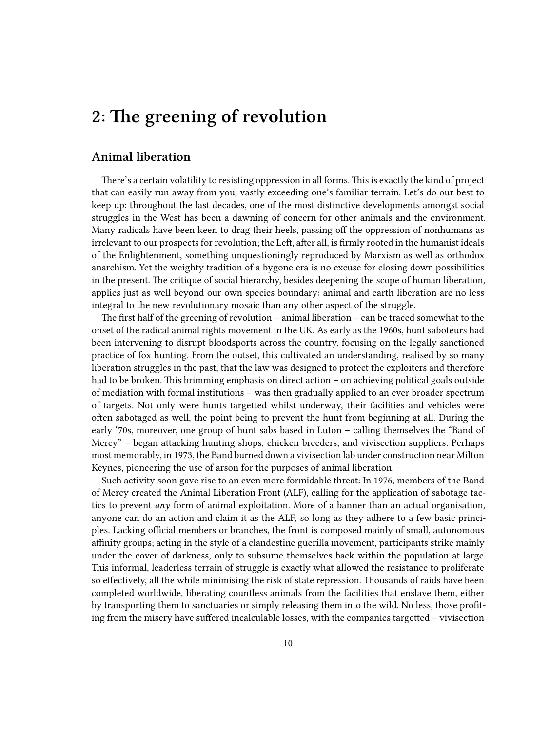# 2: The greening of revolution

## Animal liberation

There's a certain volatility to resisting oppression in all forms. This is exactly the kind of project that can easily run away from you, vastly exceeding one's familiar terrain. Let's do our best to keep up: throughout the last decades, one of the most distinctive developments amongst social struggles in the West has been a dawning of concern for other animals and the environment. Many radicals have been keen to drag their heels, passing off the oppression of nonhumans as irrelevant to our prospects for revolution; the Left, after all, is firmly rooted in the humanist ideals of the Enlightenment, something unquestioningly reproduced by Marxism as well as orthodox anarchism. Yet the weighty tradition of a bygone era is no excuse for closing down possibilities in the present. The critique of social hierarchy, besides deepening the scope of human liberation, applies just as well beyond our own species boundary: animal and earth liberation are no less integral to the new revolutionary mosaic than any other aspect of the struggle.

The first half of the greening of revolution – animal liberation – can be traced somewhat to the onset of the radical animal rights movement in the UK. As early as the 1960s, hunt saboteurs had been intervening to disrupt bloodsports across the country, focusing on the legally sanctioned practice of fox hunting. From the outset, this cultivated an understanding, realised by so many liberation struggles in the past, that the law was designed to protect the exploiters and therefore had to be broken. This brimming emphasis on direct action – on achieving political goals outside of mediation with formal institutions – was then gradually applied to an ever broader spectrum of targets. Not only were hunts targetted whilst underway, their facilities and vehicles were often sabotaged as well, the point being to prevent the hunt from beginning at all. During the early '70s, moreover, one group of hunt sabs based in Luton – calling themselves the "Band of Mercy" – began attacking hunting shops, chicken breeders, and vivisection suppliers. Perhaps most memorably, in 1973, the Band burned down a vivisection lab under construction near Milton Keynes, pioneering the use of arson for the purposes of animal liberation.

Such activity soon gave rise to an even more formidable threat: In 1976, members of the Band of Mercy created the Animal Liberation Front (ALF), calling for the application of sabotage tactics to prevent *any* form of animal exploitation. More of a banner than an actual organisation, anyone can do an action and claim it as the ALF, so long as they adhere to a few basic principles. Lacking official members or branches, the front is composed mainly of small, autonomous affinity groups; acting in the style of a clandestine guerilla movement, participants strike mainly under the cover of darkness, only to subsume themselves back within the population at large. This informal, leaderless terrain of struggle is exactly what allowed the resistance to proliferate so effectively, all the while minimising the risk of state repression. Thousands of raids have been completed worldwide, liberating countless animals from the facilities that enslave them, either by transporting them to sanctuaries or simply releasing them into the wild. No less, those profiting from the misery have suffered incalculable losses, with the companies targetted – vivisection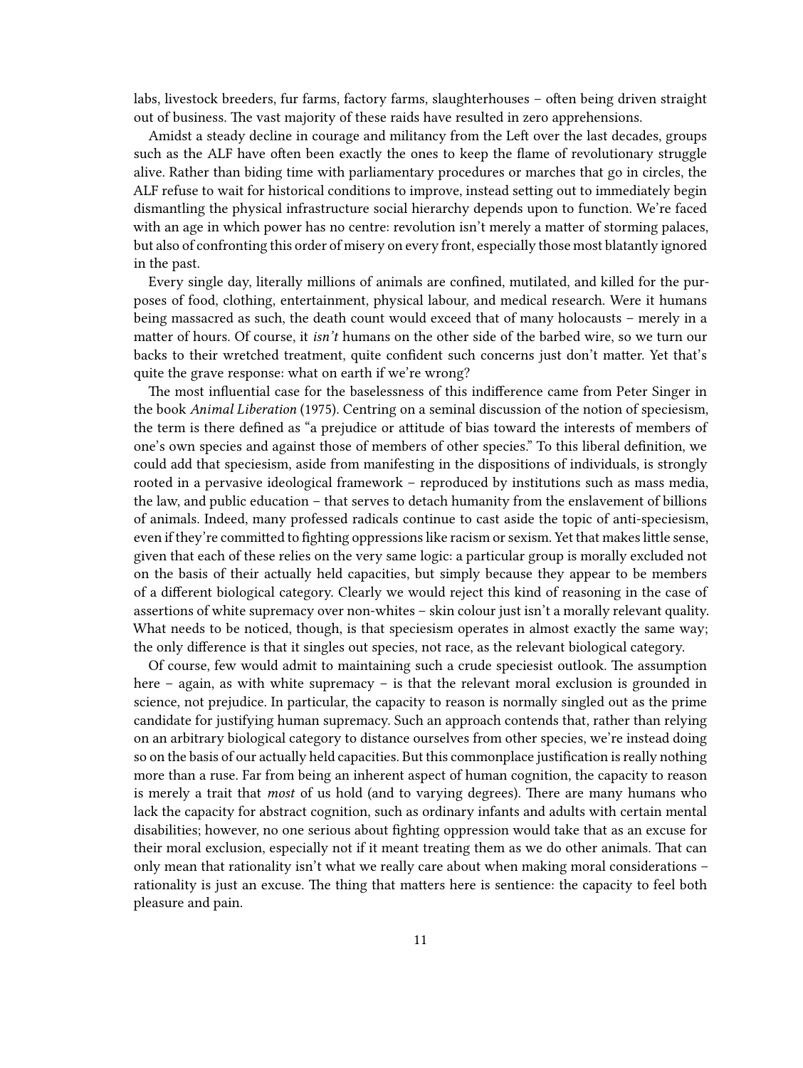labs, livestock breeders, fur farms, factory farms, slaughterhouses – often being driven straight out of business. The vast majority of these raids have resulted in zero apprehensions.

Amidst a steady decline in courage and militancy from the Left over the last decades, groups such as the ALF have often been exactly the ones to keep the flame of revolutionary struggle alive. Rather than biding time with parliamentary procedures or marches that go in circles, the ALF refuse to wait for historical conditions to improve, instead setting out to immediately begin dismantling the physical infrastructure social hierarchy depends upon to function. We're faced with an age in which power has no centre: revolution isn't merely a matter of storming palaces, but also of confronting this order of misery on every front, especially those most blatantly ignored in the past.

Every single day, literally millions of animals are confined, mutilated, and killed for the purposes of food, clothing, entertainment, physical labour, and medical research. Were it humans being massacred as such, the death count would exceed that of many holocausts – merely in a matter of hours. Of course, it *isn't* humans on the other side of the barbed wire, so we turn our backs to their wretched treatment, quite confident such concerns just don't matter. Yet that's quite the grave response: what on earth if we're wrong?

The most influential case for the baselessness of this indifference came from Peter Singer in the book *Animal Liberation* (1975). Centring on a seminal discussion of the notion of speciesism, the term is there defined as "a prejudice or attitude of bias toward the interests of members of one's own species and against those of members of other species." To this liberal definition, we could add that speciesism, aside from manifesting in the dispositions of individuals, is strongly rooted in a pervasive ideological framework – reproduced by institutions such as mass media, the law, and public education – that serves to detach humanity from the enslavement of billions of animals. Indeed, many professed radicals continue to cast aside the topic of anti-speciesism, even if they're committed to fighting oppressions like racism or sexism. Yet that makes little sense, given that each of these relies on the very same logic: a particular group is morally excluded not on the basis of their actually held capacities, but simply because they appear to be members of a different biological category. Clearly we would reject this kind of reasoning in the case of assertions of white supremacy over non-whites – skin colour just isn't a morally relevant quality. What needs to be noticed, though, is that speciesism operates in almost exactly the same way; the only difference is that it singles out species, not race, as the relevant biological category.

Of course, few would admit to maintaining such a crude speciesist outlook. The assumption here – again, as with white supremacy – is that the relevant moral exclusion is grounded in science, not prejudice. In particular, the capacity to reason is normally singled out as the prime candidate for justifying human supremacy. Such an approach contends that, rather than relying on an arbitrary biological category to distance ourselves from other species, we're instead doing so on the basis of our actually held capacities. But this commonplace justification is really nothing more than a ruse. Far from being an inherent aspect of human cognition, the capacity to reason is merely a trait that *most* of us hold (and to varying degrees). There are many humans who lack the capacity for abstract cognition, such as ordinary infants and adults with certain mental disabilities; however, no one serious about fighting oppression would take that as an excuse for their moral exclusion, especially not if it meant treating them as we do other animals. That can only mean that rationality isn't what we really care about when making moral considerations – rationality is just an excuse. The thing that matters here is sentience: the capacity to feel both pleasure and pain.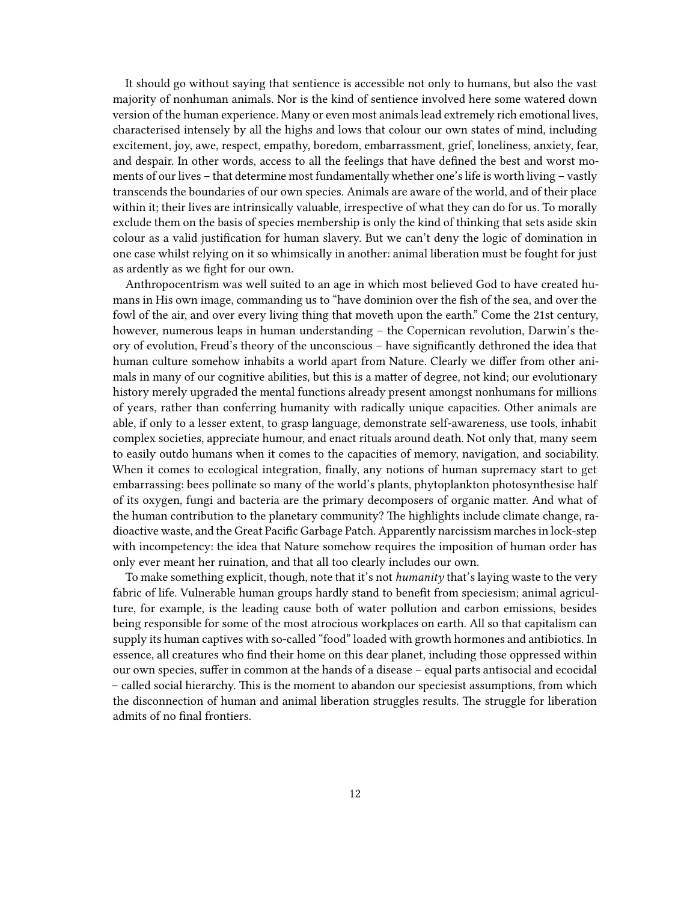It should go without saying that sentience is accessible not only to humans, but also the vast majority of nonhuman animals. Nor is the kind of sentience involved here some watered down version of the human experience. Many or even most animals lead extremely rich emotional lives, characterised intensely by all the highs and lows that colour our own states of mind, including excitement, joy, awe, respect, empathy, boredom, embarrassment, grief, loneliness, anxiety, fear, and despair. In other words, access to all the feelings that have defined the best and worst moments of our lives – that determine most fundamentally whether one's life is worth living – vastly transcends the boundaries of our own species. Animals are aware of the world, and of their place within it; their lives are intrinsically valuable, irrespective of what they can do for us. To morally exclude them on the basis of species membership is only the kind of thinking that sets aside skin colour as a valid justification for human slavery. But we can't deny the logic of domination in one case whilst relying on it so whimsically in another: animal liberation must be fought for just as ardently as we fight for our own.

Anthropocentrism was well suited to an age in which most believed God to have created humans in His own image, commanding us to "have dominion over the fish of the sea, and over the fowl of the air, and over every living thing that moveth upon the earth." Come the 21st century, however, numerous leaps in human understanding – the Copernican revolution, Darwin's theory of evolution, Freud's theory of the unconscious – have significantly dethroned the idea that human culture somehow inhabits a world apart from Nature. Clearly we differ from other animals in many of our cognitive abilities, but this is a matter of degree, not kind; our evolutionary history merely upgraded the mental functions already present amongst nonhumans for millions of years, rather than conferring humanity with radically unique capacities. Other animals are able, if only to a lesser extent, to grasp language, demonstrate self-awareness, use tools, inhabit complex societies, appreciate humour, and enact rituals around death. Not only that, many seem to easily outdo humans when it comes to the capacities of memory, navigation, and sociability. When it comes to ecological integration, finally, any notions of human supremacy start to get embarrassing: bees pollinate so many of the world's plants, phytoplankton photosynthesise half of its oxygen, fungi and bacteria are the primary decomposers of organic matter. And what of the human contribution to the planetary community? The highlights include climate change, radioactive waste, and the Great Pacific Garbage Patch. Apparently narcissism marches in lock-step with incompetency: the idea that Nature somehow requires the imposition of human order has only ever meant her ruination, and that all too clearly includes our own.

To make something explicit, though, note that it's not *humanity* that's laying waste to the very fabric of life. Vulnerable human groups hardly stand to benefit from speciesism; animal agriculture, for example, is the leading cause both of water pollution and carbon emissions, besides being responsible for some of the most atrocious workplaces on earth. All so that capitalism can supply its human captives with so-called "food" loaded with growth hormones and antibiotics. In essence, all creatures who find their home on this dear planet, including those oppressed within our own species, suffer in common at the hands of a disease – equal parts antisocial and ecocidal – called social hierarchy. This is the moment to abandon our speciesist assumptions, from which the disconnection of human and animal liberation struggles results. The struggle for liberation admits of no final frontiers.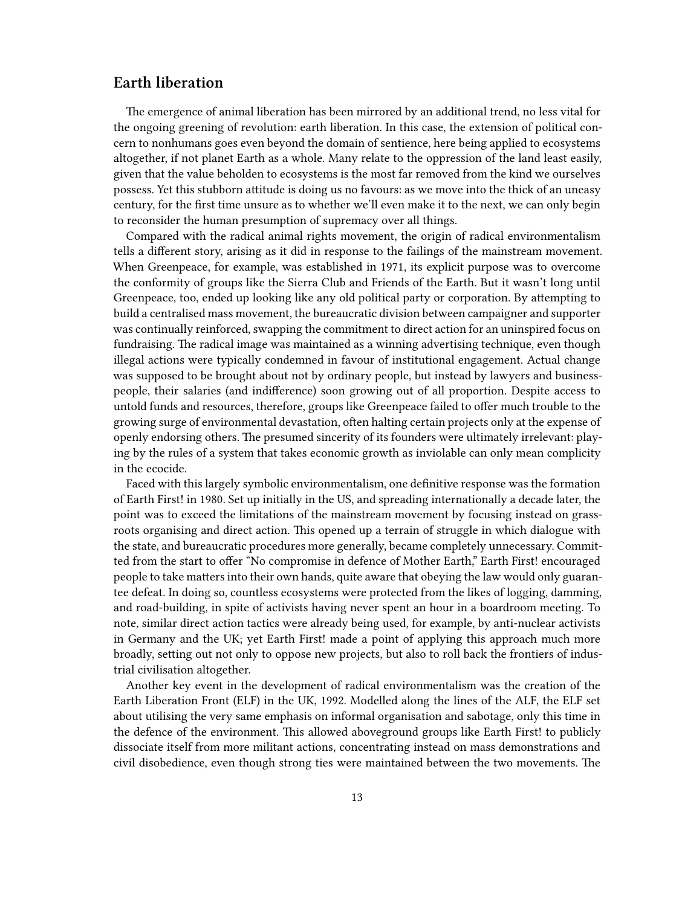## Earth liberation

The emergence of animal liberation has been mirrored by an additional trend, no less vital for the ongoing greening of revolution: earth liberation. In this case, the extension of political concern to nonhumans goes even beyond the domain of sentience, here being applied to ecosystems altogether, if not planet Earth as a whole. Many relate to the oppression of the land least easily, given that the value beholden to ecosystems is the most far removed from the kind we ourselves possess. Yet this stubborn attitude is doing us no favours: as we move into the thick of an uneasy century, for the first time unsure as to whether we'll even make it to the next, we can only begin to reconsider the human presumption of supremacy over all things.

Compared with the radical animal rights movement, the origin of radical environmentalism tells a different story, arising as it did in response to the failings of the mainstream movement. When Greenpeace, for example, was established in 1971, its explicit purpose was to overcome the conformity of groups like the Sierra Club and Friends of the Earth. But it wasn't long until Greenpeace, too, ended up looking like any old political party or corporation. By attempting to build a centralised mass movement, the bureaucratic division between campaigner and supporter was continually reinforced, swapping the commitment to direct action for an uninspired focus on fundraising. The radical image was maintained as a winning advertising technique, even though illegal actions were typically condemned in favour of institutional engagement. Actual change was supposed to be brought about not by ordinary people, but instead by lawyers and businesspeople, their salaries (and indifference) soon growing out of all proportion. Despite access to untold funds and resources, therefore, groups like Greenpeace failed to offer much trouble to the growing surge of environmental devastation, often halting certain projects only at the expense of openly endorsing others. The presumed sincerity of its founders were ultimately irrelevant: playing by the rules of a system that takes economic growth as inviolable can only mean complicity in the ecocide.

Faced with this largely symbolic environmentalism, one definitive response was the formation of Earth First! in 1980. Set up initially in the US, and spreading internationally a decade later, the point was to exceed the limitations of the mainstream movement by focusing instead on grassroots organising and direct action. This opened up a terrain of struggle in which dialogue with the state, and bureaucratic procedures more generally, became completely unnecessary. Committed from the start to offer "No compromise in defence of Mother Earth," Earth First! encouraged people to take matters into their own hands, quite aware that obeying the law would only guarantee defeat. In doing so, countless ecosystems were protected from the likes of logging, damming, and road-building, in spite of activists having never spent an hour in a boardroom meeting. To note, similar direct action tactics were already being used, for example, by anti-nuclear activists in Germany and the UK; yet Earth First! made a point of applying this approach much more broadly, setting out not only to oppose new projects, but also to roll back the frontiers of industrial civilisation altogether.

Another key event in the development of radical environmentalism was the creation of the Earth Liberation Front (ELF) in the UK, 1992. Modelled along the lines of the ALF, the ELF set about utilising the very same emphasis on informal organisation and sabotage, only this time in the defence of the environment. This allowed aboveground groups like Earth First! to publicly dissociate itself from more militant actions, concentrating instead on mass demonstrations and civil disobedience, even though strong ties were maintained between the two movements. The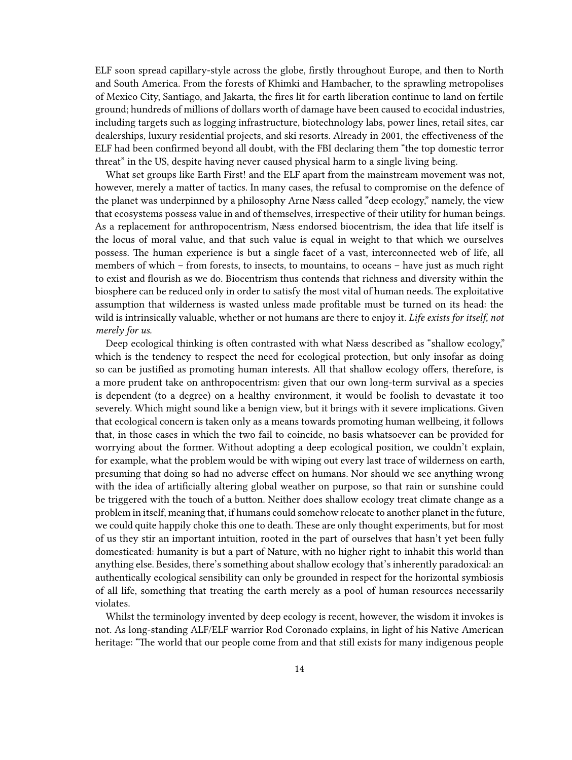ELF soon spread capillary-style across the globe, firstly throughout Europe, and then to North and South America. From the forests of Khimki and Hambacher, to the sprawling metropolises of Mexico City, Santiago, and Jakarta, the fires lit for earth liberation continue to land on fertile ground; hundreds of millions of dollars worth of damage have been caused to ecocidal industries, including targets such as logging infrastructure, biotechnology labs, power lines, retail sites, car dealerships, luxury residential projects, and ski resorts. Already in 2001, the effectiveness of the ELF had been confirmed beyond all doubt, with the FBI declaring them "the top domestic terror threat" in the US, despite having never caused physical harm to a single living being.

What set groups like Earth First! and the ELF apart from the mainstream movement was not, however, merely a matter of tactics. In many cases, the refusal to compromise on the defence of the planet was underpinned by a philosophy Arne Næss called "deep ecology," namely, the view that ecosystems possess value in and of themselves, irrespective of their utility for human beings. As a replacement for anthropocentrism, Næss endorsed biocentrism, the idea that life itself is the locus of moral value, and that such value is equal in weight to that which we ourselves possess. The human experience is but a single facet of a vast, interconnected web of life, all members of which – from forests, to insects, to mountains, to oceans – have just as much right to exist and flourish as we do. Biocentrism thus contends that richness and diversity within the biosphere can be reduced only in order to satisfy the most vital of human needs. The exploitative assumption that wilderness is wasted unless made profitable must be turned on its head: the wild is intrinsically valuable, whether or not humans are there to enjoy it. *Life exists for itself, not merely for us.*

Deep ecological thinking is often contrasted with what Næss described as "shallow ecology," which is the tendency to respect the need for ecological protection, but only insofar as doing so can be justified as promoting human interests. All that shallow ecology offers, therefore, is a more prudent take on anthropocentrism: given that our own long-term survival as a species is dependent (to a degree) on a healthy environment, it would be foolish to devastate it too severely. Which might sound like a benign view, but it brings with it severe implications. Given that ecological concern is taken only as a means towards promoting human wellbeing, it follows that, in those cases in which the two fail to coincide, no basis whatsoever can be provided for worrying about the former. Without adopting a deep ecological position, we couldn't explain, for example, what the problem would be with wiping out every last trace of wilderness on earth, presuming that doing so had no adverse effect on humans. Nor should we see anything wrong with the idea of artificially altering global weather on purpose, so that rain or sunshine could be triggered with the touch of a button. Neither does shallow ecology treat climate change as a problem in itself, meaning that, if humans could somehow relocate to another planet in the future, we could quite happily choke this one to death. These are only thought experiments, but for most of us they stir an important intuition, rooted in the part of ourselves that hasn't yet been fully domesticated: humanity is but a part of Nature, with no higher right to inhabit this world than anything else. Besides, there's something about shallow ecology that's inherently paradoxical: an authentically ecological sensibility can only be grounded in respect for the horizontal symbiosis of all life, something that treating the earth merely as a pool of human resources necessarily violates.

Whilst the terminology invented by deep ecology is recent, however, the wisdom it invokes is not. As long-standing ALF/ELF warrior Rod Coronado explains, in light of his Native American heritage: "The world that our people come from and that still exists for many indigenous people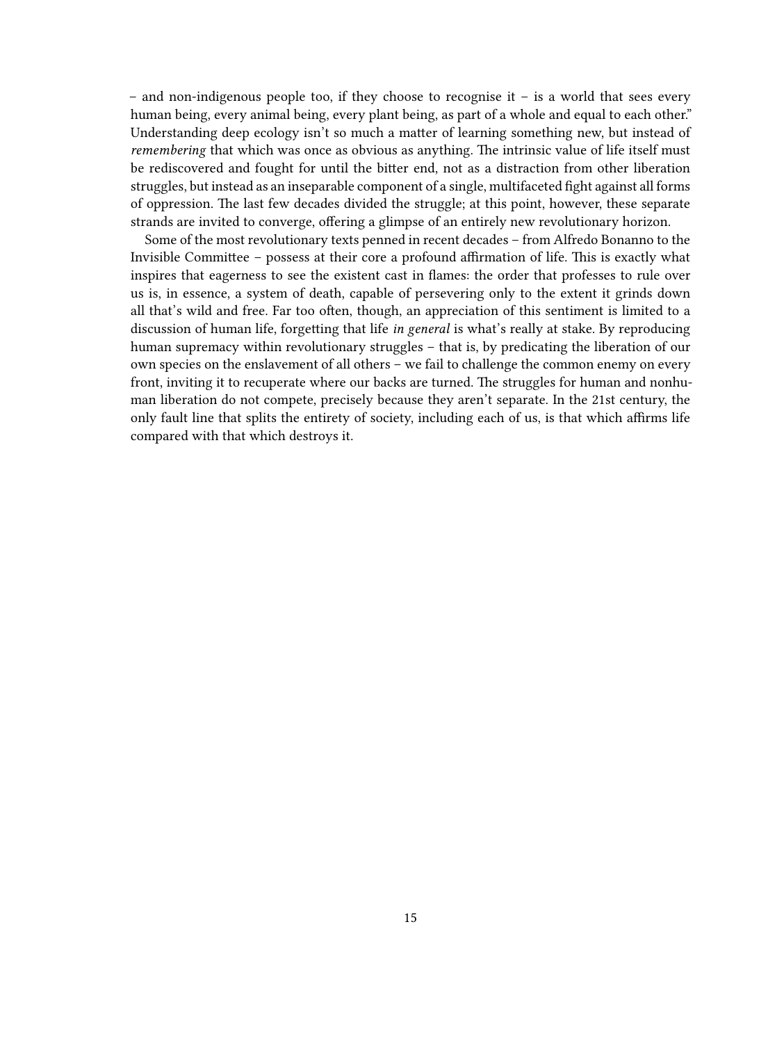– and non-indigenous people too, if they choose to recognise it – is a world that sees every human being, every animal being, every plant being, as part of a whole and equal to each other." Understanding deep ecology isn't so much a matter of learning something new, but instead of *remembering* that which was once as obvious as anything. The intrinsic value of life itself must be rediscovered and fought for until the bitter end, not as a distraction from other liberation struggles, but instead as an inseparable component of a single, multifaceted fight against all forms of oppression. The last few decades divided the struggle; at this point, however, these separate strands are invited to converge, offering a glimpse of an entirely new revolutionary horizon.

Some of the most revolutionary texts penned in recent decades – from Alfredo Bonanno to the Invisible Committee – possess at their core a profound affirmation of life. This is exactly what inspires that eagerness to see the existent cast in flames: the order that professes to rule over us is, in essence, a system of death, capable of persevering only to the extent it grinds down all that's wild and free. Far too often, though, an appreciation of this sentiment is limited to a discussion of human life, forgetting that life *in general* is what's really at stake. By reproducing human supremacy within revolutionary struggles – that is, by predicating the liberation of our own species on the enslavement of all others – we fail to challenge the common enemy on every front, inviting it to recuperate where our backs are turned. The struggles for human and nonhuman liberation do not compete, precisely because they aren't separate. In the 21st century, the only fault line that splits the entirety of society, including each of us, is that which affirms life compared with that which destroys it.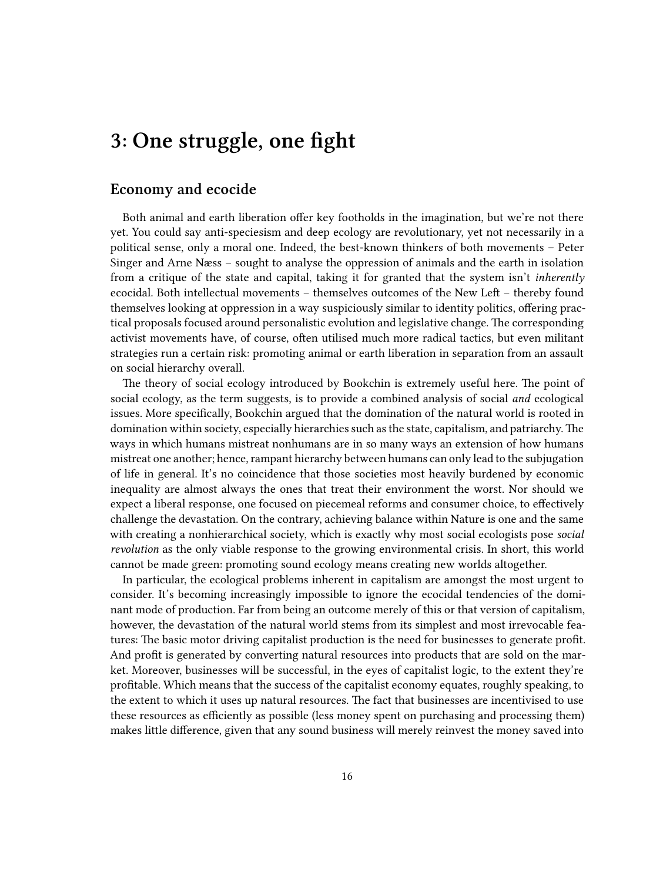# 3: One struggle, one fight

## Economy and ecocide

Both animal and earth liberation offer key footholds in the imagination, but we're not there yet. You could say anti-speciesism and deep ecology are revolutionary, yet not necessarily in a political sense, only a moral one. Indeed, the best-known thinkers of both movements – Peter Singer and Arne Næss – sought to analyse the oppression of animals and the earth in isolation from a critique of the state and capital, taking it for granted that the system isn't *inherently* ecocidal. Both intellectual movements – themselves outcomes of the New Left – thereby found themselves looking at oppression in a way suspiciously similar to identity politics, offering practical proposals focused around personalistic evolution and legislative change. The corresponding activist movements have, of course, often utilised much more radical tactics, but even militant strategies run a certain risk: promoting animal or earth liberation in separation from an assault on social hierarchy overall.

The theory of social ecology introduced by Bookchin is extremely useful here. The point of social ecology, as the term suggests, is to provide a combined analysis of social *and* ecological issues. More specifically, Bookchin argued that the domination of the natural world is rooted in domination within society, especially hierarchies such as the state, capitalism, and patriarchy. The ways in which humans mistreat nonhumans are in so many ways an extension of how humans mistreat one another; hence, rampant hierarchy between humans can only lead to the subjugation of life in general. It's no coincidence that those societies most heavily burdened by economic inequality are almost always the ones that treat their environment the worst. Nor should we expect a liberal response, one focused on piecemeal reforms and consumer choice, to effectively challenge the devastation. On the contrary, achieving balance within Nature is one and the same with creating a nonhierarchical society, which is exactly why most social ecologists pose *social revolution* as the only viable response to the growing environmental crisis. In short, this world cannot be made green: promoting sound ecology means creating new worlds altogether.

In particular, the ecological problems inherent in capitalism are amongst the most urgent to consider. It's becoming increasingly impossible to ignore the ecocidal tendencies of the dominant mode of production. Far from being an outcome merely of this or that version of capitalism, however, the devastation of the natural world stems from its simplest and most irrevocable features: The basic motor driving capitalist production is the need for businesses to generate profit. And profit is generated by converting natural resources into products that are sold on the market. Moreover, businesses will be successful, in the eyes of capitalist logic, to the extent they're profitable. Which means that the success of the capitalist economy equates, roughly speaking, to the extent to which it uses up natural resources. The fact that businesses are incentivised to use these resources as efficiently as possible (less money spent on purchasing and processing them) makes little difference, given that any sound business will merely reinvest the money saved into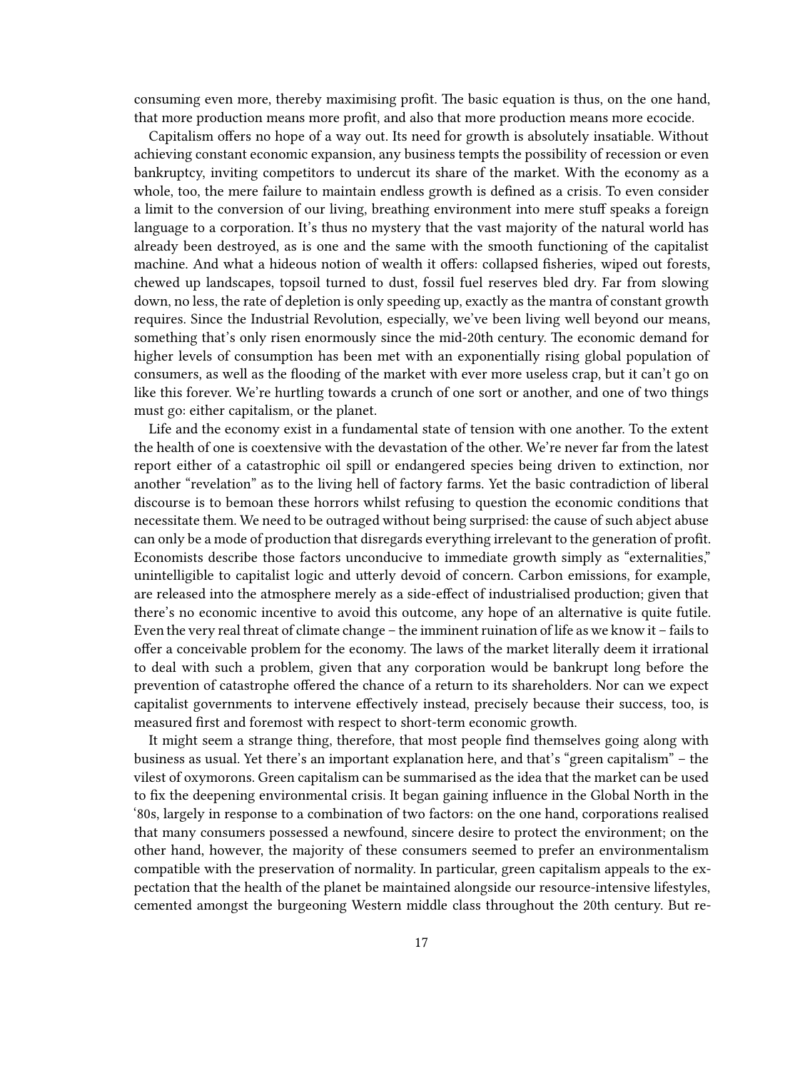consuming even more, thereby maximising profit. The basic equation is thus, on the one hand, that more production means more profit, and also that more production means more ecocide.

Capitalism offers no hope of a way out. Its need for growth is absolutely insatiable. Without achieving constant economic expansion, any business tempts the possibility of recession or even bankruptcy, inviting competitors to undercut its share of the market. With the economy as a whole, too, the mere failure to maintain endless growth is defined as a crisis. To even consider a limit to the conversion of our living, breathing environment into mere stuff speaks a foreign language to a corporation. It's thus no mystery that the vast majority of the natural world has already been destroyed, as is one and the same with the smooth functioning of the capitalist machine. And what a hideous notion of wealth it offers: collapsed fisheries, wiped out forests, chewed up landscapes, topsoil turned to dust, fossil fuel reserves bled dry. Far from slowing down, no less, the rate of depletion is only speeding up, exactly as the mantra of constant growth requires. Since the Industrial Revolution, especially, we've been living well beyond our means, something that's only risen enormously since the mid-20th century. The economic demand for higher levels of consumption has been met with an exponentially rising global population of consumers, as well as the flooding of the market with ever more useless crap, but it can't go on like this forever. We're hurtling towards a crunch of one sort or another, and one of two things must go: either capitalism, or the planet.

Life and the economy exist in a fundamental state of tension with one another. To the extent the health of one is coextensive with the devastation of the other. We're never far from the latest report either of a catastrophic oil spill or endangered species being driven to extinction, nor another "revelation" as to the living hell of factory farms. Yet the basic contradiction of liberal discourse is to bemoan these horrors whilst refusing to question the economic conditions that necessitate them. We need to be outraged without being surprised: the cause of such abject abuse can only be a mode of production that disregards everything irrelevant to the generation of profit. Economists describe those factors unconducive to immediate growth simply as "externalities," unintelligible to capitalist logic and utterly devoid of concern. Carbon emissions, for example, are released into the atmosphere merely as a side-effect of industrialised production; given that there's no economic incentive to avoid this outcome, any hope of an alternative is quite futile. Even the very real threat of climate change – the imminent ruination of life as we know it – fails to offer a conceivable problem for the economy. The laws of the market literally deem it irrational to deal with such a problem, given that any corporation would be bankrupt long before the prevention of catastrophe offered the chance of a return to its shareholders. Nor can we expect capitalist governments to intervene effectively instead, precisely because their success, too, is measured first and foremost with respect to short-term economic growth.

It might seem a strange thing, therefore, that most people find themselves going along with business as usual. Yet there's an important explanation here, and that's "green capitalism" – the vilest of oxymorons. Green capitalism can be summarised as the idea that the market can be used to fix the deepening environmental crisis. It began gaining influence in the Global North in the '80s, largely in response to a combination of two factors: on the one hand, corporations realised that many consumers possessed a newfound, sincere desire to protect the environment; on the other hand, however, the majority of these consumers seemed to prefer an environmentalism compatible with the preservation of normality. In particular, green capitalism appeals to the expectation that the health of the planet be maintained alongside our resource-intensive lifestyles, cemented amongst the burgeoning Western middle class throughout the 20th century. But re-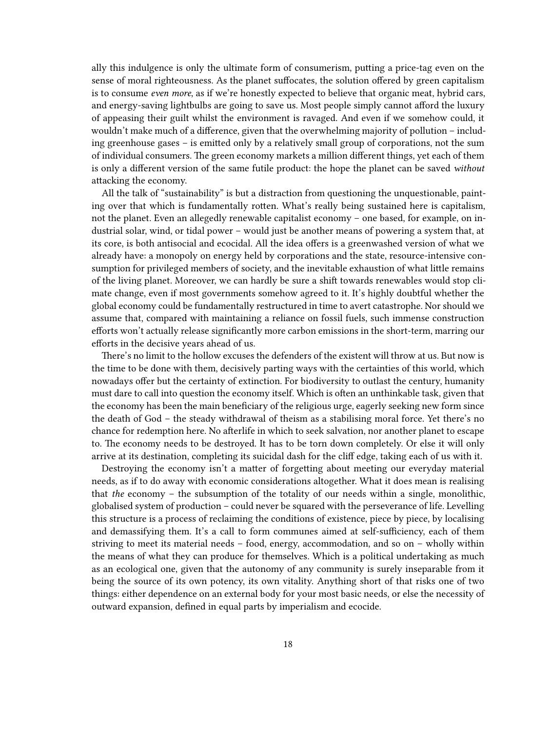ally this indulgence is only the ultimate form of consumerism, putting a price-tag even on the sense of moral righteousness. As the planet suffocates, the solution offered by green capitalism is to consume *even more*, as if we're honestly expected to believe that organic meat, hybrid cars, and energy-saving lightbulbs are going to save us. Most people simply cannot afford the luxury of appeasing their guilt whilst the environment is ravaged. And even if we somehow could, it wouldn't make much of a difference, given that the overwhelming majority of pollution – including greenhouse gases – is emitted only by a relatively small group of corporations, not the sum of individual consumers. The green economy markets a million different things, yet each of them is only a different version of the same futile product: the hope the planet can be saved *without* attacking the economy.

All the talk of "sustainability" is but a distraction from questioning the unquestionable, painting over that which is fundamentally rotten. What's really being sustained here is capitalism, not the planet. Even an allegedly renewable capitalist economy – one based, for example, on industrial solar, wind, or tidal power – would just be another means of powering a system that, at its core, is both antisocial and ecocidal. All the idea offers is a greenwashed version of what we already have: a monopoly on energy held by corporations and the state, resource-intensive consumption for privileged members of society, and the inevitable exhaustion of what little remains of the living planet. Moreover, we can hardly be sure a shift towards renewables would stop climate change, even if most governments somehow agreed to it. It's highly doubtful whether the global economy could be fundamentally restructured in time to avert catastrophe. Nor should we assume that, compared with maintaining a reliance on fossil fuels, such immense construction efforts won't actually release significantly more carbon emissions in the short-term, marring our efforts in the decisive years ahead of us.

There's no limit to the hollow excuses the defenders of the existent will throw at us. But now is the time to be done with them, decisively parting ways with the certainties of this world, which nowadays offer but the certainty of extinction. For biodiversity to outlast the century, humanity must dare to call into question the economy itself. Which is often an unthinkable task, given that the economy has been the main beneficiary of the religious urge, eagerly seeking new form since the death of God – the steady withdrawal of theism as a stabilising moral force. Yet there's no chance for redemption here. No afterlife in which to seek salvation, nor another planet to escape to. The economy needs to be destroyed. It has to be torn down completely. Or else it will only arrive at its destination, completing its suicidal dash for the cliff edge, taking each of us with it.

Destroying the economy isn't a matter of forgetting about meeting our everyday material needs, as if to do away with economic considerations altogether. What it does mean is realising that *the* economy – the subsumption of the totality of our needs within a single, monolithic, globalised system of production – could never be squared with the perseverance of life. Levelling this structure is a process of reclaiming the conditions of existence, piece by piece, by localising and demassifying them. It's a call to form communes aimed at self-sufficiency, each of them striving to meet its material needs – food, energy, accommodation, and so on – wholly within the means of what they can produce for themselves. Which is a political undertaking as much as an ecological one, given that the autonomy of any community is surely inseparable from it being the source of its own potency, its own vitality. Anything short of that risks one of two things: either dependence on an external body for your most basic needs, or else the necessity of outward expansion, defined in equal parts by imperialism and ecocide.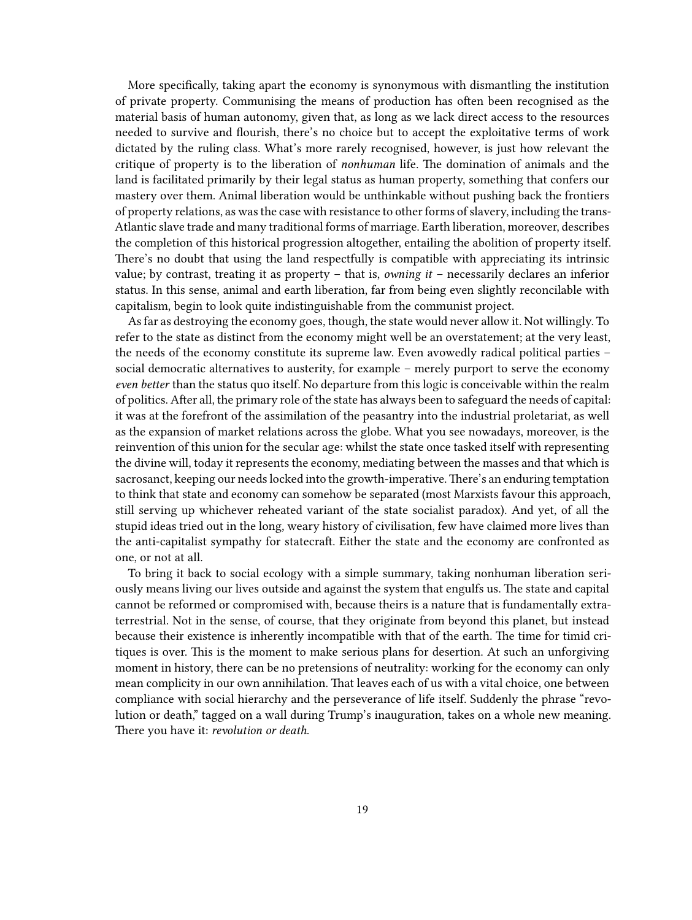More specifically, taking apart the economy is synonymous with dismantling the institution of private property. Communising the means of production has often been recognised as the material basis of human autonomy, given that, as long as we lack direct access to the resources needed to survive and flourish, there's no choice but to accept the exploitative terms of work dictated by the ruling class. What's more rarely recognised, however, is just how relevant the critique of property is to the liberation of *nonhuman* life. The domination of animals and the land is facilitated primarily by their legal status as human property, something that confers our mastery over them. Animal liberation would be unthinkable without pushing back the frontiers of property relations, as was the case with resistance to other forms of slavery, including the trans-Atlantic slave trade and many traditional forms of marriage. Earth liberation, moreover, describes the completion of this historical progression altogether, entailing the abolition of property itself. There's no doubt that using the land respectfully is compatible with appreciating its intrinsic value; by contrast, treating it as property – that is, *owning it* – necessarily declares an inferior status. In this sense, animal and earth liberation, far from being even slightly reconcilable with capitalism, begin to look quite indistinguishable from the communist project.

As far as destroying the economy goes, though, the state would never allow it. Not willingly. To refer to the state as distinct from the economy might well be an overstatement; at the very least, the needs of the economy constitute its supreme law. Even avowedly radical political parties – social democratic alternatives to austerity, for example – merely purport to serve the economy *even better* than the status quo itself. No departure from this logic is conceivable within the realm of politics. After all, the primary role of the state has always been to safeguard the needs of capital: it was at the forefront of the assimilation of the peasantry into the industrial proletariat, as well as the expansion of market relations across the globe. What you see nowadays, moreover, is the reinvention of this union for the secular age: whilst the state once tasked itself with representing the divine will, today it represents the economy, mediating between the masses and that which is sacrosanct, keeping our needs locked into the growth-imperative. There's an enduring temptation to think that state and economy can somehow be separated (most Marxists favour this approach, still serving up whichever reheated variant of the state socialist paradox). And yet, of all the stupid ideas tried out in the long, weary history of civilisation, few have claimed more lives than the anti-capitalist sympathy for statecraft. Either the state and the economy are confronted as one, or not at all.

To bring it back to social ecology with a simple summary, taking nonhuman liberation seriously means living our lives outside and against the system that engulfs us. The state and capital cannot be reformed or compromised with, because theirs is a nature that is fundamentally extra-terrestrial. Not in the sense, of course, that they originate from beyond this planet, but instead because their existence is inherently incompatible with that of the earth. The time for timid critiques is over. This is the moment to make serious plans for desertion. At such an unforgiving moment in history, there can be no pretensions of neutrality: working for the economy can only mean complicity in our own annihilation. That leaves each of us with a vital choice, one between compliance with social hierarchy and the perseverance of life itself. Suddenly the phrase "revolution or death," tagged on a wall during Trump's inauguration, takes on a whole new meaning. There you have it: *revolution or death.*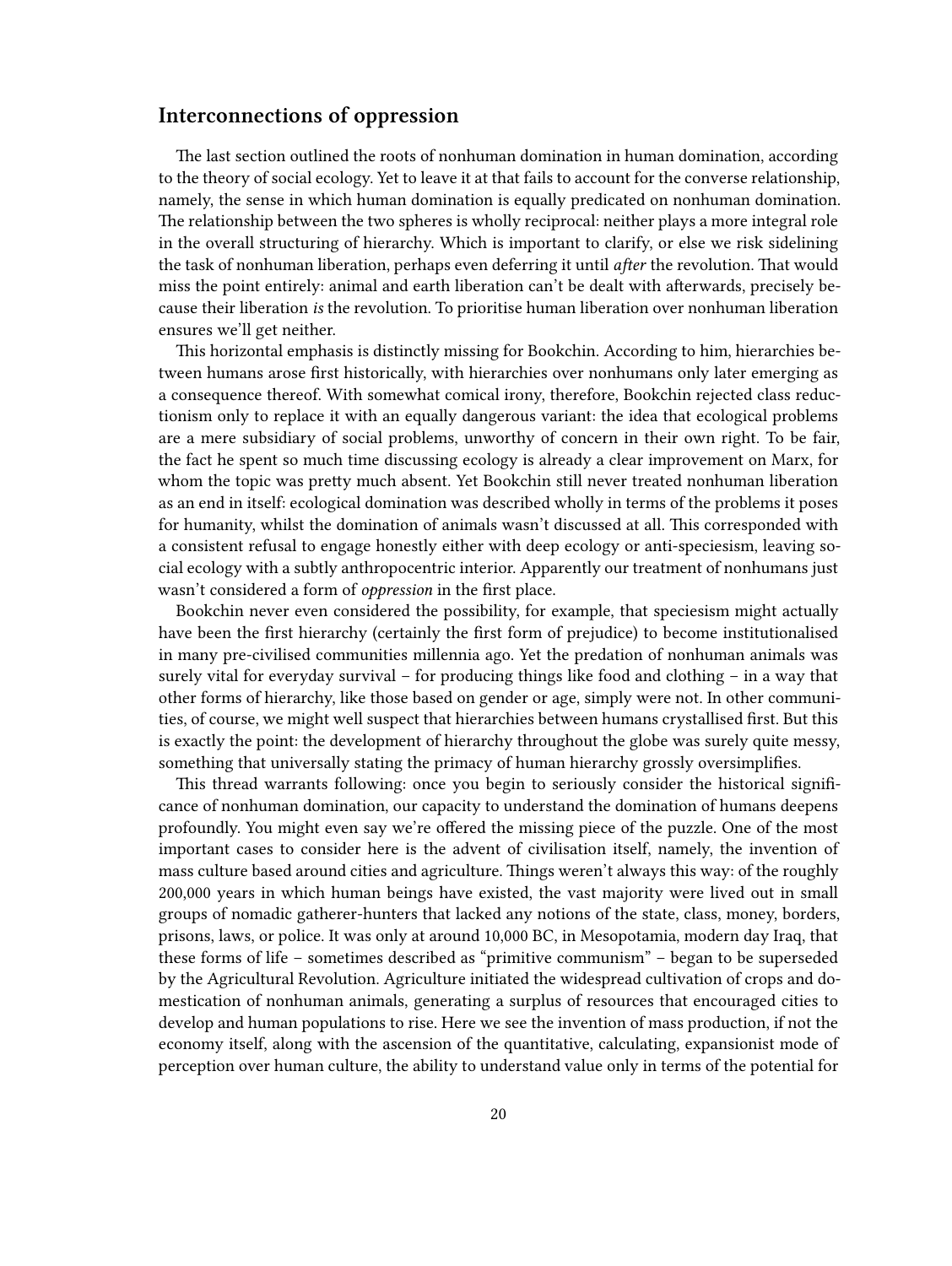## Interconnections of oppression

The last section outlined the roots of nonhuman domination in human domination, according to the theory of social ecology. Yet to leave it at that fails to account for the converse relationship, namely, the sense in which human domination is equally predicated on nonhuman domination. The relationship between the two spheres is wholly reciprocal: neither plays a more integral role in the overall structuring of hierarchy. Which is important to clarify, or else we risk sidelining the task of nonhuman liberation, perhaps even deferring it until *after* the revolution. That would miss the point entirely: animal and earth liberation can't be dealt with afterwards, precisely because their liberation *is* the revolution. To prioritise human liberation over nonhuman liberation ensures we'll get neither.

This horizontal emphasis is distinctly missing for Bookchin. According to him, hierarchies between humans arose first historically, with hierarchies over nonhumans only later emerging as a consequence thereof. With somewhat comical irony, therefore, Bookchin rejected class reductionism only to replace it with an equally dangerous variant: the idea that ecological problems are a mere subsidiary of social problems, unworthy of concern in their own right. To be fair, the fact he spent so much time discussing ecology is already a clear improvement on Marx, for whom the topic was pretty much absent. Yet Bookchin still never treated nonhuman liberation as an end in itself: ecological domination was described wholly in terms of the problems it poses for humanity, whilst the domination of animals wasn't discussed at all. This corresponded with a consistent refusal to engage honestly either with deep ecology or anti-speciesism, leaving social ecology with a subtly anthropocentric interior. Apparently our treatment of nonhumans just wasn't considered a form of *oppression* in the first place.

Bookchin never even considered the possibility, for example, that speciesism might actually have been the first hierarchy (certainly the first form of prejudice) to become institutionalised in many pre-civilised communities millennia ago. Yet the predation of nonhuman animals was surely vital for everyday survival – for producing things like food and clothing – in a way that other forms of hierarchy, like those based on gender or age, simply were not. In other communities, of course, we might well suspect that hierarchies between humans crystallised first. But this is exactly the point: the development of hierarchy throughout the globe was surely quite messy, something that universally stating the primacy of human hierarchy grossly oversimplifies.

This thread warrants following: once you begin to seriously consider the historical significance of nonhuman domination, our capacity to understand the domination of humans deepens profoundly. You might even say we're offered the missing piece of the puzzle. One of the most important cases to consider here is the advent of civilisation itself, namely, the invention of mass culture based around cities and agriculture. Things weren't always this way: of the roughly 200,000 years in which human beings have existed, the vast majority were lived out in small groups of nomadic gatherer-hunters that lacked any notions of the state, class, money, borders, prisons, laws, or police. It was only at around 10,000 BC, in Mesopotamia, modern day Iraq, that these forms of life – sometimes described as "primitive communism" – began to be superseded by the Agricultural Revolution. Agriculture initiated the widespread cultivation of crops and domestication of nonhuman animals, generating a surplus of resources that encouraged cities to develop and human populations to rise. Here we see the invention of mass production, if not the economy itself, along with the ascension of the quantitative, calculating, expansionist mode of perception over human culture, the ability to understand value only in terms of the potential for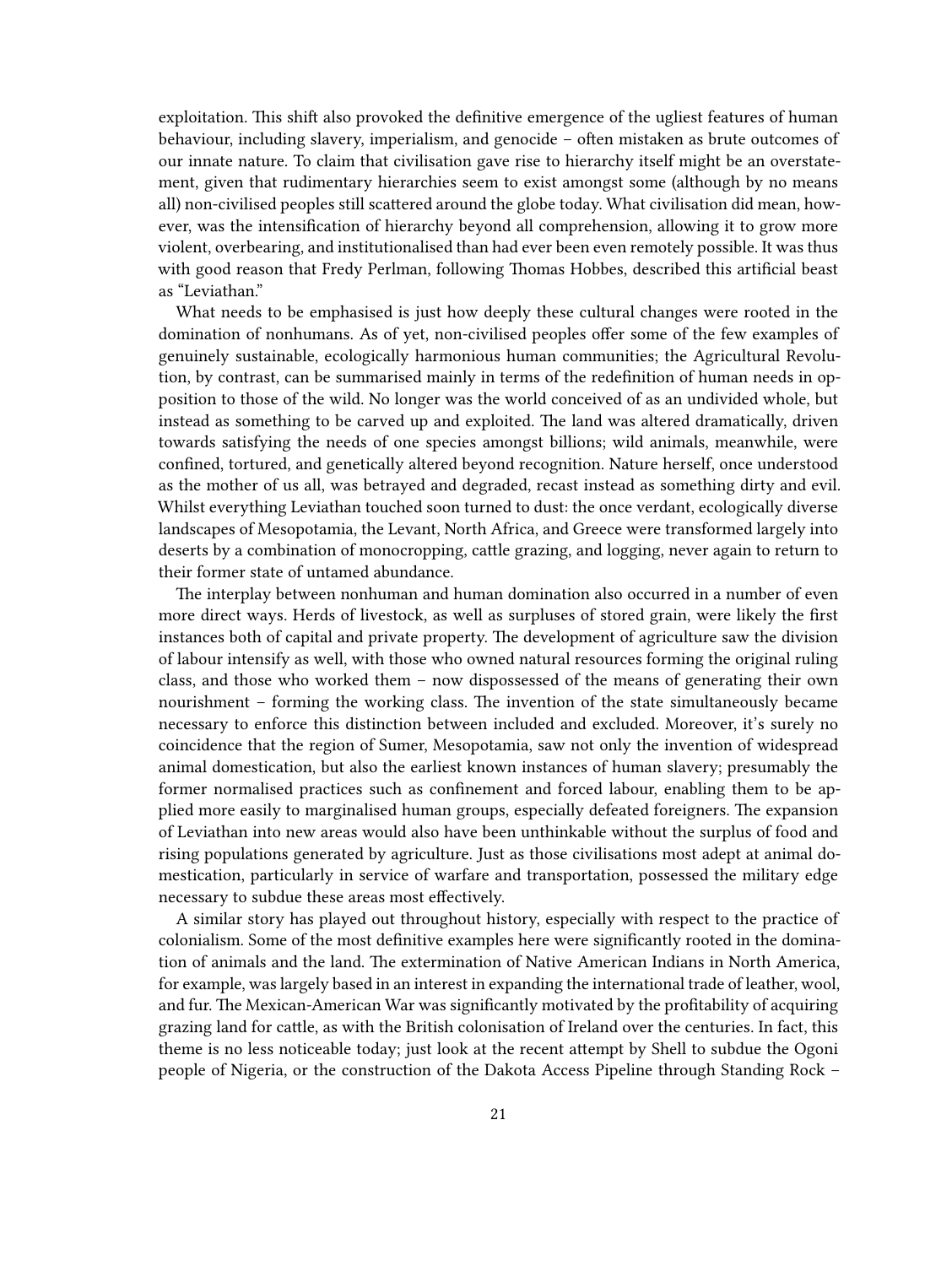exploitation. This shift also provoked the definitive emergence of the ugliest features of human behaviour, including slavery, imperialism, and genocide – often mistaken as brute outcomes of our innate nature. To claim that civilisation gave rise to hierarchy itself might be an overstatement, given that rudimentary hierarchies seem to exist amongst some (although by no means all) non-civilised peoples still scattered around the globe today. What civilisation did mean, however, was the intensification of hierarchy beyond all comprehension, allowing it to grow more violent, overbearing, and institutionalised than had ever been even remotely possible. It was thus with good reason that Fredy Perlman, following Thomas Hobbes, described this artificial beast as "Leviathan."

What needs to be emphasised is just how deeply these cultural changes were rooted in the domination of nonhumans. As of yet, non-civilised peoples offer some of the few examples of genuinely sustainable, ecologically harmonious human communities; the Agricultural Revolution, by contrast, can be summarised mainly in terms of the redefinition of human needs in opposition to those of the wild. No longer was the world conceived of as an undivided whole, but instead as something to be carved up and exploited. The land was altered dramatically, driven towards satisfying the needs of one species amongst billions; wild animals, meanwhile, were confined, tortured, and genetically altered beyond recognition. Nature herself, once understood as the mother of us all, was betrayed and degraded, recast instead as something dirty and evil. Whilst everything Leviathan touched soon turned to dust: the once verdant, ecologically diverse landscapes of Mesopotamia, the Levant, North Africa, and Greece were transformed largely into deserts by a combination of monocropping, cattle grazing, and logging, never again to return to their former state of untamed abundance.

The interplay between nonhuman and human domination also occurred in a number of even more direct ways. Herds of livestock, as well as surpluses of stored grain, were likely the first instances both of capital and private property. The development of agriculture saw the division of labour intensify as well, with those who owned natural resources forming the original ruling class, and those who worked them – now dispossessed of the means of generating their own nourishment – forming the working class. The invention of the state simultaneously became necessary to enforce this distinction between included and excluded. Moreover, it's surely no coincidence that the region of Sumer, Mesopotamia, saw not only the invention of widespread animal domestication, but also the earliest known instances of human slavery; presumably the former normalised practices such as confinement and forced labour, enabling them to be applied more easily to marginalised human groups, especially defeated foreigners. The expansion of Leviathan into new areas would also have been unthinkable without the surplus of food and rising populations generated by agriculture. Just as those civilisations most adept at animal domestication, particularly in service of warfare and transportation, possessed the military edge necessary to subdue these areas most effectively.

A similar story has played out throughout history, especially with respect to the practice of colonialism. Some of the most definitive examples here were significantly rooted in the domination of animals and the land. The extermination of Native American Indians in North America, for example, was largely based in an interest in expanding the international trade of leather, wool, and fur. The Mexican-American War was significantly motivated by the profitability of acquiring grazing land for cattle, as with the British colonisation of Ireland over the centuries. In fact, this theme is no less noticeable today; just look at the recent attempt by Shell to subdue the Ogoni people of Nigeria, or the construction of the Dakota Access Pipeline through Standing Rock –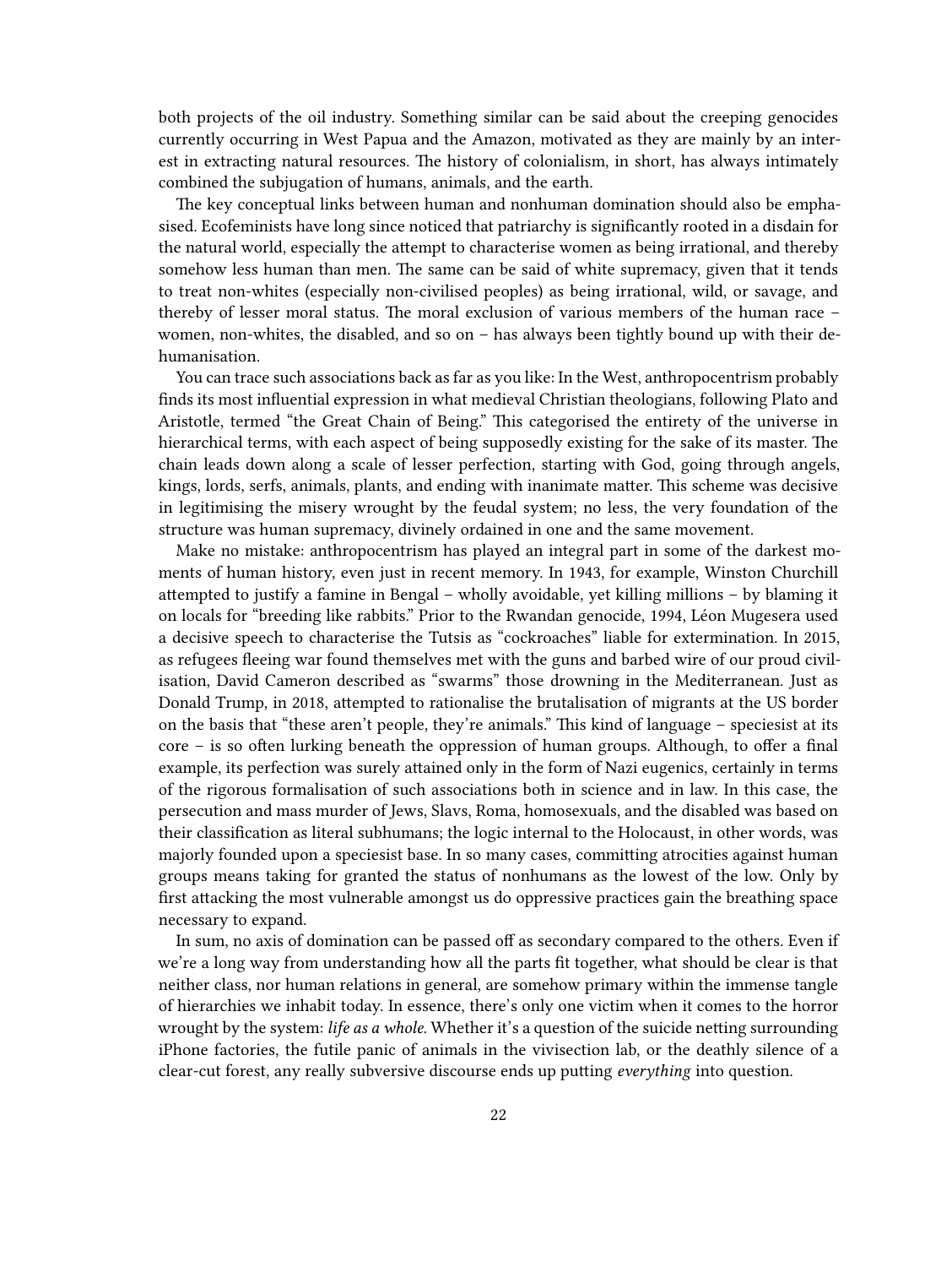both projects of the oil industry. Something similar can be said about the creeping genocides currently occurring in West Papua and the Amazon, motivated as they are mainly by an interest in extracting natural resources. The history of colonialism, in short, has always intimately combined the subjugation of humans, animals, and the earth.

The key conceptual links between human and nonhuman domination should also be emphasised. Ecofeminists have long since noticed that patriarchy is significantly rooted in a disdain for the natural world, especially the attempt to characterise women as being irrational, and thereby somehow less human than men. The same can be said of white supremacy, given that it tends to treat non-whites (especially non-civilised peoples) as being irrational, wild, or savage, and thereby of lesser moral status. The moral exclusion of various members of the human race – women, non-whites, the disabled, and so on – has always been tightly bound up with their dehumanisation.

You can trace such associations back as far as you like: In the West, anthropocentrism probably finds its most influential expression in what medieval Christian theologians, following Plato and Aristotle, termed "the Great Chain of Being." This categorised the entirety of the universe in hierarchical terms, with each aspect of being supposedly existing for the sake of its master. The chain leads down along a scale of lesser perfection, starting with God, going through angels, kings, lords, serfs, animals, plants, and ending with inanimate matter. This scheme was decisive in legitimising the misery wrought by the feudal system; no less, the very foundation of the structure was human supremacy, divinely ordained in one and the same movement.

Make no mistake: anthropocentrism has played an integral part in some of the darkest moments of human history, even just in recent memory. In 1943, for example, Winston Churchill attempted to justify a famine in Bengal – wholly avoidable, yet killing millions – by blaming it on locals for "breeding like rabbits." Prior to the Rwandan genocide, 1994, Léon Mugesera used a decisive speech to characterise the Tutsis as "cockroaches" liable for extermination. In 2015, as refugees fleeing war found themselves met with the guns and barbed wire of our proud civilisation, David Cameron described as "swarms" those drowning in the Mediterranean. Just as Donald Trump, in 2018, attempted to rationalise the brutalisation of migrants at the US border on the basis that "these aren't people, they're animals." This kind of language – speciesist at its core – is so often lurking beneath the oppression of human groups. Although, to offer a final example, its perfection was surely attained only in the form of Nazi eugenics, certainly in terms of the rigorous formalisation of such associations both in science and in law. In this case, the persecution and mass murder of Jews, Slavs, Roma, homosexuals, and the disabled was based on their classification as literal subhumans; the logic internal to the Holocaust, in other words, was majorly founded upon a speciesist base. In so many cases, committing atrocities against human groups means taking for granted the status of nonhumans as the lowest of the low. Only by first attacking the most vulnerable amongst us do oppressive practices gain the breathing space necessary to expand.

In sum, no axis of domination can be passed off as secondary compared to the others. Even if we're a long way from understanding how all the parts fit together, what should be clear is that neither class, nor human relations in general, are somehow primary within the immense tangle of hierarchies we inhabit today. In essence, there's only one victim when it comes to the horror wrought by the system: *life as a whole.* Whether it's a question of the suicide netting surrounding iPhone factories, the futile panic of animals in the vivisection lab, or the deathly silence of a clear-cut forest, any really subversive discourse ends up putting *everything* into question.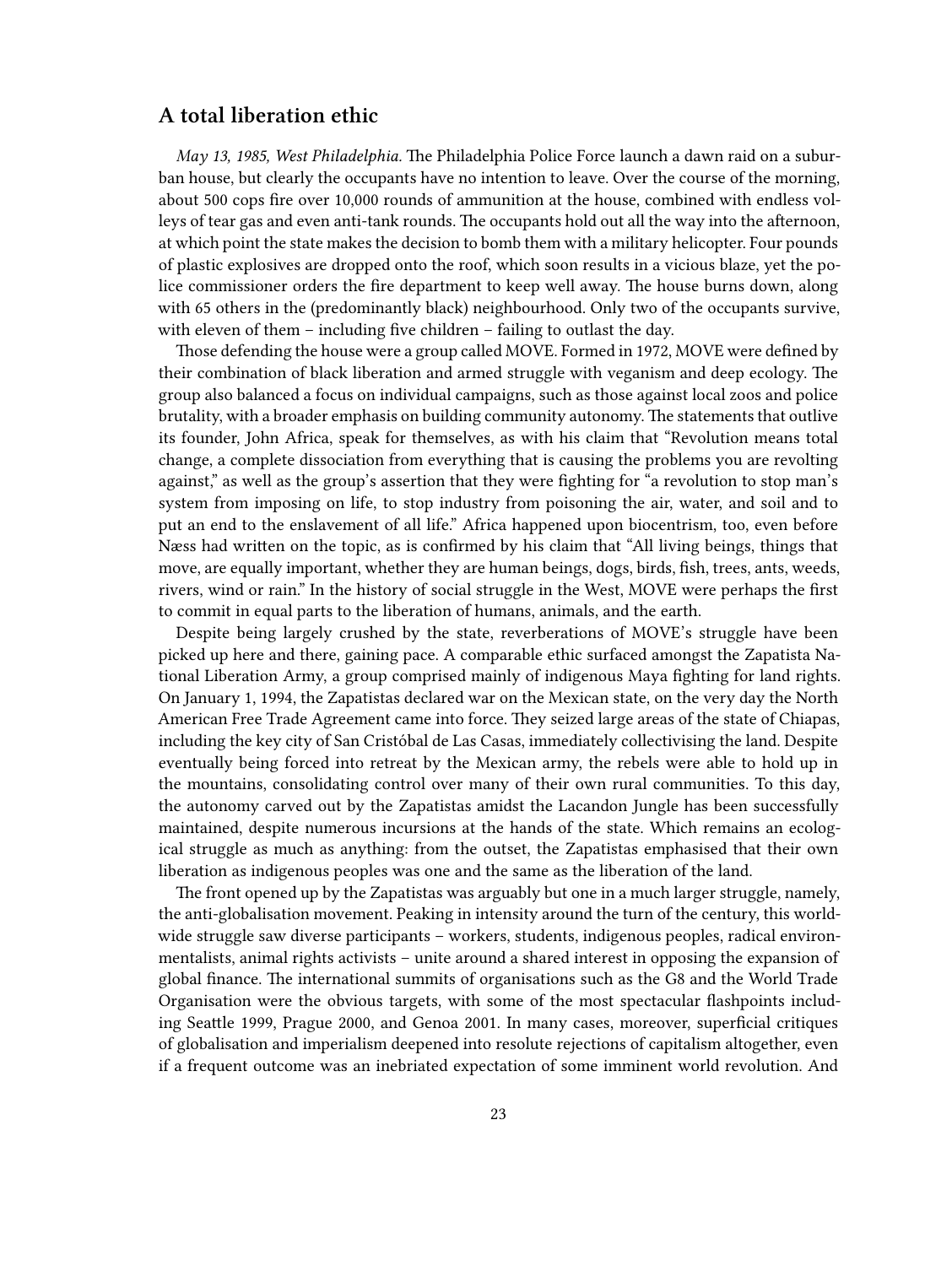## A total liberation ethic

*May 13, 1985, West Philadelphia.* The Philadelphia Police Force launch a dawn raid on a suburban house, but clearly the occupants have no intention to leave. Over the course of the morning, about 500 cops fire over 10,000 rounds of ammunition at the house, combined with endless volleys of tear gas and even anti-tank rounds. The occupants hold out all the way into the afternoon, at which point the state makes the decision to bomb them with a military helicopter. Four pounds of plastic explosives are dropped onto the roof, which soon results in a vicious blaze, yet the police commissioner orders the fire department to keep well away. The house burns down, along with 65 others in the (predominantly black) neighbourhood. Only two of the occupants survive, with eleven of them – including five children – failing to outlast the day.

Those defending the house were a group called MOVE. Formed in 1972, MOVE were defined by their combination of black liberation and armed struggle with veganism and deep ecology. The group also balanced a focus on individual campaigns, such as those against local zoos and police brutality, with a broader emphasis on building community autonomy. The statements that outlive its founder, John Africa, speak for themselves, as with his claim that "Revolution means total change, a complete dissociation from everything that is causing the problems you are revolting against," as well as the group's assertion that they were fighting for "a revolution to stop man's system from imposing on life, to stop industry from poisoning the air, water, and soil and to put an end to the enslavement of all life." Africa happened upon biocentrism, too, even before Næss had written on the topic, as is confirmed by his claim that "All living beings, things that move, are equally important, whether they are human beings, dogs, birds, fish, trees, ants, weeds, rivers, wind or rain." In the history of social struggle in the West, MOVE were perhaps the first to commit in equal parts to the liberation of humans, animals, and the earth.

Despite being largely crushed by the state, reverberations of MOVE's struggle have been picked up here and there, gaining pace. A comparable ethic surfaced amongst the Zapatista National Liberation Army, a group comprised mainly of indigenous Maya fighting for land rights. On January 1, 1994, the Zapatistas declared war on the Mexican state, on the very day the North American Free Trade Agreement came into force. They seized large areas of the state of Chiapas, including the key city of San Cristóbal de Las Casas, immediately collectivising the land. Despite eventually being forced into retreat by the Mexican army, the rebels were able to hold up in the mountains, consolidating control over many of their own rural communities. To this day, the autonomy carved out by the Zapatistas amidst the Lacandon Jungle has been successfully maintained, despite numerous incursions at the hands of the state. Which remains an ecological struggle as much as anything: from the outset, the Zapatistas emphasised that their own liberation as indigenous peoples was one and the same as the liberation of the land.

The front opened up by the Zapatistas was arguably but one in a much larger struggle, namely, the anti-globalisation movement. Peaking in intensity around the turn of the century, this worldwide struggle saw diverse participants – workers, students, indigenous peoples, radical environmentalists, animal rights activists – unite around a shared interest in opposing the expansion of global finance. The international summits of organisations such as the G8 and the World Trade Organisation were the obvious targets, with some of the most spectacular flashpoints including Seattle 1999, Prague 2000, and Genoa 2001. In many cases, moreover, superficial critiques of globalisation and imperialism deepened into resolute rejections of capitalism altogether, even if a frequent outcome was an inebriated expectation of some imminent world revolution. And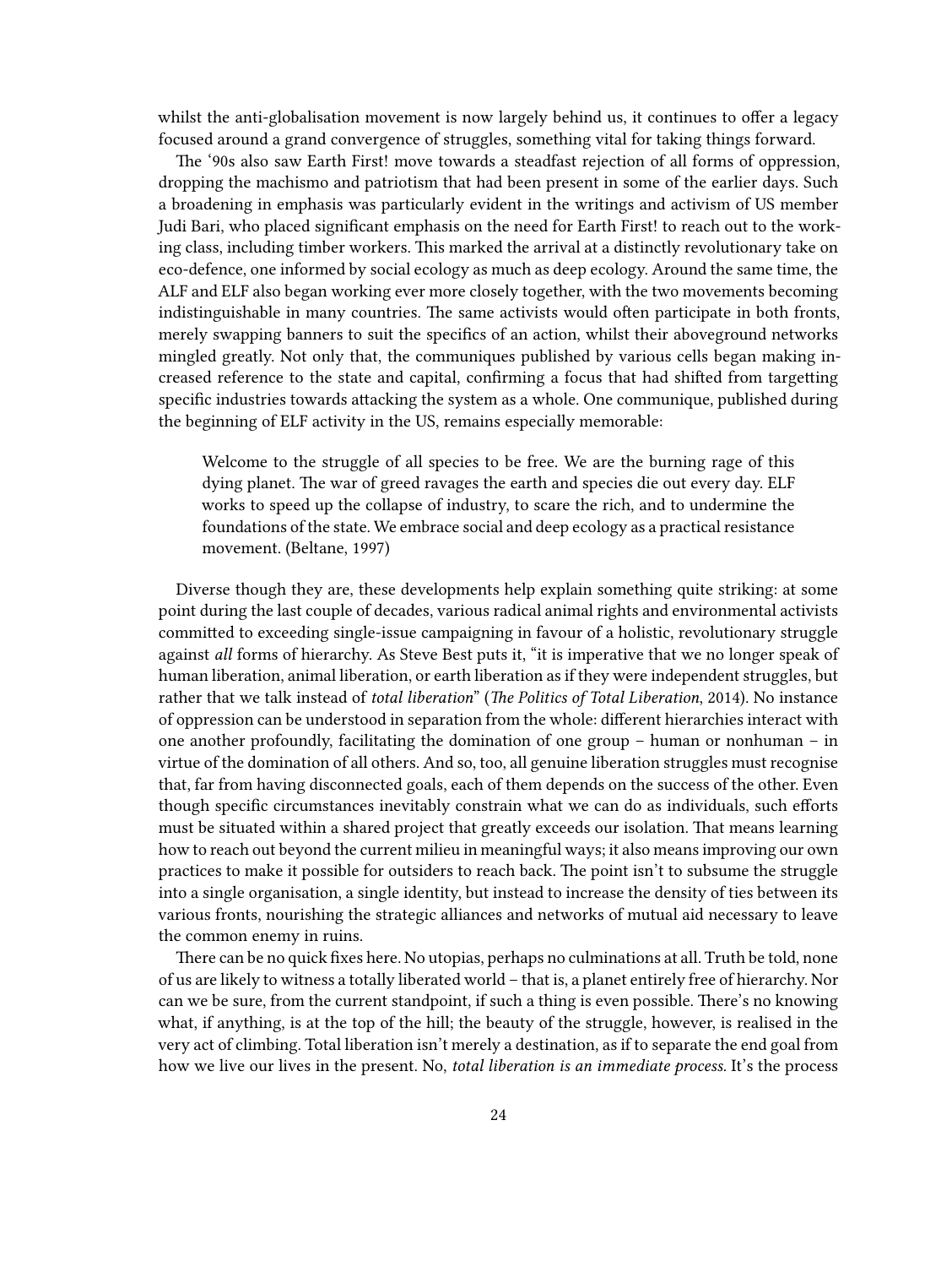whilst the anti-globalisation movement is now largely behind us, it continues to offer a legacy focused around a grand convergence of struggles, something vital for taking things forward.

The '90s also saw Earth First! move towards a steadfast rejection of all forms of oppression, dropping the machismo and patriotism that had been present in some of the earlier days. Such a broadening in emphasis was particularly evident in the writings and activism of US member Judi Bari, who placed significant emphasis on the need for Earth First! to reach out to the working class, including timber workers. This marked the arrival at a distinctly revolutionary take on eco-defence, one informed by social ecology as much as deep ecology. Around the same time, the ALF and ELF also began working ever more closely together, with the two movements becoming indistinguishable in many countries. The same activists would often participate in both fronts, merely swapping banners to suit the specifics of an action, whilst their aboveground networks mingled greatly. Not only that, the communiques published by various cells began making increased reference to the state and capital, confirming a focus that had shifted from targetting specific industries towards attacking the system as a whole. One communique, published during the beginning of ELF activity in the US, remains especially memorable:

> Welcome to the struggle of all species to be free. We are the burning rage of this dying planet. The war of greed ravages the earth and species die out every day. ELF works to speed up the collapse of industry, to scare the rich, and to undermine the foundations of the state. We embrace social and deep ecology as a practical resistance movement. (Beltane, 1997)

Diverse though they are, these developments help explain something quite striking: at some point during the last couple of decades, various radical animal rights and environmental activists committed to exceeding single-issue campaigning in favour of a holistic, revolutionary struggle against *all* forms of hierarchy. As Steve Best puts it, "it is imperative that we no longer speak of human liberation, animal liberation, or earth liberation as if they were independent struggles, but rather that we talk instead of *total liberation*" (*The Politics of Total Liberation*, 2014). No instance of oppression can be understood in separation from the whole: different hierarchies interact with one another profoundly, facilitating the domination of one group – human or nonhuman – in virtue of the domination of all others. And so, too, all genuine liberation struggles must recognise that, far from having disconnected goals, each of them depends on the success of the other. Even though specific circumstances inevitably constrain what we can do as individuals, such efforts must be situated within a shared project that greatly exceeds our isolation. That means learning how to reach out beyond the current milieu in meaningful ways; it also means improving our own practices to make it possible for outsiders to reach back. The point isn't to subsume the struggle into a single organisation, a single identity, but instead to increase the density of ties between its various fronts, nourishing the strategic alliances and networks of mutual aid necessary to leave the common enemy in ruins.

There can be no quick fixes here. No utopias, perhaps no culminations at all. Truth be told, none of us are likely to witness a totally liberated world – that is, a planet entirely free of hierarchy. Nor can we be sure, from the current standpoint, if such a thing is even possible. There's no knowing what, if anything, is at the top of the hill; the beauty of the struggle, however, is realised in the very act of climbing. Total liberation isn't merely a destination, as if to separate the end goal from how we live our lives in the present. No, *total liberation is an immediate process.* It's the process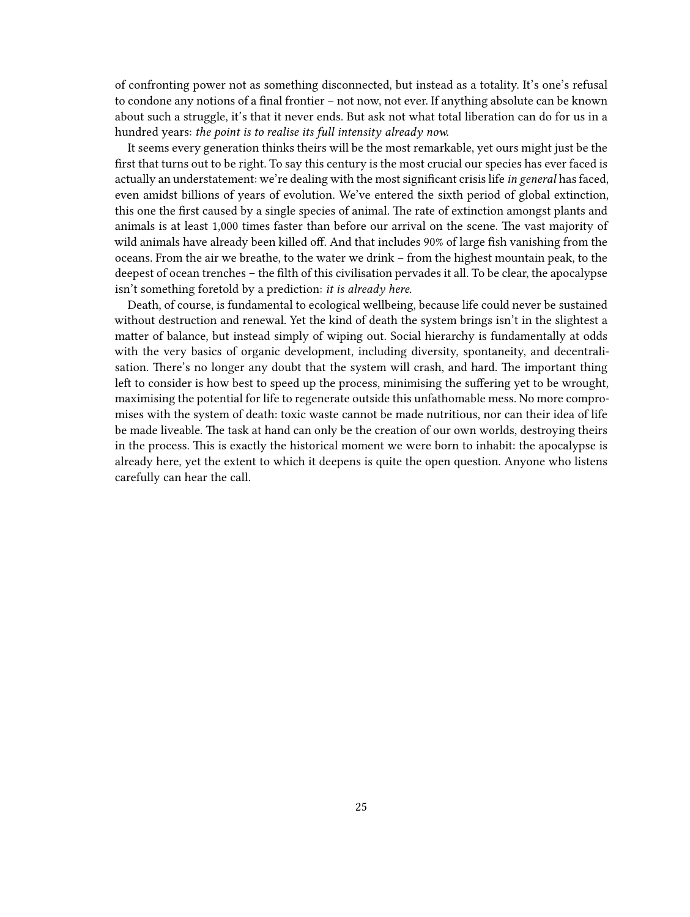of confronting power not as something disconnected, but instead as a totality. It's one's refusal to condone any notions of a final frontier – not now, not ever. If anything absolute can be known about such a struggle, it's that it never ends. But ask not what total liberation can do for us in a hundred years: *the point is to realise its full intensity already now.*

It seems every generation thinks theirs will be the most remarkable, yet ours might just be the first that turns out to be right. To say this century is the most crucial our species has ever faced is actually an understatement: we're dealing with the most significant crisis life *in general* has faced, even amidst billions of years of evolution. We've entered the sixth period of global extinction, this one the first caused by a single species of animal. The rate of extinction amongst plants and animals is at least 1,000 times faster than before our arrival on the scene. The vast majority of wild animals have already been killed off. And that includes 90% of large fish vanishing from the oceans. From the air we breathe, to the water we drink – from the highest mountain peak, to the deepest of ocean trenches – the filth of this civilisation pervades it all. To be clear, the apocalypse isn't something foretold by a prediction: *it is already here.*

Death, of course, is fundamental to ecological wellbeing, because life could never be sustained without destruction and renewal. Yet the kind of death the system brings isn't in the slightest a matter of balance, but instead simply of wiping out. Social hierarchy is fundamentally at odds with the very basics of organic development, including diversity, spontaneity, and decentralisation. There's no longer any doubt that the system will crash, and hard. The important thing left to consider is how best to speed up the process, minimising the suffering yet to be wrought, maximising the potential for life to regenerate outside this unfathomable mess. No more compromises with the system of death: toxic waste cannot be made nutritious, nor can their idea of life be made liveable. The task at hand can only be the creation of our own worlds, destroying theirs in the process. This is exactly the historical moment we were born to inhabit: the apocalypse is already here, yet the extent to which it deepens is quite the open question. Anyone who listens carefully can hear the call.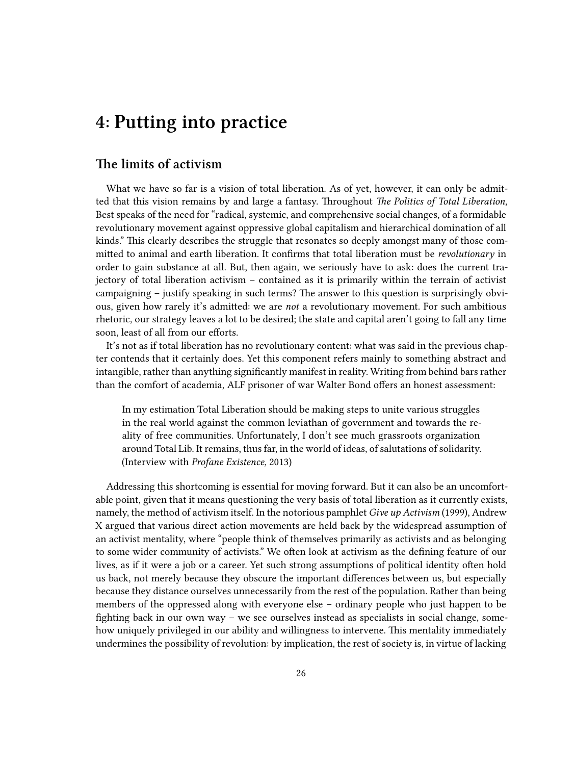# 4: Putting into practice

## The limits of activism

What we have so far is a vision of total liberation. As of yet, however, it can only be admitted that this vision remains by and large a fantasy. Throughout *The Politics of Total Liberation*, Best speaks of the need for "radical, systemic, and comprehensive social changes, of a formidable revolutionary movement against oppressive global capitalism and hierarchical domination of all kinds." This clearly describes the struggle that resonates so deeply amongst many of those committed to animal and earth liberation. It confirms that total liberation must be *revolutionary* in order to gain substance at all. But, then again, we seriously have to ask: does the current trajectory of total liberation activism – contained as it is primarily within the terrain of activist campaigning – justify speaking in such terms? The answer to this question is surprisingly obvious, given how rarely it's admitted: we are *not* a revolutionary movement. For such ambitious rhetoric, our strategy leaves a lot to be desired; the state and capital aren't going to fall any time soon, least of all from our efforts.

It's not as if total liberation has no revolutionary content: what was said in the previous chapter contends that it certainly does. Yet this component refers mainly to something abstract and intangible, rather than anything significantly manifest in reality. Writing from behind bars rather than the comfort of academia, ALF prisoner of war Walter Bond offers an honest assessment:

> In my estimation Total Liberation should be making steps to unite various struggles in the real world against the common leviathan of government and towards the reality of free communities. Unfortunately, I don't see much grassroots organization around Total Lib. It remains, thus far, in the world of ideas, of salutations of solidarity. (Interview with *Profane Existence*, 2013)

Addressing this shortcoming is essential for moving forward. But it can also be an uncomfortable point, given that it means questioning the very basis of total liberation as it currently exists, namely, the method of activism itself. In the notorious pamphlet *Give up Activism* (1999), Andrew X argued that various direct action movements are held back by the widespread assumption of an activist mentality, where "people think of themselves primarily as activists and as belonging to some wider community of activists." We often look at activism as the defining feature of our lives, as if it were a job or a career. Yet such strong assumptions of political identity often hold us back, not merely because they obscure the important differences between us, but especially because they distance ourselves unnecessarily from the rest of the population. Rather than being members of the oppressed along with everyone else – ordinary people who just happen to be fighting back in our own way – we see ourselves instead as specialists in social change, somehow uniquely privileged in our ability and willingness to intervene. This mentality immediately undermines the possibility of revolution: by implication, the rest of society is, in virtue of lacking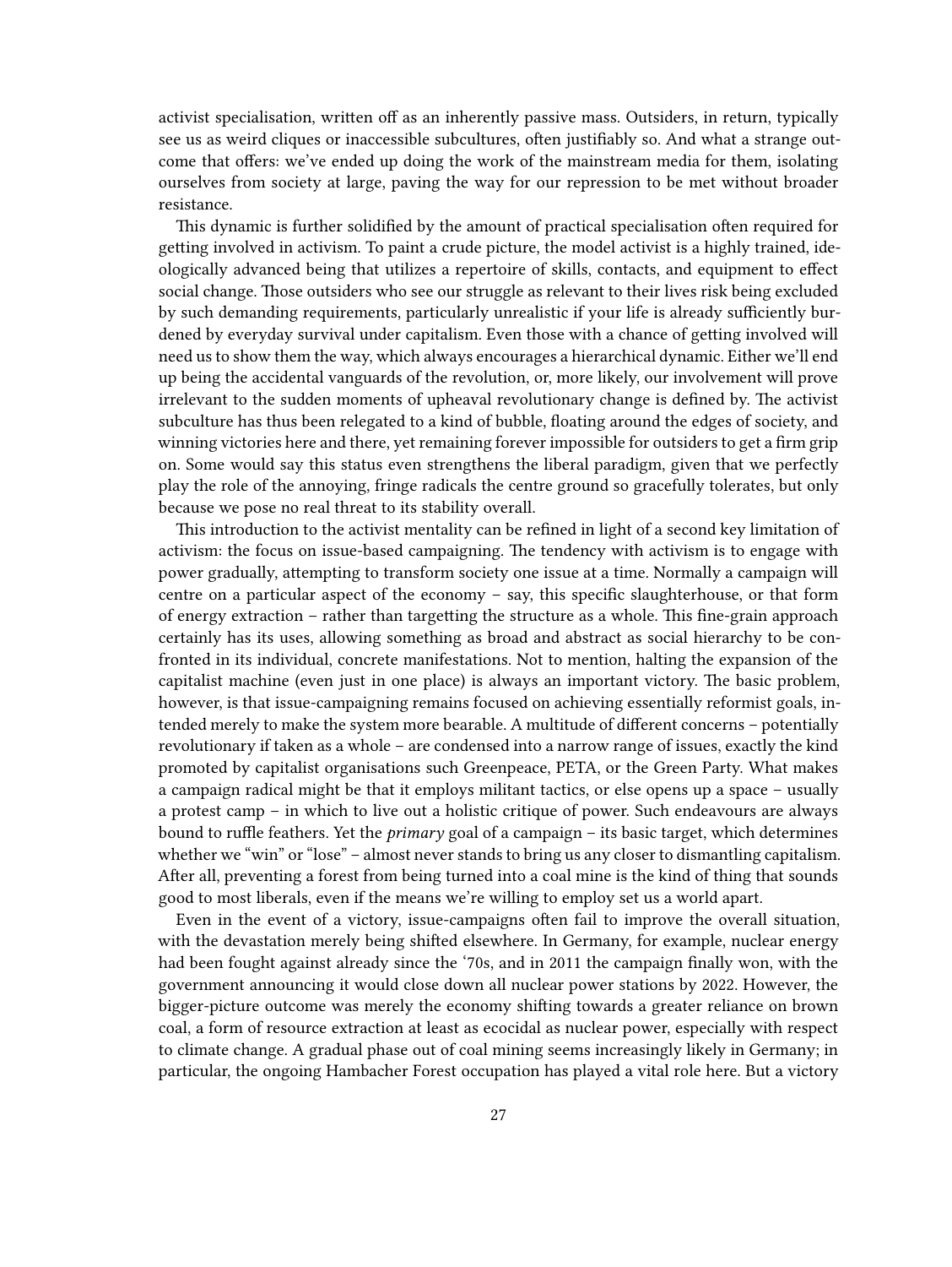activist specialisation, written off as an inherently passive mass. Outsiders, in return, typically see us as weird cliques or inaccessible subcultures, often justifiably so. And what a strange outcome that offers: we've ended up doing the work of the mainstream media for them, isolating ourselves from society at large, paving the way for our repression to be met without broader resistance.

This dynamic is further solidified by the amount of practical specialisation often required for getting involved in activism. To paint a crude picture, the model activist is a highly trained, ideologically advanced being that utilizes a repertoire of skills, contacts, and equipment to effect social change. Those outsiders who see our struggle as relevant to their lives risk being excluded by such demanding requirements, particularly unrealistic if your life is already sufficiently burdened by everyday survival under capitalism. Even those with a chance of getting involved will need us to show them the way, which always encourages a hierarchical dynamic. Either we'll end up being the accidental vanguards of the revolution, or, more likely, our involvement will prove irrelevant to the sudden moments of upheaval revolutionary change is defined by. The activist subculture has thus been relegated to a kind of bubble, floating around the edges of society, and winning victories here and there, yet remaining forever impossible for outsiders to get a firm grip on. Some would say this status even strengthens the liberal paradigm, given that we perfectly play the role of the annoying, fringe radicals the centre ground so gracefully tolerates, but only because we pose no real threat to its stability overall.

This introduction to the activist mentality can be refined in light of a second key limitation of activism: the focus on issue-based campaigning. The tendency with activism is to engage with power gradually, attempting to transform society one issue at a time. Normally a campaign will centre on a particular aspect of the economy – say, this specific slaughterhouse, or that form of energy extraction – rather than targetting the structure as a whole. This fine-grain approach certainly has its uses, allowing something as broad and abstract as social hierarchy to be confronted in its individual, concrete manifestations. Not to mention, halting the expansion of the capitalist machine (even just in one place) is always an important victory. The basic problem, however, is that issue-campaigning remains focused on achieving essentially reformist goals, intended merely to make the system more bearable. A multitude of different concerns – potentially revolutionary if taken as a whole – are condensed into a narrow range of issues, exactly the kind promoted by capitalist organisations such Greenpeace, PETA, or the Green Party. What makes a campaign radical might be that it employs militant tactics, or else opens up a space – usually a protest camp – in which to live out a holistic critique of power. Such endeavours are always bound to ruffle feathers. Yet the *primary* goal of a campaign – its basic target, which determines whether we "win" or "lose" – almost never stands to bring us any closer to dismantling capitalism. After all, preventing a forest from being turned into a coal mine is the kind of thing that sounds good to most liberals, even if the means we're willing to employ set us a world apart.

Even in the event of a victory, issue-campaigns often fail to improve the overall situation, with the devastation merely being shifted elsewhere. In Germany, for example, nuclear energy had been fought against already since the '70s, and in 2011 the campaign finally won, with the government announcing it would close down all nuclear power stations by 2022. However, the bigger-picture outcome was merely the economy shifting towards a greater reliance on brown coal, a form of resource extraction at least as ecocidal as nuclear power, especially with respect to climate change. A gradual phase out of coal mining seems increasingly likely in Germany; in particular, the ongoing Hambacher Forest occupation has played a vital role here. But a victory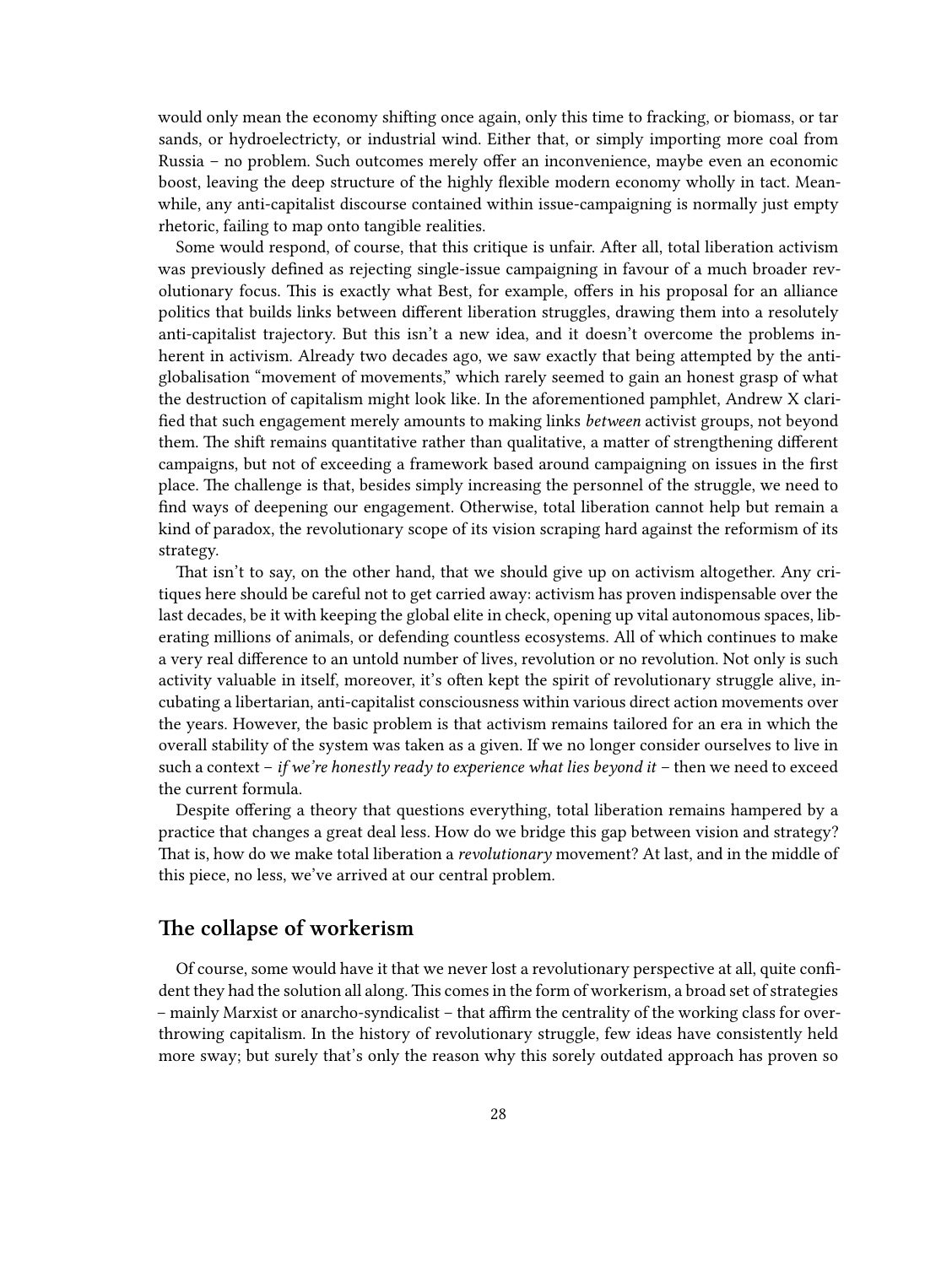would only mean the economy shifting once again, only this time to fracking, or biomass, or tar sands, or hydroelectricty, or industrial wind. Either that, or simply importing more coal from Russia – no problem. Such outcomes merely offer an inconvenience, maybe even an economic boost, leaving the deep structure of the highly flexible modern economy wholly in tact. Meanwhile, any anti-capitalist discourse contained within issue-campaigning is normally just empty rhetoric, failing to map onto tangible realities.

Some would respond, of course, that this critique is unfair. After all, total liberation activism was previously defined as rejecting single-issue campaigning in favour of a much broader revolutionary focus. This is exactly what Best, for example, offers in his proposal for an alliance politics that builds links between different liberation struggles, drawing them into a resolutely anti-capitalist trajectory. But this isn't a new idea, and it doesn't overcome the problems inherent in activism. Already two decades ago, we saw exactly that being attempted by the anti-globalisation "movement of movements," which rarely seemed to gain an honest grasp of what the destruction of capitalism might look like. In the aforementioned pamphlet, Andrew X clarified that such engagement merely amounts to making links *between* activist groups, not beyond them. The shift remains quantitative rather than qualitative, a matter of strengthening different campaigns, but not of exceeding a framework based around campaigning on issues in the first place. The challenge is that, besides simply increasing the personnel of the struggle, we need to find ways of deepening our engagement. Otherwise, total liberation cannot help but remain a kind of paradox, the revolutionary scope of its vision scraping hard against the reformism of its strategy.

That isn't to say, on the other hand, that we should give up on activism altogether. Any critiques here should be careful not to get carried away: activism has proven indispensable over the last decades, be it with keeping the global elite in check, opening up vital autonomous spaces, liberating millions of animals, or defending countless ecosystems. All of which continues to make a very real difference to an untold number of lives, revolution or no revolution. Not only is such activity valuable in itself, moreover, it's often kept the spirit of revolutionary struggle alive, incubating a libertarian, anti-capitalist consciousness within various direct action movements over the years. However, the basic problem is that activism remains tailored for an era in which the overall stability of the system was taken as a given. If we no longer consider ourselves to live in such a context – *if we're honestly ready to experience what lies beyond it* – then we need to exceed the current formula.

Despite offering a theory that questions everything, total liberation remains hampered by a practice that changes a great deal less. How do we bridge this gap between vision and strategy? That is, how do we make total liberation a *revolutionary* movement? At last, and in the middle of this piece, no less, we've arrived at our central problem.

## The collapse of workerism

Of course, some would have it that we never lost a revolutionary perspective at all, quite confident they had the solution all along. This comes in the form of workerism, a broad set of strategies – mainly Marxist or anarcho-syndicalist – that affirm the centrality of the working class for overthrowing capitalism. In the history of revolutionary struggle, few ideas have consistently held more sway; but surely that's only the reason why this sorely outdated approach has proven so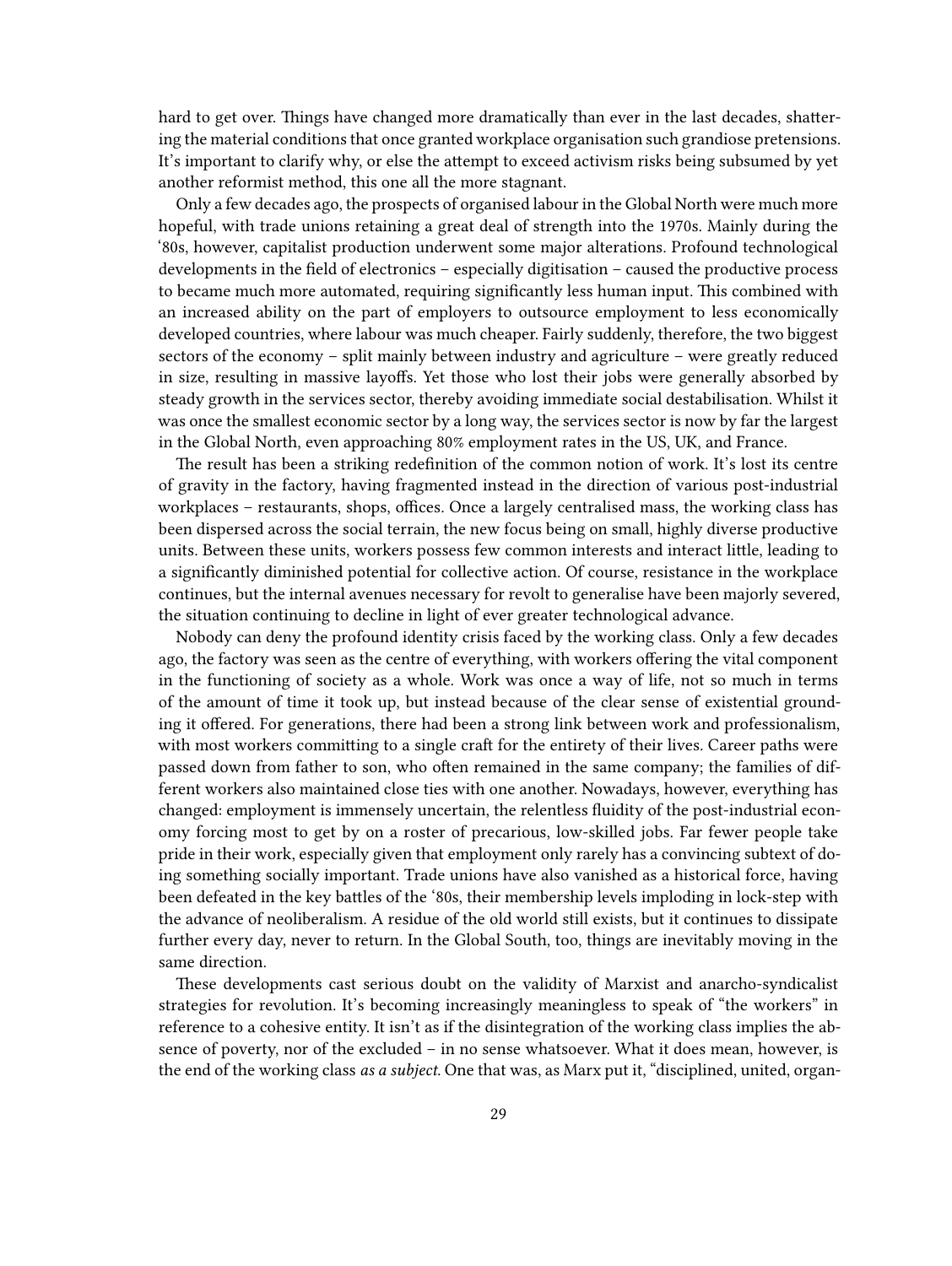hard to get over. Things have changed more dramatically than ever in the last decades, shattering the material conditions that once granted workplace organisation such grandiose pretensions. It's important to clarify why, or else the attempt to exceed activism risks being subsumed by yet another reformist method, this one all the more stagnant.

Only a few decades ago, the prospects of organised labour in the Global North were much more hopeful, with trade unions retaining a great deal of strength into the 1970s. Mainly during the '80s, however, capitalist production underwent some major alterations. Profound technological developments in the field of electronics – especially digitisation – caused the productive process to became much more automated, requiring significantly less human input. This combined with an increased ability on the part of employers to outsource employment to less economically developed countries, where labour was much cheaper. Fairly suddenly, therefore, the two biggest sectors of the economy – split mainly between industry and agriculture – were greatly reduced in size, resulting in massive layoffs. Yet those who lost their jobs were generally absorbed by steady growth in the services sector, thereby avoiding immediate social destabilisation. Whilst it was once the smallest economic sector by a long way, the services sector is now by far the largest in the Global North, even approaching 80% employment rates in the US, UK, and France.

The result has been a striking redefinition of the common notion of work. It's lost its centre of gravity in the factory, having fragmented instead in the direction of various post-industrial workplaces – restaurants, shops, offices. Once a largely centralised mass, the working class has been dispersed across the social terrain, the new focus being on small, highly diverse productive units. Between these units, workers possess few common interests and interact little, leading to a significantly diminished potential for collective action. Of course, resistance in the workplace continues, but the internal avenues necessary for revolt to generalise have been majorly severed, the situation continuing to decline in light of ever greater technological advance.

Nobody can deny the profound identity crisis faced by the working class. Only a few decades ago, the factory was seen as the centre of everything, with workers offering the vital component in the functioning of society as a whole. Work was once a way of life, not so much in terms of the amount of time it took up, but instead because of the clear sense of existential grounding it offered. For generations, there had been a strong link between work and professionalism, with most workers committing to a single craft for the entirety of their lives. Career paths were passed down from father to son, who often remained in the same company; the families of different workers also maintained close ties with one another. Nowadays, however, everything has changed: employment is immensely uncertain, the relentless fluidity of the post-industrial economy forcing most to get by on a roster of precarious, low-skilled jobs. Far fewer people take pride in their work, especially given that employment only rarely has a convincing subtext of doing something socially important. Trade unions have also vanished as a historical force, having been defeated in the key battles of the '80s, their membership levels imploding in lock-step with the advance of neoliberalism. A residue of the old world still exists, but it continues to dissipate further every day, never to return. In the Global South, too, things are inevitably moving in the same direction.

These developments cast serious doubt on the validity of Marxist and anarcho-syndicalist strategies for revolution. It's becoming increasingly meaningless to speak of "the workers" in reference to a cohesive entity. It isn't as if the disintegration of the working class implies the absence of poverty, nor of the excluded – in no sense whatsoever. What it does mean, however, is the end of the working class *as a subject*. One that was, as Marx put it, "disciplined, united, organ-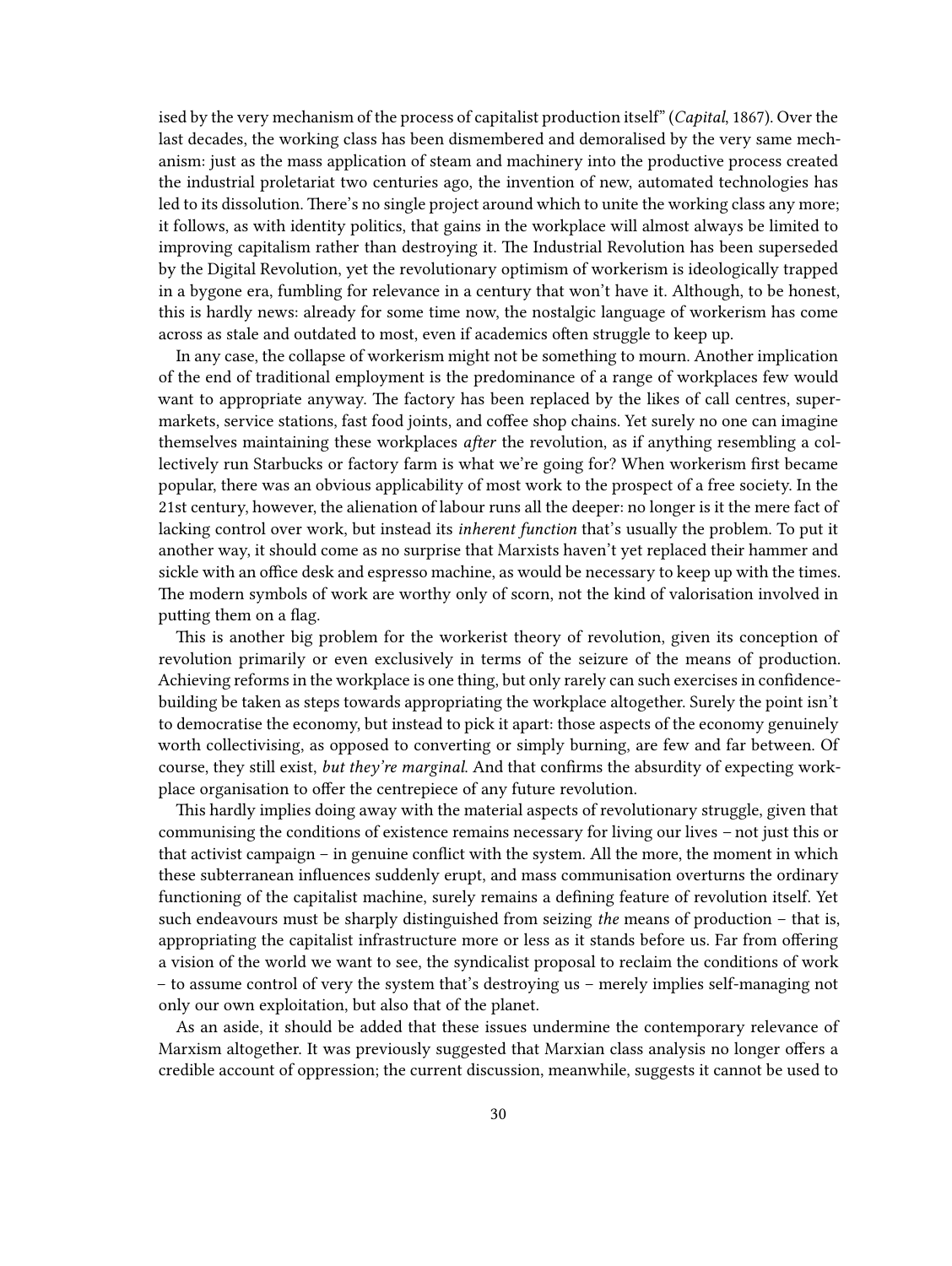ised by the very mechanism of the process of capitalist production itself" (*Capital*, 1867). Over the last decades, the working class has been dismembered and demoralised by the very same mechanism: just as the mass application of steam and machinery into the productive process created the industrial proletariat two centuries ago, the invention of new, automated technologies has led to its dissolution. There's no single project around which to unite the working class any more; it follows, as with identity politics, that gains in the workplace will almost always be limited to improving capitalism rather than destroying it. The Industrial Revolution has been superseded by the Digital Revolution, yet the revolutionary optimism of workerism is ideologically trapped in a bygone era, fumbling for relevance in a century that won't have it. Although, to be honest, this is hardly news: already for some time now, the nostalgic language of workerism has come across as stale and outdated to most, even if academics often struggle to keep up.

In any case, the collapse of workerism might not be something to mourn. Another implication of the end of traditional employment is the predominance of a range of workplaces few would want to appropriate anyway. The factory has been replaced by the likes of call centres, supermarkets, service stations, fast food joints, and coffee shop chains. Yet surely no one can imagine themselves maintaining these workplaces *after* the revolution, as if anything resembling a collectively run Starbucks or factory farm is what we're going for? When workerism first became popular, there was an obvious applicability of most work to the prospect of a free society. In the 21st century, however, the alienation of labour runs all the deeper: no longer is it the mere fact of lacking control over work, but instead its *inherent function* that's usually the problem. To put it another way, it should come as no surprise that Marxists haven't yet replaced their hammer and sickle with an office desk and espresso machine, as would be necessary to keep up with the times. The modern symbols of work are worthy only of scorn, not the kind of valorisation involved in putting them on a flag.

This is another big problem for the workerist theory of revolution, given its conception of revolution primarily or even exclusively in terms of the seizure of the means of production. Achieving reforms in the workplace is one thing, but only rarely can such exercises in confidence-building be taken as steps towards appropriating the workplace altogether. Surely the point isn't to democratise the economy, but instead to pick it apart: those aspects of the economy genuinely worth collectivising, as opposed to converting or simply burning, are few and far between. Of course, they still exist, *but they're marginal*. And that confirms the absurdity of expecting workplace organisation to offer the centrepiece of any future revolution.

This hardly implies doing away with the material aspects of revolutionary struggle, given that communising the conditions of existence remains necessary for living our lives – not just this or that activist campaign – in genuine conflict with the system. All the more, the moment in which these subterranean influences suddenly erupt, and mass communisation overturns the ordinary functioning of the capitalist machine, surely remains a defining feature of revolution itself. Yet such endeavours must be sharply distinguished from seizing *the* means of production – that is, appropriating the capitalist infrastructure more or less as it stands before us. Far from offering a vision of the world we want to see, the syndicalist proposal to reclaim the conditions of work – to assume control of very the system that's destroying us – merely implies self-managing not only our own exploitation, but also that of the planet.

As an aside, it should be added that these issues undermine the contemporary relevance of Marxism altogether. It was previously suggested that Marxian class analysis no longer offers a credible account of oppression; the current discussion, meanwhile, suggests it cannot be used to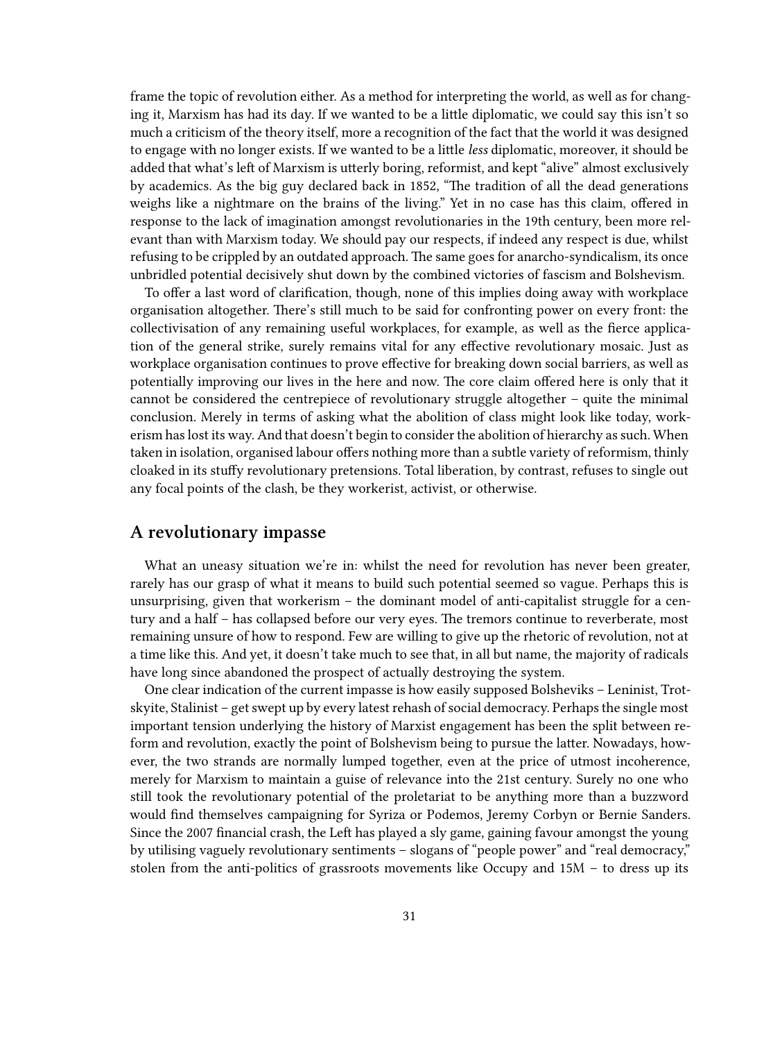frame the topic of revolution either. As a method for interpreting the world, as well as for changing it, Marxism has had its day. If we wanted to be a little diplomatic, we could say this isn't so much a criticism of the theory itself, more a recognition of the fact that the world it was designed to engage with no longer exists. If we wanted to be a little *less* diplomatic, moreover, it should be added that what's left of Marxism is utterly boring, reformist, and kept "alive" almost exclusively by academics. As the big guy declared back in 1852, "The tradition of all the dead generations weighs like a nightmare on the brains of the living." Yet in no case has this claim, offered in response to the lack of imagination amongst revolutionaries in the 19th century, been more relevant than with Marxism today. We should pay our respects, if indeed any respect is due, whilst refusing to be crippled by an outdated approach. The same goes for anarcho-syndicalism, its once unbridled potential decisively shut down by the combined victories of fascism and Bolshevism.

To offer a last word of clarification, though, none of this implies doing away with workplace organisation altogether. There's still much to be said for confronting power on every front: the collectivisation of any remaining useful workplaces, for example, as well as the fierce application of the general strike, surely remains vital for any effective revolutionary mosaic. Just as workplace organisation continues to prove effective for breaking down social barriers, as well as potentially improving our lives in the here and now. The core claim offered here is only that it cannot be considered the centrepiece of revolutionary struggle altogether – quite the minimal conclusion. Merely in terms of asking what the abolition of class might look like today, workerism has lost its way. And that doesn't begin to consider the abolition of hierarchy as such. When taken in isolation, organised labour offers nothing more than a subtle variety of reformism, thinly cloaked in its stuffy revolutionary pretensions. Total liberation, by contrast, refuses to single out any focal points of the clash, be they workerist, activist, or otherwise.

## A revolutionary impasse

What an uneasy situation we're in: whilst the need for revolution has never been greater, rarely has our grasp of what it means to build such potential seemed so vague. Perhaps this is unsurprising, given that workerism – the dominant model of anti-capitalist struggle for a century and a half – has collapsed before our very eyes. The tremors continue to reverberate, most remaining unsure of how to respond. Few are willing to give up the rhetoric of revolution, not at a time like this. And yet, it doesn't take much to see that, in all but name, the majority of radicals have long since abandoned the prospect of actually destroying the system.

One clear indication of the current impasse is how easily supposed Bolsheviks – Leninist, Trotskyite, Stalinist – get swept up by every latest rehash of social democracy. Perhaps the single most important tension underlying the history of Marxist engagement has been the split between reform and revolution, exactly the point of Bolshevism being to pursue the latter. Nowadays, however, the two strands are normally lumped together, even at the price of utmost incoherence, merely for Marxism to maintain a guise of relevance into the 21st century. Surely no one who still took the revolutionary potential of the proletariat to be anything more than a buzzword would find themselves campaigning for Syriza or Podemos, Jeremy Corbyn or Bernie Sanders. Since the 2007 financial crash, the Left has played a sly game, gaining favour amongst the young by utilising vaguely revolutionary sentiments – slogans of "people power" and "real democracy," stolen from the anti-politics of grassroots movements like Occupy and 15M – to dress up its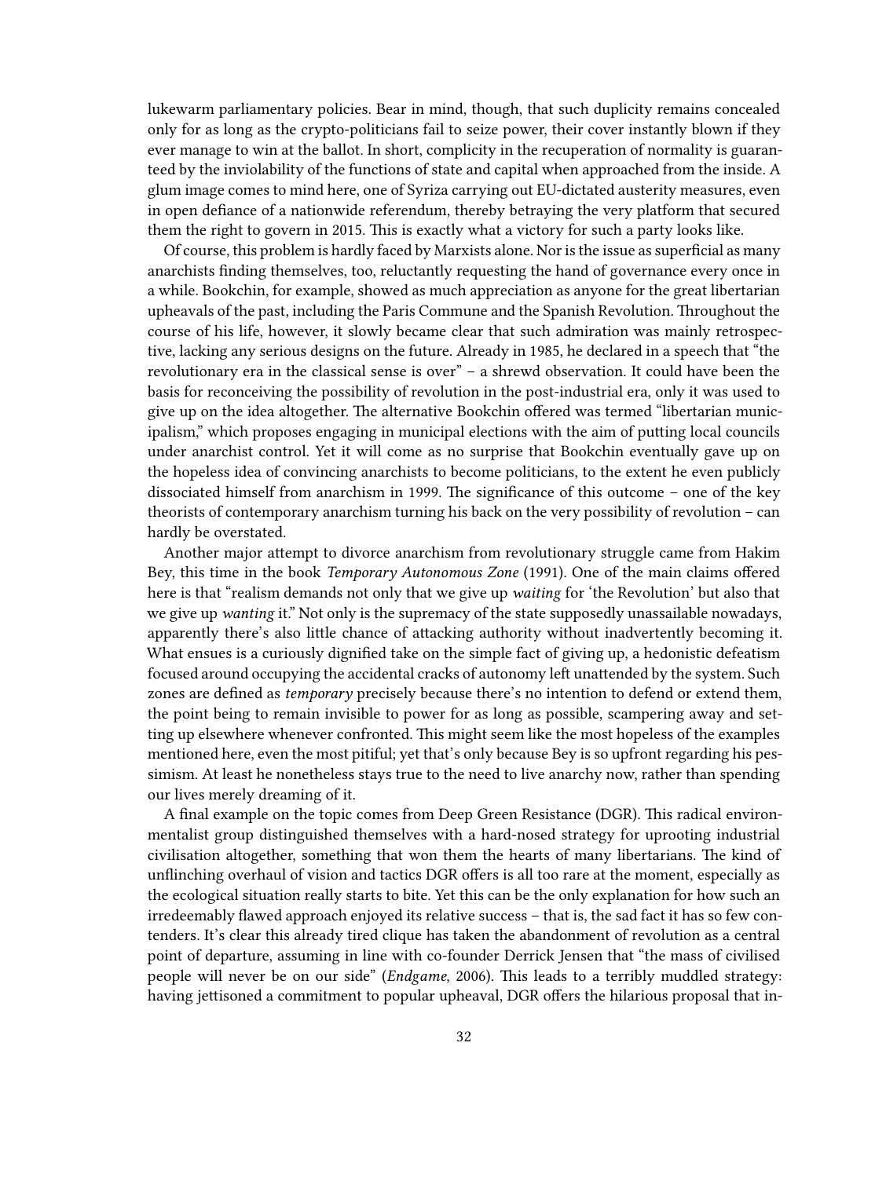lukewarm parliamentary policies. Bear in mind, though, that such duplicity remains concealed only for as long as the crypto-politicians fail to seize power, their cover instantly blown if they ever manage to win at the ballot. In short, complicity in the recuperation of normality is guaranteed by the inviolability of the functions of state and capital when approached from the inside. A glum image comes to mind here, one of Syriza carrying out EU-dictated austerity measures, even in open defiance of a nationwide referendum, thereby betraying the very platform that secured them the right to govern in 2015. This is exactly what a victory for such a party looks like.

Of course, this problem is hardly faced by Marxists alone. Nor is the issue as superficial as many anarchists finding themselves, too, reluctantly requesting the hand of governance every once in a while. Bookchin, for example, showed as much appreciation as anyone for the great libertarian upheavals of the past, including the Paris Commune and the Spanish Revolution. Throughout the course of his life, however, it slowly became clear that such admiration was mainly retrospective, lacking any serious designs on the future. Already in 1985, he declared in a speech that "the revolutionary era in the classical sense is over" – a shrewd observation. It could have been the basis for reconceiving the possibility of revolution in the post-industrial era, only it was used to give up on the idea altogether. The alternative Bookchin offered was termed "libertarian municipalism," which proposes engaging in municipal elections with the aim of putting local councils under anarchist control. Yet it will come as no surprise that Bookchin eventually gave up on the hopeless idea of convincing anarchists to become politicians, to the extent he even publicly dissociated himself from anarchism in 1999. The significance of this outcome – one of the key theorists of contemporary anarchism turning his back on the very possibility of revolution – can hardly be overstated.

Another major attempt to divorce anarchism from revolutionary struggle came from Hakim Bey, this time in the book *Temporary Autonomous Zone* (1991). One of the main claims offered here is that "realism demands not only that we give up *waiting* for 'the Revolution' but also that we give up *wanting* it." Not only is the supremacy of the state supposedly unassailable nowadays, apparently there's also little chance of attacking authority without inadvertently becoming it. What ensues is a curiously dignified take on the simple fact of giving up, a hedonistic defeatism focused around occupying the accidental cracks of autonomy left unattended by the system. Such zones are defined as *temporary* precisely because there's no intention to defend or extend them, the point being to remain invisible to power for as long as possible, scampering away and setting up elsewhere whenever confronted. This might seem like the most hopeless of the examples mentioned here, even the most pitiful; yet that's only because Bey is so upfront regarding his pessimism. At least he nonetheless stays true to the need to live anarchy now, rather than spending our lives merely dreaming of it.

A final example on the topic comes from Deep Green Resistance (DGR). This radical environmentalist group distinguished themselves with a hard-nosed strategy for uprooting industrial civilisation altogether, something that won them the hearts of many libertarians. The kind of unflinching overhaul of vision and tactics DGR offers is all too rare at the moment, especially as the ecological situation really starts to bite. Yet this can be the only explanation for how such an irredeemably flawed approach enjoyed its relative success – that is, the sad fact it has so few contenders. It's clear this already tired clique has taken the abandonment of revolution as a central point of departure, assuming in line with co-founder Derrick Jensen that "the mass of civilised people will never be on our side" (*Endgame*, 2006). This leads to a terribly muddled strategy: having jettisoned a commitment to popular upheaval, DGR offers the hilarious proposal that in-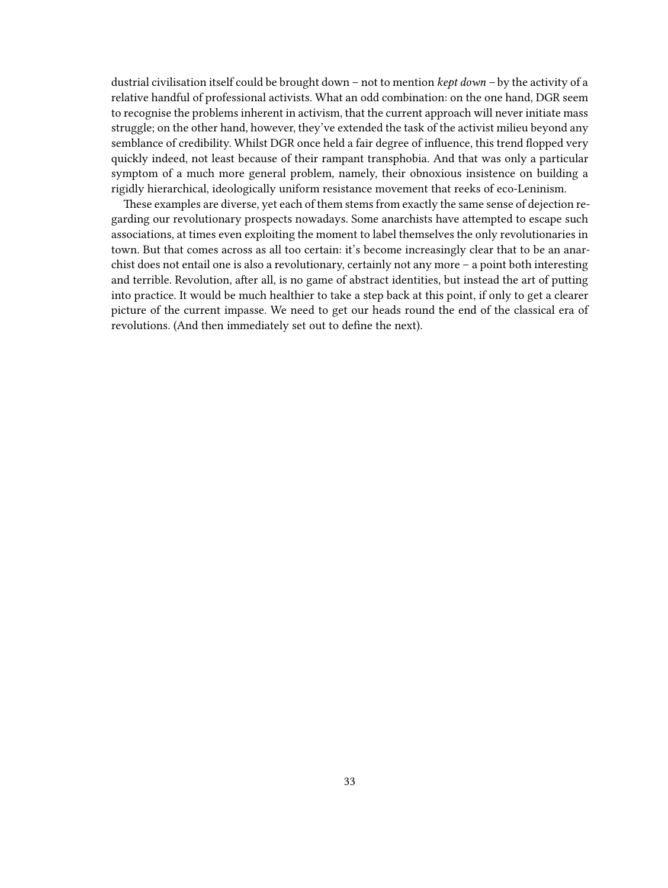dustrial civilisation itself could be brought down – not to mention *kept down* – by the activity of a relative handful of professional activists. What an odd combination: on the one hand, DGR seem to recognise the problems inherent in activism, that the current approach will never initiate mass struggle; on the other hand, however, they've extended the task of the activist milieu beyond any semblance of credibility. Whilst DGR once held a fair degree of influence, this trend flopped very quickly indeed, not least because of their rampant transphobia. And that was only a particular symptom of a much more general problem, namely, their obnoxious insistence on building a rigidly hierarchical, ideologically uniform resistance movement that reeks of eco-Leninism.

These examples are diverse, yet each of them stems from exactly the same sense of dejection regarding our revolutionary prospects nowadays. Some anarchists have attempted to escape such associations, at times even exploiting the moment to label themselves the only revolutionaries in town. But that comes across as all too certain: it's become increasingly clear that to be an anarchist does not entail one is also a revolutionary, certainly not any more – a point both interesting and terrible. Revolution, after all, is no game of abstract identities, but instead the art of putting into practice. It would be much healthier to take a step back at this point, if only to get a clearer picture of the current impasse. We need to get our heads round the end of the classical era of revolutions. (And then immediately set out to define the next).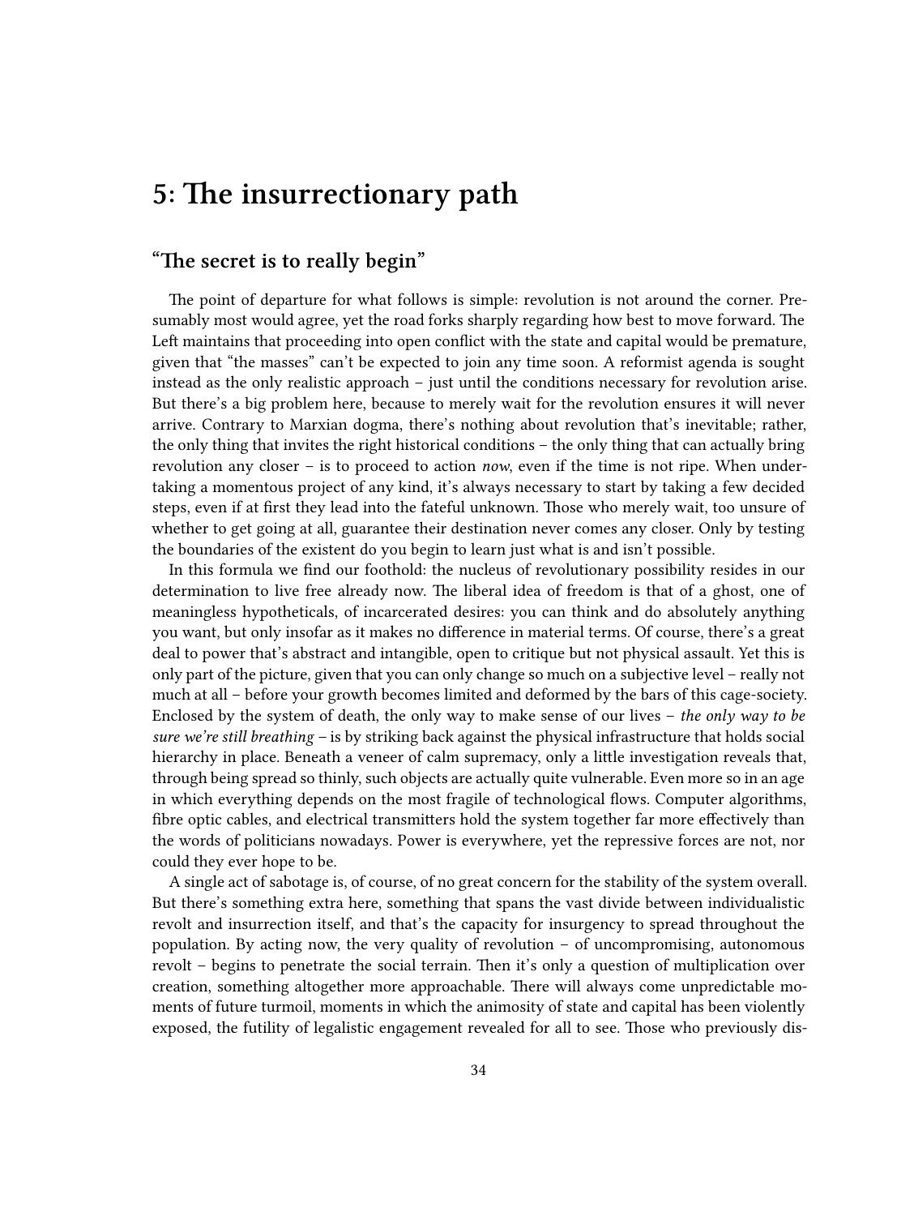# 5: The insurrectionary path

## "The secret is to really begin"

The point of departure for what follows is simple: revolution is not around the corner. Presumably most would agree, yet the road forks sharply regarding how best to move forward. The Left maintains that proceeding into open conflict with the state and capital would be premature, given that "the masses" can't be expected to join any time soon. A reformist agenda is sought instead as the only realistic approach – just until the conditions necessary for revolution arise. But there's a big problem here, because to merely wait for the revolution ensures it will never arrive. Contrary to Marxian dogma, there's nothing about revolution that's inevitable; rather, the only thing that invites the right historical conditions – the only thing that can actually bring revolution any closer – is to proceed to action *now*, even if the time is not ripe. When undertaking a momentous project of any kind, it's always necessary to start by taking a few decided steps, even if at first they lead into the fateful unknown. Those who merely wait, too unsure of whether to get going at all, guarantee their destination never comes any closer. Only by testing the boundaries of the existent do you begin to learn just what is and isn't possible.

In this formula we find our foothold: the nucleus of revolutionary possibility resides in our determination to live free already now. The liberal idea of freedom is that of a ghost, one of meaningless hypotheticals, of incarcerated desires: you can think and do absolutely anything you want, but only insofar as it makes no difference in material terms. Of course, there's a great deal to power that's abstract and intangible, open to critique but not physical assault. Yet this is only part of the picture, given that you can only change so much on a subjective level – really not much at all – before your growth becomes limited and deformed by the bars of this cage-society. Enclosed by the system of death, the only way to make sense of our lives – *the only way to be sure we're still breathing* – is by striking back against the physical infrastructure that holds social hierarchy in place. Beneath a veneer of calm supremacy, only a little investigation reveals that, through being spread so thinly, such objects are actually quite vulnerable. Even more so in an age in which everything depends on the most fragile of technological flows. Computer algorithms, fibre optic cables, and electrical transmitters hold the system together far more effectively than the words of politicians nowadays. Power is everywhere, yet the repressive forces are not, nor could they ever hope to be.

A single act of sabotage is, of course, of no great concern for the stability of the system overall. But there's something extra here, something that spans the vast divide between individualistic revolt and insurrection itself, and that's the capacity for insurgency to spread throughout the population. By acting now, the very quality of revolution – of uncompromising, autonomous revolt – begins to penetrate the social terrain. Then it's only a question of multiplication over creation, something altogether more approachable. There will always come unpredictable moments of future turmoil, moments in which the animosity of state and capital has been violently exposed, the futility of legalistic engagement revealed for all to see. Those who previously dis-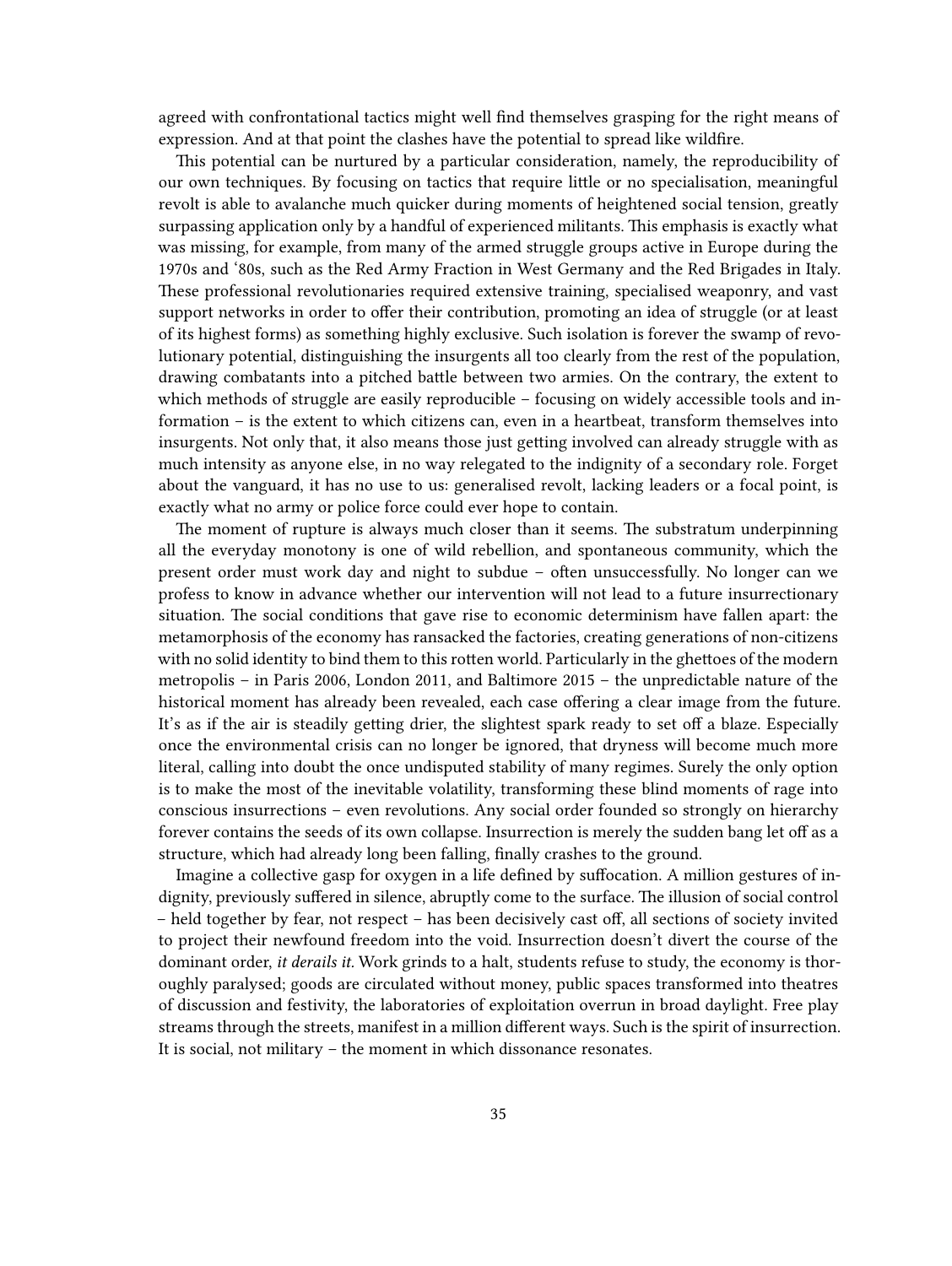agreed with confrontational tactics might well find themselves grasping for the right means of expression. And at that point the clashes have the potential to spread like wildfire.

This potential can be nurtured by a particular consideration, namely, the reproducibility of our own techniques. By focusing on tactics that require little or no specialisation, meaningful revolt is able to avalanche much quicker during moments of heightened social tension, greatly surpassing application only by a handful of experienced militants. This emphasis is exactly what was missing, for example, from many of the armed struggle groups active in Europe during the 1970s and '80s, such as the Red Army Fraction in West Germany and the Red Brigades in Italy. These professional revolutionaries required extensive training, specialised weaponry, and vast support networks in order to offer their contribution, promoting an idea of struggle (or at least of its highest forms) as something highly exclusive. Such isolation is forever the swamp of revolutionary potential, distinguishing the insurgents all too clearly from the rest of the population, drawing combatants into a pitched battle between two armies. On the contrary, the extent to which methods of struggle are easily reproducible – focusing on widely accessible tools and information – is the extent to which citizens can, even in a heartbeat, transform themselves into insurgents. Not only that, it also means those just getting involved can already struggle with as much intensity as anyone else, in no way relegated to the indignity of a secondary role. Forget about the vanguard, it has no use to us: generalised revolt, lacking leaders or a focal point, is exactly what no army or police force could ever hope to contain.

The moment of rupture is always much closer than it seems. The substratum underpinning all the everyday monotony is one of wild rebellion, and spontaneous community, which the present order must work day and night to subdue – often unsuccessfully. No longer can we profess to know in advance whether our intervention will not lead to a future insurrectionary situation. The social conditions that gave rise to economic determinism have fallen apart: the metamorphosis of the economy has ransacked the factories, creating generations of non-citizens with no solid identity to bind them to this rotten world. Particularly in the ghettoes of the modern metropolis – in Paris 2006, London 2011, and Baltimore 2015 – the unpredictable nature of the historical moment has already been revealed, each case offering a clear image from the future. It's as if the air is steadily getting drier, the slightest spark ready to set off a blaze. Especially once the environmental crisis can no longer be ignored, that dryness will become much more literal, calling into doubt the once undisputed stability of many regimes. Surely the only option is to make the most of the inevitable volatility, transforming these blind moments of rage into conscious insurrections – even revolutions. Any social order founded so strongly on hierarchy forever contains the seeds of its own collapse. Insurrection is merely the sudden bang let off as a structure, which had already long been falling, finally crashes to the ground.

Imagine a collective gasp for oxygen in a life defined by suffocation. A million gestures of indignity, previously suffered in silence, abruptly come to the surface. The illusion of social control – held together by fear, not respect – has been decisively cast off, all sections of society invited to project their newfound freedom into the void. Insurrection doesn't divert the course of the dominant order, *it derails it.* Work grinds to a halt, students refuse to study, the economy is thoroughly paralysed; goods are circulated without money, public spaces transformed into theatres of discussion and festivity, the laboratories of exploitation overrun in broad daylight. Free play streams through the streets, manifest in a million different ways. Such is the spirit of insurrection. It is social, not military – the moment in which dissonance resonates.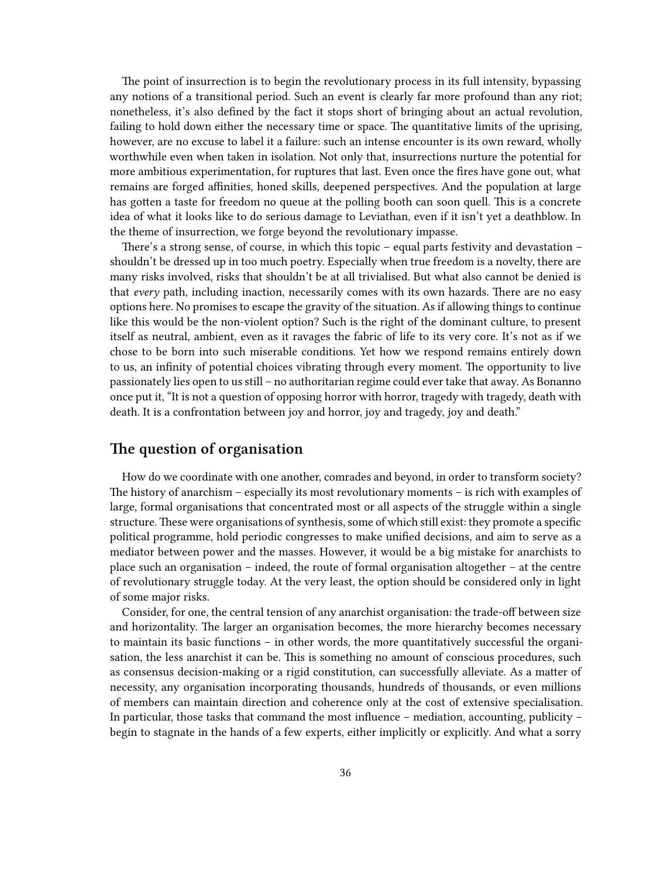The point of insurrection is to begin the revolutionary process in its full intensity, bypassing any notions of a transitional period. Such an event is clearly far more profound than any riot; nonetheless, it's also defined by the fact it stops short of bringing about an actual revolution, failing to hold down either the necessary time or space. The quantitative limits of the uprising, however, are no excuse to label it a failure: such an intense encounter is its own reward, wholly worthwhile even when taken in isolation. Not only that, insurrections nurture the potential for more ambitious experimentation, for ruptures that last. Even once the fires have gone out, what remains are forged affinities, honed skills, deepened perspectives. And the population at large has gotten a taste for freedom no queue at the polling booth can soon quell. This is a concrete idea of what it looks like to do serious damage to Leviathan, even if it isn't yet a deathblow. In the theme of insurrection, we forge beyond the revolutionary impasse.

There's a strong sense, of course, in which this topic – equal parts festivity and devastation – shouldn't be dressed up in too much poetry. Especially when true freedom is a novelty, there are many risks involved, risks that shouldn't be at all trivialised. But what also cannot be denied is that *every* path, including inaction, necessarily comes with its own hazards. There are no easy options here. No promises to escape the gravity of the situation. As if allowing things to continue like this would be the non-violent option? Such is the right of the dominant culture, to present itself as neutral, ambient, even as it ravages the fabric of life to its very core. It's not as if we chose to be born into such miserable conditions. Yet how we respond remains entirely down to us, an infinity of potential choices vibrating through every moment. The opportunity to live passionately lies open to us still – no authoritarian regime could ever take that away. As Bonanno once put it, "It is not a question of opposing horror with horror, tragedy with tragedy, death with death. It is a confrontation between joy and horror, joy and tragedy, joy and death."

## The question of organisation

How do we coordinate with one another, comrades and beyond, in order to transform society? The history of anarchism – especially its most revolutionary moments – is rich with examples of large, formal organisations that concentrated most or all aspects of the struggle within a single structure. These were organisations of synthesis, some of which still exist: they promote a specific political programme, hold periodic congresses to make unified decisions, and aim to serve as a mediator between power and the masses. However, it would be a big mistake for anarchists to place such an organisation – indeed, the route of formal organisation altogether – at the centre of revolutionary struggle today. At the very least, the option should be considered only in light of some major risks.

Consider, for one, the central tension of any anarchist organisation: the trade-off between size and horizontality. The larger an organisation becomes, the more hierarchy becomes necessary to maintain its basic functions – in other words, the more quantitatively successful the organisation, the less anarchist it can be. This is something no amount of conscious procedures, such as consensus decision-making or a rigid constitution, can successfully alleviate. As a matter of necessity, any organisation incorporating thousands, hundreds of thousands, or even millions of members can maintain direction and coherence only at the cost of extensive specialisation. In particular, those tasks that command the most influence – mediation, accounting, publicity – begin to stagnate in the hands of a few experts, either implicitly or explicitly. And what a sorry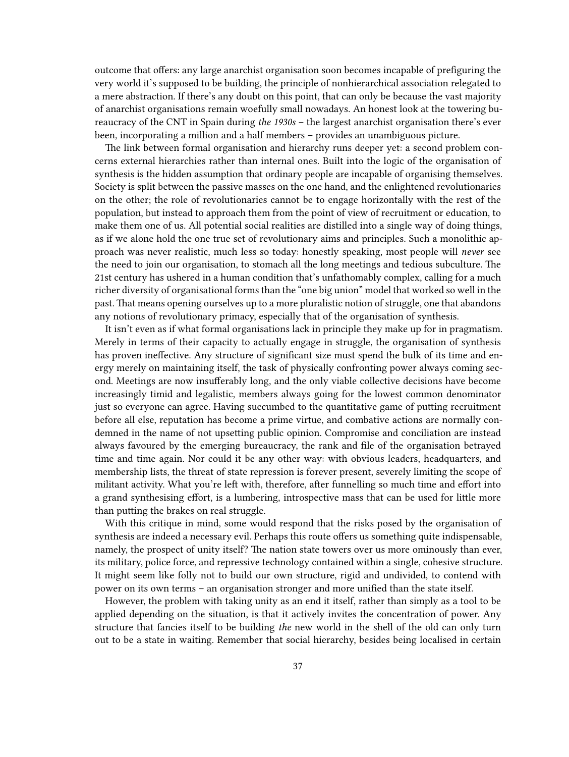outcome that offers: any large anarchist organisation soon becomes incapable of prefiguring the very world it's supposed to be building, the principle of nonhierarchical association relegated to a mere abstraction. If there's any doubt on this point, that can only be because the vast majority of anarchist organisations remain woefully small nowadays. An honest look at the towering bureaucracy of the CNT in Spain during *the 1930s* – the largest anarchist organisation there's ever been, incorporating a million and a half members – provides an unambiguous picture.

The link between formal organisation and hierarchy runs deeper yet: a second problem concerns external hierarchies rather than internal ones. Built into the logic of the organisation of synthesis is the hidden assumption that ordinary people are incapable of organising themselves. Society is split between the passive masses on the one hand, and the enlightened revolutionaries on the other; the role of revolutionaries cannot be to engage horizontally with the rest of the population, but instead to approach them from the point of view of recruitment or education, to make them one of us. All potential social realities are distilled into a single way of doing things, as if we alone hold the one true set of revolutionary aims and principles. Such a monolithic approach was never realistic, much less so today: honestly speaking, most people will *never* see the need to join our organisation, to stomach all the long meetings and tedious subculture. The 21st century has ushered in a human condition that's unfathomably complex, calling for a much richer diversity of organisational forms than the "one big union" model that worked so well in the past. That means opening ourselves up to a more pluralistic notion of struggle, one that abandons any notions of revolutionary primacy, especially that of the organisation of synthesis.

It isn't even as if what formal organisations lack in principle they make up for in pragmatism. Merely in terms of their capacity to actually engage in struggle, the organisation of synthesis has proven ineffective. Any structure of significant size must spend the bulk of its time and energy merely on maintaining itself, the task of physically confronting power always coming second. Meetings are now insufferably long, and the only viable collective decisions have become increasingly timid and legalistic, members always going for the lowest common denominator just so everyone can agree. Having succumbed to the quantitative game of putting recruitment before all else, reputation has become a prime virtue, and combative actions are normally condemned in the name of not upsetting public opinion. Compromise and conciliation are instead always favoured by the emerging bureaucracy, the rank and file of the organisation betrayed time and time again. Nor could it be any other way: with obvious leaders, headquarters, and membership lists, the threat of state repression is forever present, severely limiting the scope of militant activity. What you're left with, therefore, after funnelling so much time and effort into a grand synthesising effort, is a lumbering, introspective mass that can be used for little more than putting the brakes on real struggle.

With this critique in mind, some would respond that the risks posed by the organisation of synthesis are indeed a necessary evil. Perhaps this route offers us something quite indispensable, namely, the prospect of unity itself? The nation state towers over us more ominously than ever, its military, police force, and repressive technology contained within a single, cohesive structure. It might seem like folly not to build our own structure, rigid and undivided, to contend with power on its own terms – an organisation stronger and more unified than the state itself.

However, the problem with taking unity as an end it itself, rather than simply as a tool to be applied depending on the situation, is that it actively invites the concentration of power. Any structure that fancies itself to be building *the* new world in the shell of the old can only turn out to be a state in waiting. Remember that social hierarchy, besides being localised in certain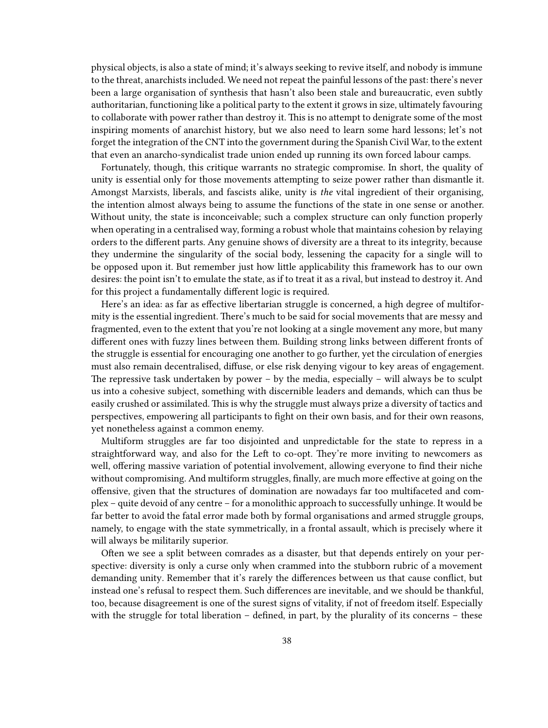physical objects, is also a state of mind; it's always seeking to revive itself, and nobody is immune to the threat, anarchists included. We need not repeat the painful lessons of the past: there's never been a large organisation of synthesis that hasn't also been stale and bureaucratic, even subtly authoritarian, functioning like a political party to the extent it grows in size, ultimately favouring to collaborate with power rather than destroy it. This is no attempt to denigrate some of the most inspiring moments of anarchist history, but we also need to learn some hard lessons; let's not forget the integration of the CNT into the government during the Spanish Civil War, to the extent that even an anarcho-syndicalist trade union ended up running its own forced labour camps.

Fortunately, though, this critique warrants no strategic compromise. In short, the quality of unity is essential only for those movements attempting to seize power rather than dismantle it. Amongst Marxists, liberals, and fascists alike, unity is *the* vital ingredient of their organising, the intention almost always being to assume the functions of the state in one sense or another. Without unity, the state is inconceivable; such a complex structure can only function properly when operating in a centralised way, forming a robust whole that maintains cohesion by relaying orders to the different parts. Any genuine shows of diversity are a threat to its integrity, because they undermine the singularity of the social body, lessening the capacity for a single will to be opposed upon it. But remember just how little applicability this framework has to our own desires: the point isn't to emulate the state, as if to treat it as a rival, but instead to destroy it. And for this project a fundamentally different logic is required.

Here's an idea: as far as effective libertarian struggle is concerned, a high degree of multiformity is the essential ingredient. There's much to be said for social movements that are messy and fragmented, even to the extent that you're not looking at a single movement any more, but many different ones with fuzzy lines between them. Building strong links between different fronts of the struggle is essential for encouraging one another to go further, yet the circulation of energies must also remain decentralised, diffuse, or else risk denying vigour to key areas of engagement. The repressive task undertaken by power – by the media, especially – will always be to sculpt us into a cohesive subject, something with discernible leaders and demands, which can thus be easily crushed or assimilated. This is why the struggle must always prize a diversity of tactics and perspectives, empowering all participants to fight on their own basis, and for their own reasons, yet nonetheless against a common enemy.

Multiform struggles are far too disjointed and unpredictable for the state to repress in a straightforward way, and also for the Left to co-opt. They're more inviting to newcomers as well, offering massive variation of potential involvement, allowing everyone to find their niche without compromising. And multiform struggles, finally, are much more effective at going on the offensive, given that the structures of domination are nowadays far too multifaceted and complex – quite devoid of any centre – for a monolithic approach to successfully unhinge. It would be far better to avoid the fatal error made both by formal organisations and armed struggle groups, namely, to engage with the state symmetrically, in a frontal assault, which is precisely where it will always be militarily superior.

Often we see a split between comrades as a disaster, but that depends entirely on your perspective: diversity is only a curse only when crammed into the stubborn rubric of a movement demanding unity. Remember that it's rarely the differences between us that cause conflict, but instead one's refusal to respect them. Such differences are inevitable, and we should be thankful, too, because disagreement is one of the surest signs of vitality, if not of freedom itself. Especially with the struggle for total liberation – defined, in part, by the plurality of its concerns – these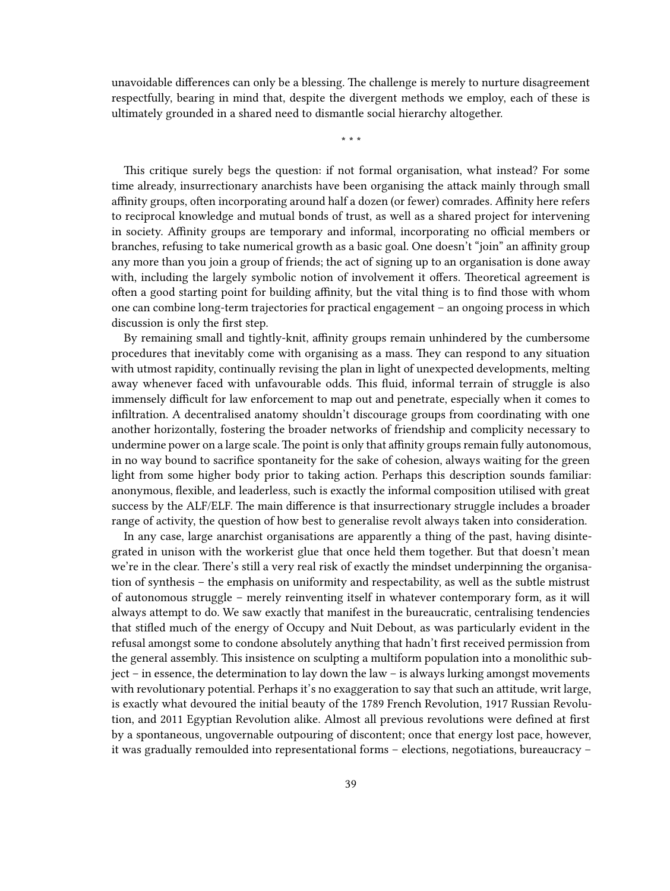unavoidable differences can only be a blessing. The challenge is merely to nurture disagreement respectfully, bearing in mind that, despite the divergent methods we employ, each of these is ultimately grounded in a shared need to dismantle social hierarchy altogether.

\* \* \*

This critique surely begs the question: if not formal organisation, what instead? For some time already, insurrectionary anarchists have been organising the attack mainly through small affinity groups, often incorporating around half a dozen (or fewer) comrades. Affinity here refers to reciprocal knowledge and mutual bonds of trust, as well as a shared project for intervening in society. Affinity groups are temporary and informal, incorporating no official members or branches, refusing to take numerical growth as a basic goal. One doesn't "join" an affinity group any more than you join a group of friends; the act of signing up to an organisation is done away with, including the largely symbolic notion of involvement it offers. Theoretical agreement is often a good starting point for building affinity, but the vital thing is to find those with whom one can combine long-term trajectories for practical engagement – an ongoing process in which discussion is only the first step.

By remaining small and tightly-knit, affinity groups remain unhindered by the cumbersome procedures that inevitably come with organising as a mass. They can respond to any situation with utmost rapidity, continually revising the plan in light of unexpected developments, melting away whenever faced with unfavourable odds. This fluid, informal terrain of struggle is also immensely difficult for law enforcement to map out and penetrate, especially when it comes to infiltration. A decentralised anatomy shouldn't discourage groups from coordinating with one another horizontally, fostering the broader networks of friendship and complicity necessary to undermine power on a large scale. The point is only that affinity groups remain fully autonomous, in no way bound to sacrifice spontaneity for the sake of cohesion, always waiting for the green light from some higher body prior to taking action. Perhaps this description sounds familiar: anonymous, flexible, and leaderless, such is exactly the informal composition utilised with great success by the ALF/ELF. The main difference is that insurrectionary struggle includes a broader range of activity, the question of how best to generalise revolt always taken into consideration.

In any case, large anarchist organisations are apparently a thing of the past, having disintegrated in unison with the workerist glue that once held them together. But that doesn't mean we're in the clear. There's still a very real risk of exactly the mindset underpinning the organisation of synthesis – the emphasis on uniformity and respectability, as well as the subtle mistrust of autonomous struggle – merely reinventing itself in whatever contemporary form, as it will always attempt to do. We saw exactly that manifest in the bureaucratic, centralising tendencies that stifled much of the energy of Occupy and Nuit Debout, as was particularly evident in the refusal amongst some to condone absolutely anything that hadn't first received permission from the general assembly. This insistence on sculpting a multiform population into a monolithic subject – in essence, the determination to lay down the law – is always lurking amongst movements with revolutionary potential. Perhaps it's no exaggeration to say that such an attitude, writ large, is exactly what devoured the initial beauty of the 1789 French Revolution, 1917 Russian Revolution, and 2011 Egyptian Revolution alike. Almost all previous revolutions were defined at first by a spontaneous, ungovernable outpouring of discontent; once that energy lost pace, however, it was gradually remoulded into representational forms – elections, negotiations, bureaucracy –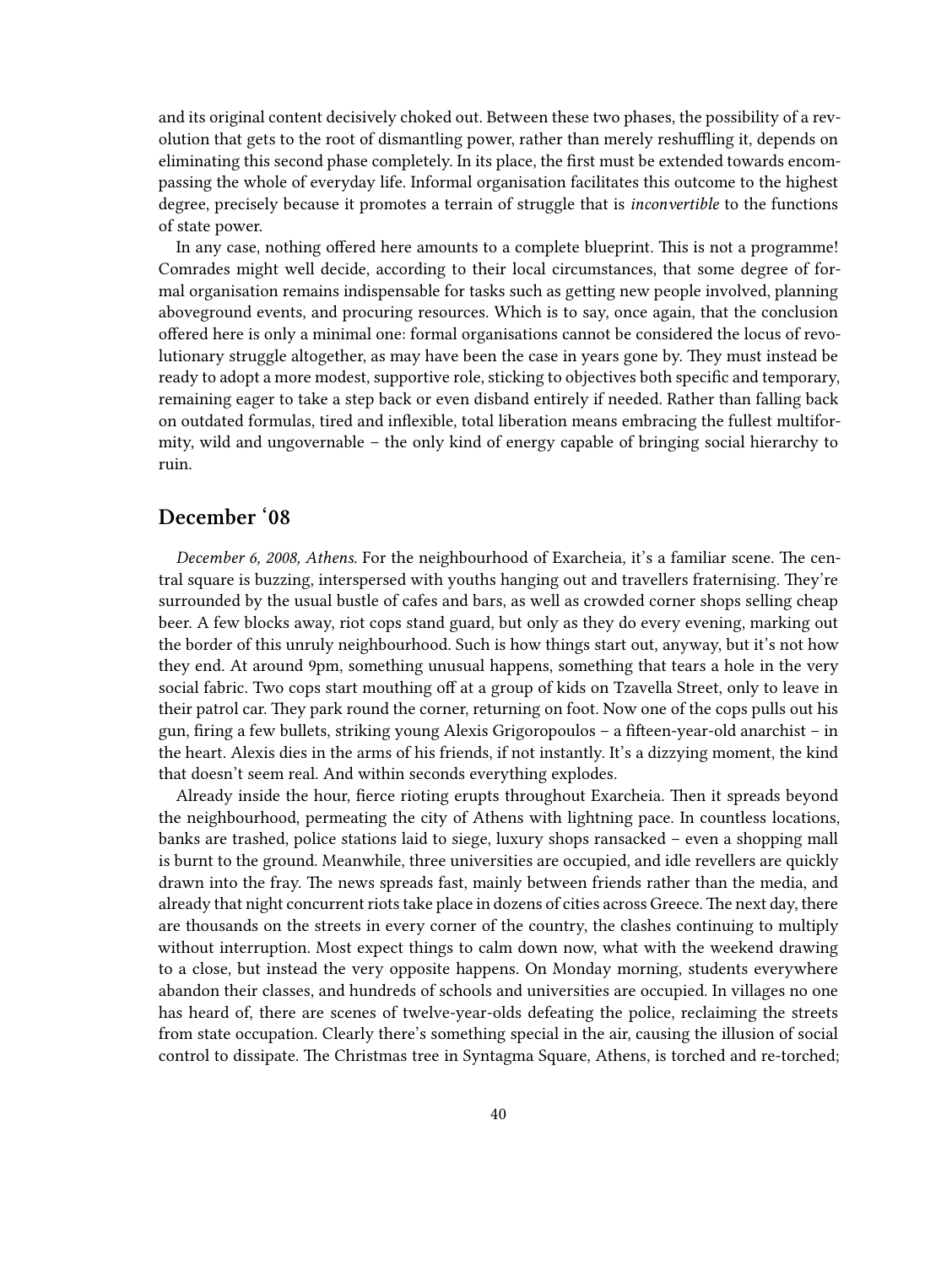and its original content decisively choked out. Between these two phases, the possibility of a revolution that gets to the root of dismantling power, rather than merely reshuffling it, depends on eliminating this second phase completely. In its place, the first must be extended towards encompassing the whole of everyday life. Informal organisation facilitates this outcome to the highest degree, precisely because it promotes a terrain of struggle that is *inconvertible* to the functions of state power.

In any case, nothing offered here amounts to a complete blueprint. This is not a programme! Comrades might well decide, according to their local circumstances, that some degree of formal organisation remains indispensable for tasks such as getting new people involved, planning aboveground events, and procuring resources. Which is to say, once again, that the conclusion offered here is only a minimal one: formal organisations cannot be considered the locus of revolutionary struggle altogether, as may have been the case in years gone by. They must instead be ready to adopt a more modest, supportive role, sticking to objectives both specific and temporary, remaining eager to take a step back or even disband entirely if needed. Rather than falling back on outdated formulas, tired and inflexible, total liberation means embracing the fullest multiformity, wild and ungovernable – the only kind of energy capable of bringing social hierarchy to ruin.

## December '08

*December 6, 2008, Athens.* For the neighbourhood of Exarcheia, it's a familiar scene. The central square is buzzing, interspersed with youths hanging out and travellers fraternising. They're surrounded by the usual bustle of cafes and bars, as well as crowded corner shops selling cheap beer. A few blocks away, riot cops stand guard, but only as they do every evening, marking out the border of this unruly neighbourhood. Such is how things start out, anyway, but it's not how they end. At around 9pm, something unusual happens, something that tears a hole in the very social fabric. Two cops start mouthing off at a group of kids on Tzavella Street, only to leave in their patrol car. They park round the corner, returning on foot. Now one of the cops pulls out his gun, firing a few bullets, striking young Alexis Grigoropoulos – a fifteen-year-old anarchist – in the heart. Alexis dies in the arms of his friends, if not instantly. It's a dizzying moment, the kind that doesn't seem real. And within seconds everything explodes.

Already inside the hour, fierce rioting erupts throughout Exarcheia. Then it spreads beyond the neighbourhood, permeating the city of Athens with lightning pace. In countless locations, banks are trashed, police stations laid to siege, luxury shops ransacked – even a shopping mall is burnt to the ground. Meanwhile, three universities are occupied, and idle revellers are quickly drawn into the fray. The news spreads fast, mainly between friends rather than the media, and already that night concurrent riots take place in dozens of cities across Greece. The next day, there are thousands on the streets in every corner of the country, the clashes continuing to multiply without interruption. Most expect things to calm down now, what with the weekend drawing to a close, but instead the very opposite happens. On Monday morning, students everywhere abandon their classes, and hundreds of schools and universities are occupied. In villages no one has heard of, there are scenes of twelve-year-olds defeating the police, reclaiming the streets from state occupation. Clearly there's something special in the air, causing the illusion of social control to dissipate. The Christmas tree in Syntagma Square, Athens, is torched and re-torched;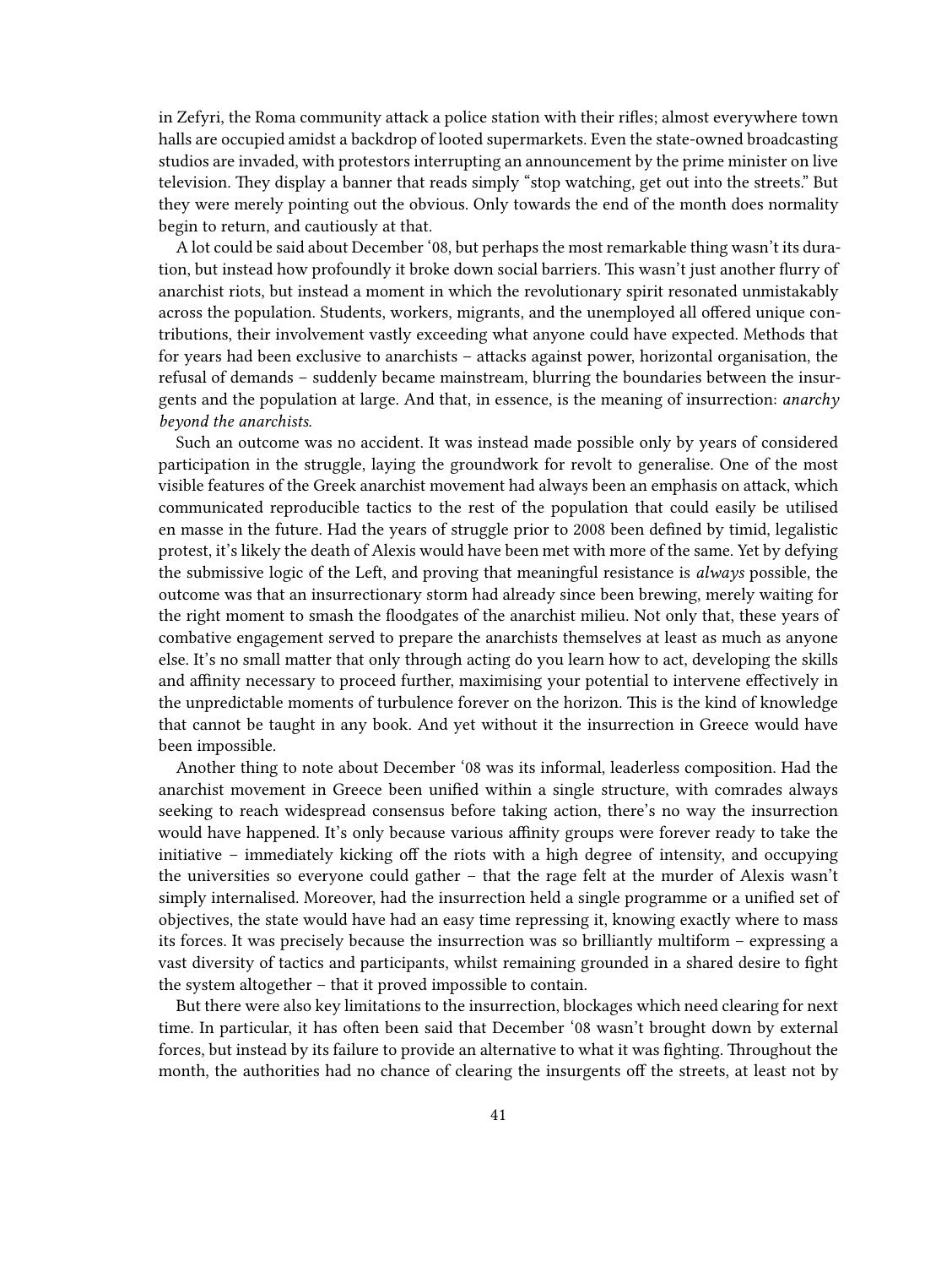in Zefyri, the Roma community attack a police station with their rifles; almost everywhere town halls are occupied amidst a backdrop of looted supermarkets. Even the state-owned broadcasting studios are invaded, with protestors interrupting an announcement by the prime minister on live television. They display a banner that reads simply "stop watching, get out into the streets." But they were merely pointing out the obvious. Only towards the end of the month does normality begin to return, and cautiously at that.

A lot could be said about December '08, but perhaps the most remarkable thing wasn't its duration, but instead how profoundly it broke down social barriers. This wasn't just another flurry of anarchist riots, but instead a moment in which the revolutionary spirit resonated unmistakably across the population. Students, workers, migrants, and the unemployed all offered unique contributions, their involvement vastly exceeding what anyone could have expected. Methods that for years had been exclusive to anarchists – attacks against power, horizontal organisation, the refusal of demands – suddenly became mainstream, blurring the boundaries between the insurgents and the population at large. And that, in essence, is the meaning of insurrection: *anarchy beyond the anarchists*.

Such an outcome was no accident. It was instead made possible only by years of considered participation in the struggle, laying the groundwork for revolt to generalise. One of the most visible features of the Greek anarchist movement had always been an emphasis on attack, which communicated reproducible tactics to the rest of the population that could easily be utilised en masse in the future. Had the years of struggle prior to 2008 been defined by timid, legalistic protest, it's likely the death of Alexis would have been met with more of the same. Yet by defying the submissive logic of the Left, and proving that meaningful resistance is *always* possible, the outcome was that an insurrectionary storm had already since been brewing, merely waiting for the right moment to smash the floodgates of the anarchist milieu. Not only that, these years of combative engagement served to prepare the anarchists themselves at least as much as anyone else. It's no small matter that only through acting do you learn how to act, developing the skills and affinity necessary to proceed further, maximising your potential to intervene effectively in the unpredictable moments of turbulence forever on the horizon. This is the kind of knowledge that cannot be taught in any book. And yet without it the insurrection in Greece would have been impossible.

Another thing to note about December '08 was its informal, leaderless composition. Had the anarchist movement in Greece been unified within a single structure, with comrades always seeking to reach widespread consensus before taking action, there's no way the insurrection would have happened. It's only because various affinity groups were forever ready to take the initiative – immediately kicking off the riots with a high degree of intensity, and occupying the universities so everyone could gather – that the rage felt at the murder of Alexis wasn't simply internalised. Moreover, had the insurrection held a single programme or a unified set of objectives, the state would have had an easy time repressing it, knowing exactly where to mass its forces. It was precisely because the insurrection was so brilliantly multiform – expressing a vast diversity of tactics and participants, whilst remaining grounded in a shared desire to fight the system altogether – that it proved impossible to contain.

But there were also key limitations to the insurrection, blockages which need clearing for next time. In particular, it has often been said that December '08 wasn't brought down by external forces, but instead by its failure to provide an alternative to what it was fighting. Throughout the month, the authorities had no chance of clearing the insurgents off the streets, at least not by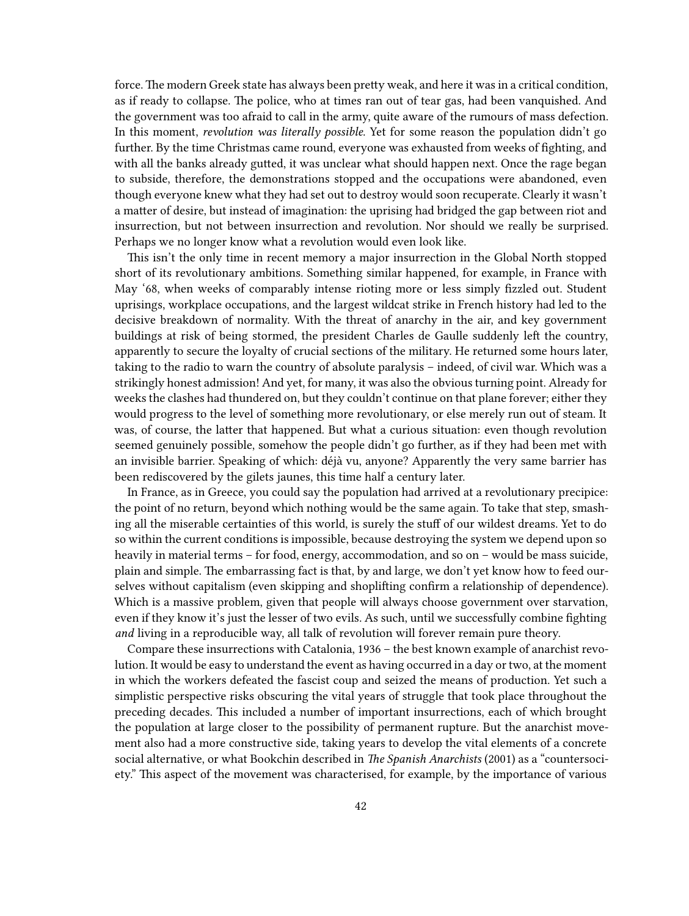force. The modern Greek state has always been pretty weak, and here it was in a critical condition, as if ready to collapse. The police, who at times ran out of tear gas, had been vanquished. And the government was too afraid to call in the army, quite aware of the rumours of mass defection. In this moment, *revolution was literally possible.* Yet for some reason the population didn't go further. By the time Christmas came round, everyone was exhausted from weeks of fighting, and with all the banks already gutted, it was unclear what should happen next. Once the rage began to subside, therefore, the demonstrations stopped and the occupations were abandoned, even though everyone knew what they had set out to destroy would soon recuperate. Clearly it wasn't a matter of desire, but instead of imagination: the uprising had bridged the gap between riot and insurrection, but not between insurrection and revolution. Nor should we really be surprised. Perhaps we no longer know what a revolution would even look like.

This isn't the only time in recent memory a major insurrection in the Global North stopped short of its revolutionary ambitions. Something similar happened, for example, in France with May '68, when weeks of comparably intense rioting more or less simply fizzled out. Student uprisings, workplace occupations, and the largest wildcat strike in French history had led to the decisive breakdown of normality. With the threat of anarchy in the air, and key government buildings at risk of being stormed, the president Charles de Gaulle suddenly left the country, apparently to secure the loyalty of crucial sections of the military. He returned some hours later, taking to the radio to warn the country of absolute paralysis – indeed, of civil war. Which was a strikingly honest admission! And yet, for many, it was also the obvious turning point. Already for weeks the clashes had thundered on, but they couldn't continue on that plane forever; either they would progress to the level of something more revolutionary, or else merely run out of steam. It was, of course, the latter that happened. But what a curious situation: even though revolution seemed genuinely possible, somehow the people didn't go further, as if they had been met with an invisible barrier. Speaking of which: déjà vu, anyone? Apparently the very same barrier has been rediscovered by the gilets jaunes, this time half a century later.

In France, as in Greece, you could say the population had arrived at a revolutionary precipice: the point of no return, beyond which nothing would be the same again. To take that step, smashing all the miserable certainties of this world, is surely the stuff of our wildest dreams. Yet to do so within the current conditions is impossible, because destroying the system we depend upon so heavily in material terms – for food, energy, accommodation, and so on – would be mass suicide, plain and simple. The embarrassing fact is that, by and large, we don't yet know how to feed ourselves without capitalism (even skipping and shoplifting confirm a relationship of dependence). Which is a massive problem, given that people will always choose government over starvation, even if they know it's just the lesser of two evils. As such, until we successfully combine fighting *and* living in a reproducible way, all talk of revolution will forever remain pure theory.

Compare these insurrections with Catalonia, 1936 – the best known example of anarchist revolution. It would be easy to understand the event as having occurred in a day or two, at the moment in which the workers defeated the fascist coup and seized the means of production. Yet such a simplistic perspective risks obscuring the vital years of struggle that took place throughout the preceding decades. This included a number of important insurrections, each of which brought the population at large closer to the possibility of permanent rupture. But the anarchist movement also had a more constructive side, taking years to develop the vital elements of a concrete social alternative, or what Bookchin described in *The Spanish Anarchists* (2001) as a "countersociety." This aspect of the movement was characterised, for example, by the importance of various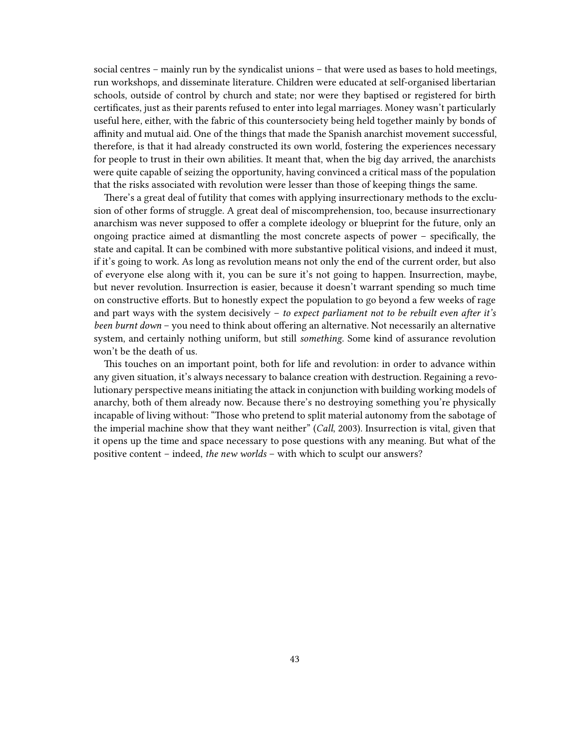social centres – mainly run by the syndicalist unions – that were used as bases to hold meetings, run workshops, and disseminate literature. Children were educated at self-organised libertarian schools, outside of control by church and state; nor were they baptised or registered for birth certificates, just as their parents refused to enter into legal marriages. Money wasn't particularly useful here, either, with the fabric of this countersociety being held together mainly by bonds of affinity and mutual aid. One of the things that made the Spanish anarchist movement successful, therefore, is that it had already constructed its own world, fostering the experiences necessary for people to trust in their own abilities. It meant that, when the big day arrived, the anarchists were quite capable of seizing the opportunity, having convinced a critical mass of the population that the risks associated with revolution were lesser than those of keeping things the same.

There's a great deal of futility that comes with applying insurrectionary methods to the exclusion of other forms of struggle. A great deal of miscomprehension, too, because insurrectionary anarchism was never supposed to offer a complete ideology or blueprint for the future, only an ongoing practice aimed at dismantling the most concrete aspects of power – specifically, the state and capital. It can be combined with more substantive political visions, and indeed it must, if it's going to work. As long as revolution means not only the end of the current order, but also of everyone else along with it, you can be sure it's not going to happen. Insurrection, maybe, but never revolution. Insurrection is easier, because it doesn't warrant spending so much time on constructive efforts. But to honestly expect the population to go beyond a few weeks of rage and part ways with the system decisively – *to expect parliament not to be rebuilt even after it's been burnt down* – you need to think about offering an alternative. Not necessarily an alternative system, and certainly nothing uniform, but still *something*. Some kind of assurance revolution won't be the death of us.

This touches on an important point, both for life and revolution: in order to advance within any given situation, it's always necessary to balance creation with destruction. Regaining a revolutionary perspective means initiating the attack in conjunction with building working models of anarchy, both of them already now. Because there's no destroying something you're physically incapable of living without: "Those who pretend to split material autonomy from the sabotage of the imperial machine show that they want neither" (*Call*, 2003). Insurrection is vital, given that it opens up the time and space necessary to pose questions with any meaning. But what of the positive content – indeed, *the new worlds* – with which to sculpt our answers?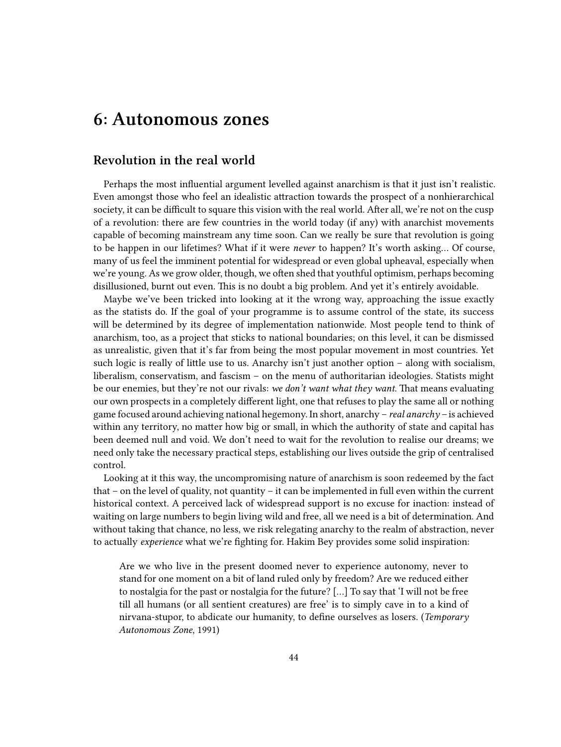# 6: Autonomous zones

## Revolution in the real world

Perhaps the most influential argument levelled against anarchism is that it just isn't realistic. Even amongst those who feel an idealistic attraction towards the prospect of a nonhierarchical society, it can be difficult to square this vision with the real world. After all, we're not on the cusp of a revolution: there are few countries in the world today (if any) with anarchist movements capable of becoming mainstream any time soon. Can we really be sure that revolution is going to be happen in our lifetimes? What if it were *never* to happen? It's worth asking… Of course, many of us feel the imminent potential for widespread or even global upheaval, especially when we're young. As we grow older, though, we often shed that youthful optimism, perhaps becoming disillusioned, burnt out even. This is no doubt a big problem. And yet it's entirely avoidable.

Maybe we've been tricked into looking at it the wrong way, approaching the issue exactly as the statists do. If the goal of your programme is to assume control of the state, its success will be determined by its degree of implementation nationwide. Most people tend to think of anarchism, too, as a project that sticks to national boundaries; on this level, it can be dismissed as unrealistic, given that it's far from being the most popular movement in most countries. Yet such logic is really of little use to us. Anarchy isn't just another option – along with socialism, liberalism, conservatism, and fascism – on the menu of authoritarian ideologies. Statists might be our enemies, but they're not our rivals: *we don't want what they want.* That means evaluating our own prospects in a completely different light, one that refuses to play the same all or nothing game focused around achieving national hegemony. In short, anarchy – *real anarchy* – is achieved within any territory, no matter how big or small, in which the authority of state and capital has been deemed null and void. We don't need to wait for the revolution to realise our dreams; we need only take the necessary practical steps, establishing our lives outside the grip of centralised control.

Looking at it this way, the uncompromising nature of anarchism is soon redeemed by the fact that – on the level of quality, not quantity – it can be implemented in full even within the current historical context. A perceived lack of widespread support is no excuse for inaction: instead of waiting on large numbers to begin living wild and free, all we need is a bit of determination. And without taking that chance, no less, we risk relegating anarchy to the realm of abstraction, never to actually *experience* what we're fighting for. Hakim Bey provides some solid inspiration:

> Are we who live in the present doomed never to experience autonomy, never to stand for one moment on a bit of land ruled only by freedom? Are we reduced either to nostalgia for the past or nostalgia for the future? […] To say that 'I will not be free till all humans (or all sentient creatures) are free' is to simply cave in to a kind of nirvana-stupor, to abdicate our humanity, to define ourselves as losers. (*Temporary Autonomous Zone*, 1991)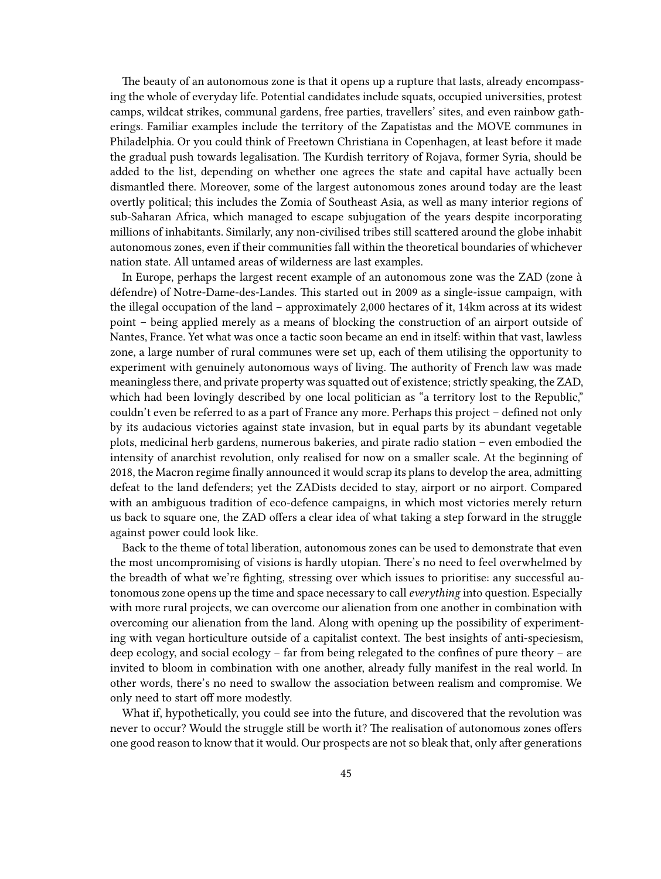The beauty of an autonomous zone is that it opens up a rupture that lasts, already encompassing the whole of everyday life. Potential candidates include squats, occupied universities, protest camps, wildcat strikes, communal gardens, free parties, travellers' sites, and even rainbow gatherings. Familiar examples include the territory of the Zapatistas and the MOVE communes in Philadelphia. Or you could think of Freetown Christiana in Copenhagen, at least before it made the gradual push towards legalisation. The Kurdish territory of Rojava, former Syria, should be added to the list, depending on whether one agrees the state and capital have actually been dismantled there. Moreover, some of the largest autonomous zones around today are the least overtly political; this includes the Zomia of Southeast Asia, as well as many interior regions of sub-Saharan Africa, which managed to escape subjugation of the years despite incorporating millions of inhabitants. Similarly, any non-civilised tribes still scattered around the globe inhabit autonomous zones, even if their communities fall within the theoretical boundaries of whichever nation state. All untamed areas of wilderness are last examples.

In Europe, perhaps the largest recent example of an autonomous zone was the ZAD (zone à défendre) of Notre-Dame-des-Landes. This started out in 2009 as a single-issue campaign, with the illegal occupation of the land – approximately 2,000 hectares of it, 14km across at its widest point – being applied merely as a means of blocking the construction of an airport outside of Nantes, France. Yet what was once a tactic soon became an end in itself: within that vast, lawless zone, a large number of rural communes were set up, each of them utilising the opportunity to experiment with genuinely autonomous ways of living. The authority of French law was made meaningless there, and private property was squatted out of existence; strictly speaking, the ZAD, which had been lovingly described by one local politician as "a territory lost to the Republic," couldn't even be referred to as a part of France any more. Perhaps this project – defined not only by its audacious victories against state invasion, but in equal parts by its abundant vegetable plots, medicinal herb gardens, numerous bakeries, and pirate radio station – even embodied the intensity of anarchist revolution, only realised for now on a smaller scale. At the beginning of 2018, the Macron regime finally announced it would scrap its plans to develop the area, admitting defeat to the land defenders; yet the ZADists decided to stay, airport or no airport. Compared with an ambiguous tradition of eco-defence campaigns, in which most victories merely return us back to square one, the ZAD offers a clear idea of what taking a step forward in the struggle against power could look like.

Back to the theme of total liberation, autonomous zones can be used to demonstrate that even the most uncompromising of visions is hardly utopian. There's no need to feel overwhelmed by the breadth of what we're fighting, stressing over which issues to prioritise: any successful autonomous zone opens up the time and space necessary to call *everything* into question. Especially with more rural projects, we can overcome our alienation from one another in combination with overcoming our alienation from the land. Along with opening up the possibility of experimenting with vegan horticulture outside of a capitalist context. The best insights of anti-speciesism, deep ecology, and social ecology – far from being relegated to the confines of pure theory – are invited to bloom in combination with one another, already fully manifest in the real world. In other words, there's no need to swallow the association between realism and compromise. We only need to start off more modestly.

What if, hypothetically, you could see into the future, and discovered that the revolution was never to occur? Would the struggle still be worth it? The realisation of autonomous zones offers one good reason to know that it would. Our prospects are not so bleak that, only after generations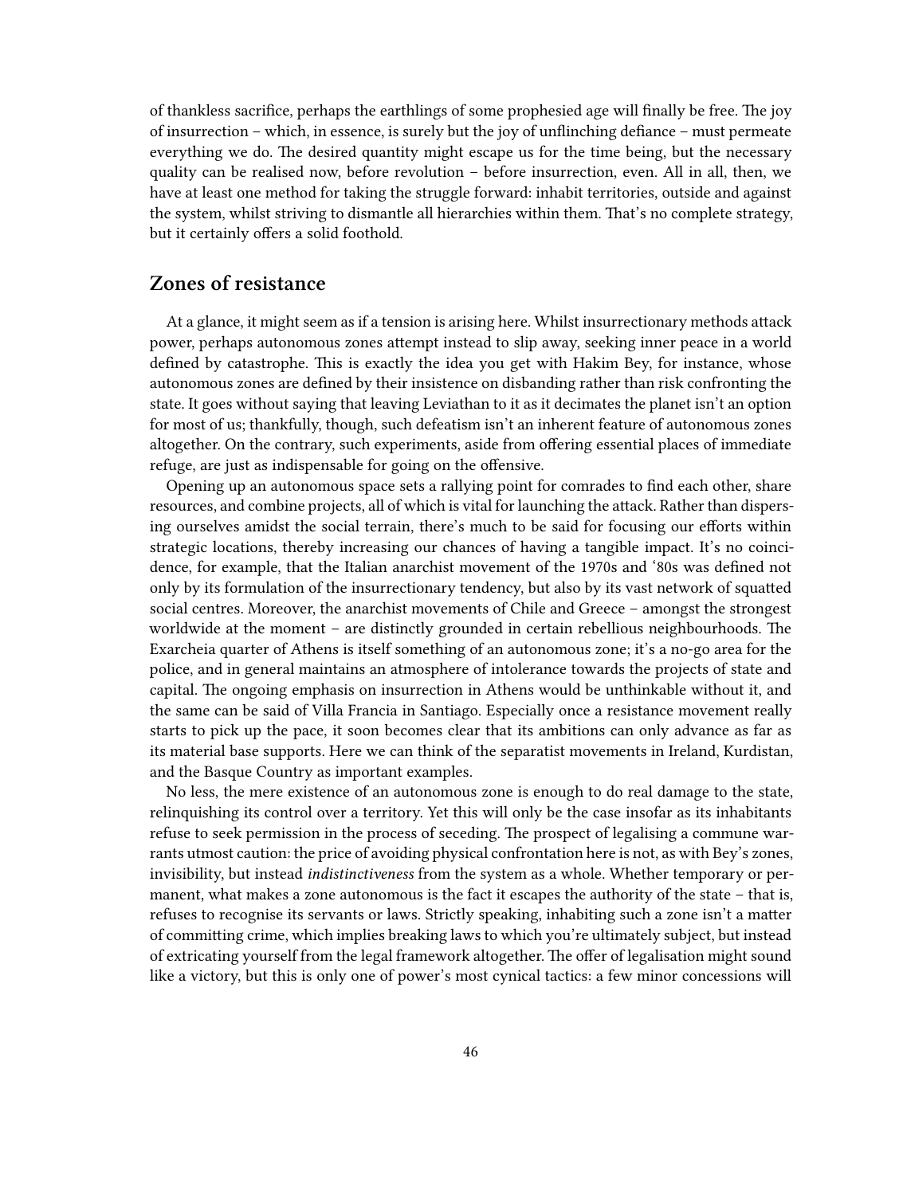of thankless sacrifice, perhaps the earthlings of some prophesied age will finally be free. The joy of insurrection – which, in essence, is surely but the joy of unflinching defiance – must permeate everything we do. The desired quantity might escape us for the time being, but the necessary quality can be realised now, before revolution – before insurrection, even. All in all, then, we have at least one method for taking the struggle forward: inhabit territories, outside and against the system, whilst striving to dismantle all hierarchies within them. That's no complete strategy, but it certainly offers a solid foothold.

## Zones of resistance

At a glance, it might seem as if a tension is arising here. Whilst insurrectionary methods attack power, perhaps autonomous zones attempt instead to slip away, seeking inner peace in a world defined by catastrophe. This is exactly the idea you get with Hakim Bey, for instance, whose autonomous zones are defined by their insistence on disbanding rather than risk confronting the state. It goes without saying that leaving Leviathan to it as it decimates the planet isn't an option for most of us; thankfully, though, such defeatism isn't an inherent feature of autonomous zones altogether. On the contrary, such experiments, aside from offering essential places of immediate refuge, are just as indispensable for going on the offensive.

Opening up an autonomous space sets a rallying point for comrades to find each other, share resources, and combine projects, all of which is vital for launching the attack. Rather than dispersing ourselves amidst the social terrain, there's much to be said for focusing our efforts within strategic locations, thereby increasing our chances of having a tangible impact. It's no coincidence, for example, that the Italian anarchist movement of the 1970s and '80s was defined not only by its formulation of the insurrectionary tendency, but also by its vast network of squatted social centres. Moreover, the anarchist movements of Chile and Greece – amongst the strongest worldwide at the moment – are distinctly grounded in certain rebellious neighbourhoods. The Exarcheia quarter of Athens is itself something of an autonomous zone; it's a no-go area for the police, and in general maintains an atmosphere of intolerance towards the projects of state and capital. The ongoing emphasis on insurrection in Athens would be unthinkable without it, and the same can be said of Villa Francia in Santiago. Especially once a resistance movement really starts to pick up the pace, it soon becomes clear that its ambitions can only advance as far as its material base supports. Here we can think of the separatist movements in Ireland, Kurdistan, and the Basque Country as important examples.

No less, the mere existence of an autonomous zone is enough to do real damage to the state, relinquishing its control over a territory. Yet this will only be the case insofar as its inhabitants refuse to seek permission in the process of seceding. The prospect of legalising a commune warrants utmost caution: the price of avoiding physical confrontation here is not, as with Bey's zones, invisibility, but instead *indistinctiveness* from the system as a whole. Whether temporary or permanent, what makes a zone autonomous is the fact it escapes the authority of the state – that is, refuses to recognise its servants or laws. Strictly speaking, inhabiting such a zone isn't a matter of committing crime, which implies breaking laws to which you're ultimately subject, but instead of extricating yourself from the legal framework altogether. The offer of legalisation might sound like a victory, but this is only one of power's most cynical tactics: a few minor concessions will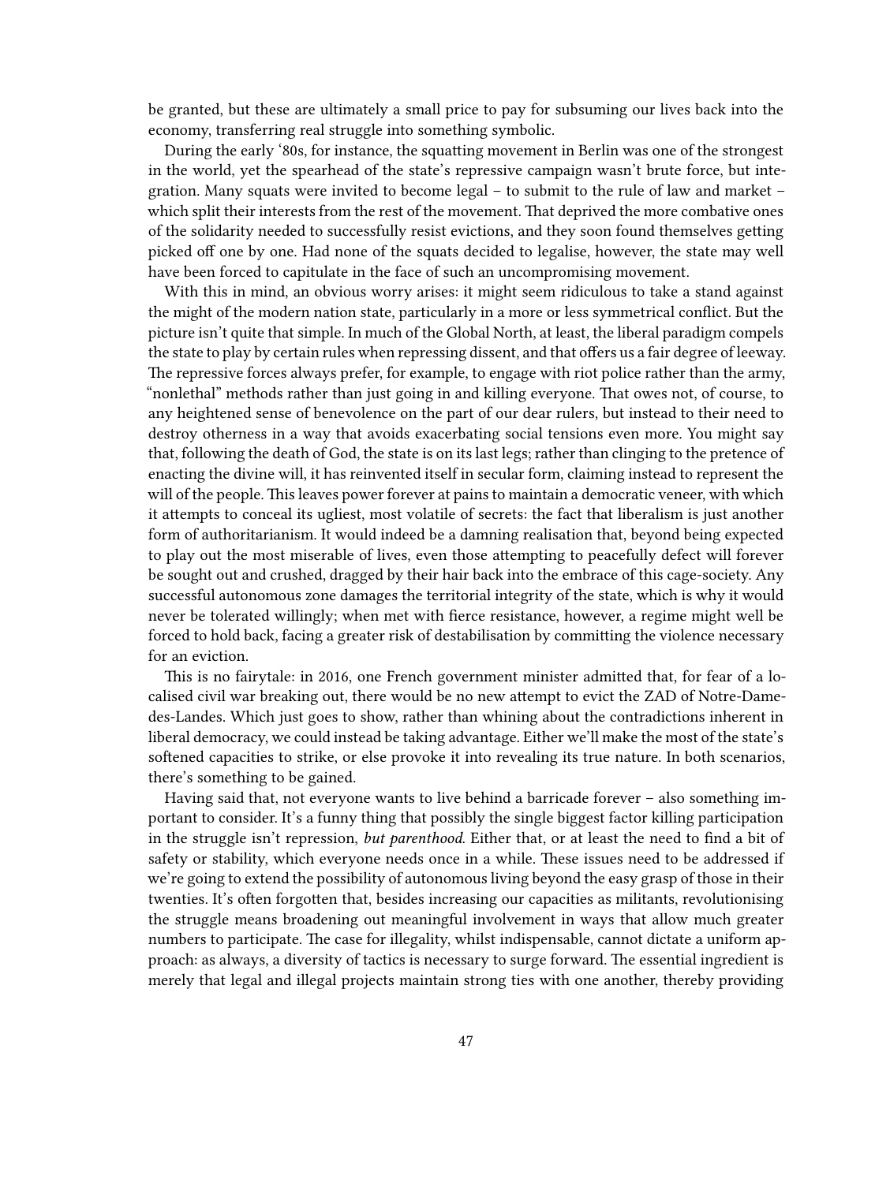be granted, but these are ultimately a small price to pay for subsuming our lives back into the economy, transferring real struggle into something symbolic.

During the early '80s, for instance, the squatting movement in Berlin was one of the strongest in the world, yet the spearhead of the state's repressive campaign wasn't brute force, but integration. Many squats were invited to become legal – to submit to the rule of law and market – which split their interests from the rest of the movement. That deprived the more combative ones of the solidarity needed to successfully resist evictions, and they soon found themselves getting picked off one by one. Had none of the squats decided to legalise, however, the state may well have been forced to capitulate in the face of such an uncompromising movement.

With this in mind, an obvious worry arises: it might seem ridiculous to take a stand against the might of the modern nation state, particularly in a more or less symmetrical conflict. But the picture isn't quite that simple. In much of the Global North, at least, the liberal paradigm compels the state to play by certain rules when repressing dissent, and that offers us a fair degree of leeway. The repressive forces always prefer, for example, to engage with riot police rather than the army, "nonlethal" methods rather than just going in and killing everyone. That owes not, of course, to any heightened sense of benevolence on the part of our dear rulers, but instead to their need to destroy otherness in a way that avoids exacerbating social tensions even more. You might say that, following the death of God, the state is on its last legs; rather than clinging to the pretence of enacting the divine will, it has reinvented itself in secular form, claiming instead to represent the will of the people. This leaves power forever at pains to maintain a democratic veneer, with which it attempts to conceal its ugliest, most volatile of secrets: the fact that liberalism is just another form of authoritarianism. It would indeed be a damning realisation that, beyond being expected to play out the most miserable of lives, even those attempting to peacefully defect will forever be sought out and crushed, dragged by their hair back into the embrace of this cage-society. Any successful autonomous zone damages the territorial integrity of the state, which is why it would never be tolerated willingly; when met with fierce resistance, however, a regime might well be forced to hold back, facing a greater risk of destabilisation by committing the violence necessary for an eviction.

This is no fairytale: in 2016, one French government minister admitted that, for fear of a localised civil war breaking out, there would be no new attempt to evict the ZAD of Notre-Dame-des-Landes. Which just goes to show, rather than whining about the contradictions inherent in liberal democracy, we could instead be taking advantage. Either we'll make the most of the state's softened capacities to strike, or else provoke it into revealing its true nature. In both scenarios, there's something to be gained.

Having said that, not everyone wants to live behind a barricade forever – also something important to consider. It's a funny thing that possibly the single biggest factor killing participation in the struggle isn't repression, *but parenthood*. Either that, or at least the need to find a bit of safety or stability, which everyone needs once in a while. These issues need to be addressed if we're going to extend the possibility of autonomous living beyond the easy grasp of those in their twenties. It's often forgotten that, besides increasing our capacities as militants, revolutionising the struggle means broadening out meaningful involvement in ways that allow much greater numbers to participate. The case for illegality, whilst indispensable, cannot dictate a uniform approach: as always, a diversity of tactics is necessary to surge forward. The essential ingredient is merely that legal and illegal projects maintain strong ties with one another, thereby providing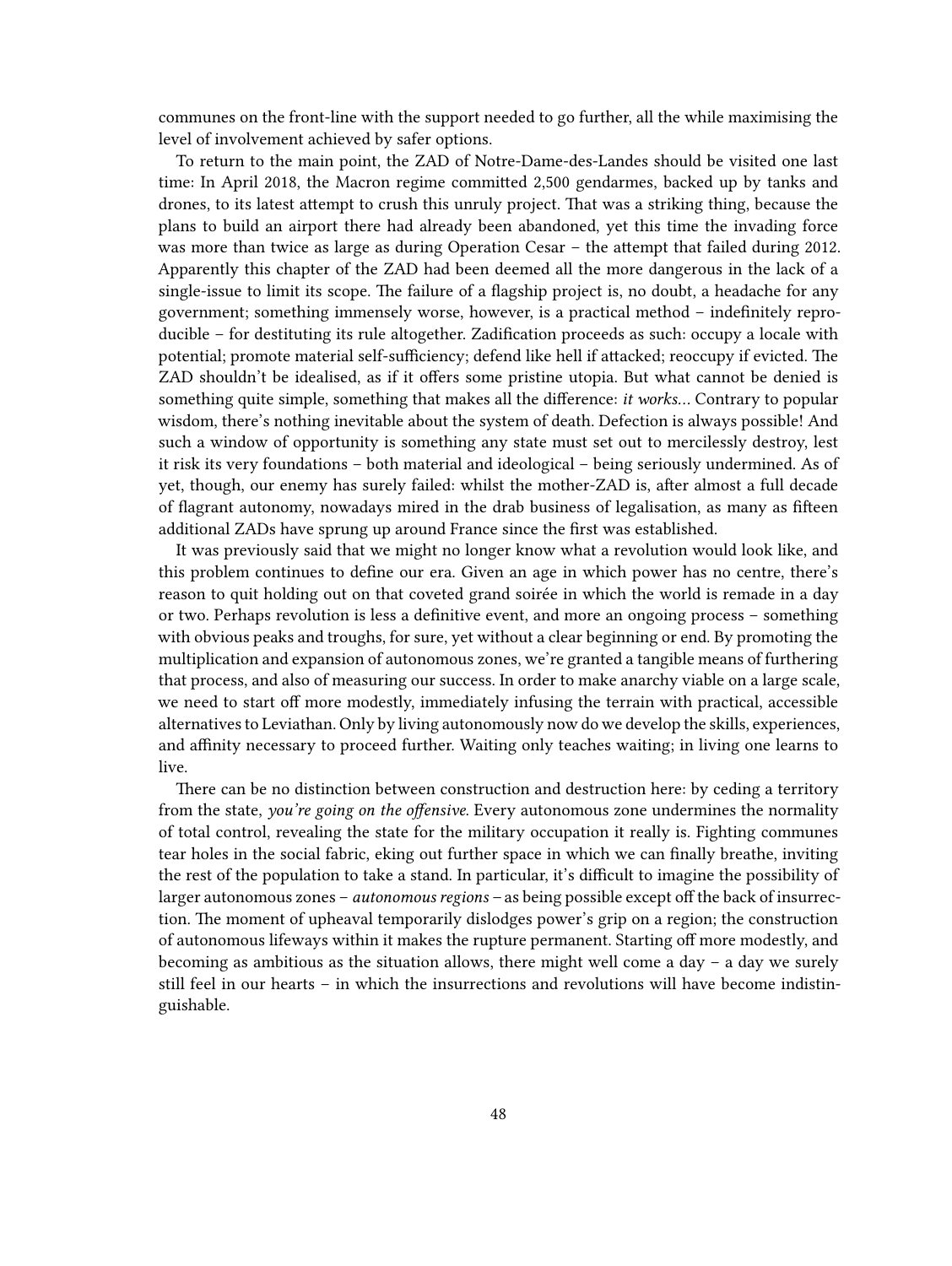communes on the front-line with the support needed to go further, all the while maximising the level of involvement achieved by safer options.

To return to the main point, the ZAD of Notre-Dame-des-Landes should be visited one last time: In April 2018, the Macron regime committed 2,500 gendarmes, backed up by tanks and drones, to its latest attempt to crush this unruly project. That was a striking thing, because the plans to build an airport there had already been abandoned, yet this time the invading force was more than twice as large as during Operation Cesar – the attempt that failed during 2012. Apparently this chapter of the ZAD had been deemed all the more dangerous in the lack of a single-issue to limit its scope. The failure of a flagship project is, no doubt, a headache for any government; something immensely worse, however, is a practical method – indefinitely reproducible – for destituting its rule altogether. Zadification proceeds as such: occupy a locale with potential; promote material self-sufficiency; defend like hell if attacked; reoccupy if evicted. The ZAD shouldn't be idealised, as if it offers some pristine utopia. But what cannot be denied is something quite simple, something that makes all the difference: *it works…* Contrary to popular wisdom, there's nothing inevitable about the system of death. Defection is always possible! And such a window of opportunity is something any state must set out to mercilessly destroy, lest it risk its very foundations – both material and ideological – being seriously undermined. As of yet, though, our enemy has surely failed: whilst the mother-ZAD is, after almost a full decade of flagrant autonomy, nowadays mired in the drab business of legalisation, as many as fifteen additional ZADs have sprung up around France since the first was established.

It was previously said that we might no longer know what a revolution would look like, and this problem continues to define our era. Given an age in which power has no centre, there's reason to quit holding out on that coveted grand soirée in which the world is remade in a day or two. Perhaps revolution is less a definitive event, and more an ongoing process – something with obvious peaks and troughs, for sure, yet without a clear beginning or end. By promoting the multiplication and expansion of autonomous zones, we're granted a tangible means of furthering that process, and also of measuring our success. In order to make anarchy viable on a large scale, we need to start off more modestly, immediately infusing the terrain with practical, accessible alternatives to Leviathan. Only by living autonomously now do we develop the skills, experiences, and affinity necessary to proceed further. Waiting only teaches waiting; in living one learns to live.

There can be no distinction between construction and destruction here: by ceding a territory from the state, *you're going on the offensive.* Every autonomous zone undermines the normality of total control, revealing the state for the military occupation it really is. Fighting communes tear holes in the social fabric, eking out further space in which we can finally breathe, inviting the rest of the population to take a stand. In particular, it's difficult to imagine the possibility of larger autonomous zones – *autonomous regions* – as being possible except off the back of insurrection. The moment of upheaval temporarily dislodges power's grip on a region; the construction of autonomous lifeways within it makes the rupture permanent. Starting off more modestly, and becoming as ambitious as the situation allows, there might well come a day – a day we surely still feel in our hearts – in which the insurrections and revolutions will have become indistinguishable.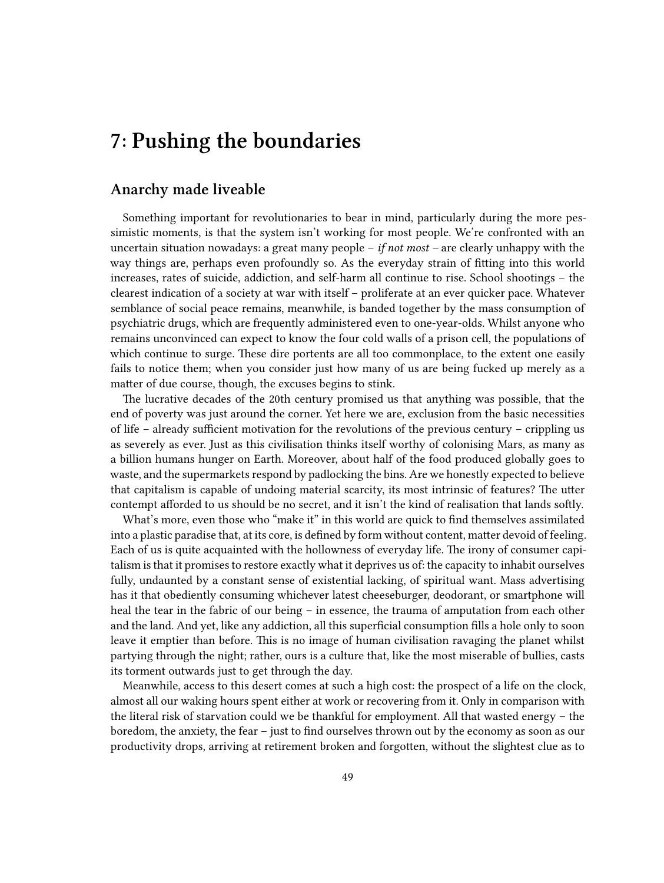# 7: Pushing the boundaries

## Anarchy made liveable

Something important for revolutionaries to bear in mind, particularly during the more pessimistic moments, is that the system isn't working for most people. We're confronted with an uncertain situation nowadays: a great many people – *if not most* – are clearly unhappy with the way things are, perhaps even profoundly so. As the everyday strain of fitting into this world increases, rates of suicide, addiction, and self-harm all continue to rise. School shootings – the clearest indication of a society at war with itself – proliferate at an ever quicker pace. Whatever semblance of social peace remains, meanwhile, is banded together by the mass consumption of psychiatric drugs, which are frequently administered even to one-year-olds. Whilst anyone who remains unconvinced can expect to know the four cold walls of a prison cell, the populations of which continue to surge. These dire portents are all too commonplace, to the extent one easily fails to notice them; when you consider just how many of us are being fucked up merely as a matter of due course, though, the excuses begins to stink.

The lucrative decades of the 20th century promised us that anything was possible, that the end of poverty was just around the corner. Yet here we are, exclusion from the basic necessities of life – already sufficient motivation for the revolutions of the previous century – crippling us as severely as ever. Just as this civilisation thinks itself worthy of colonising Mars, as many as a billion humans hunger on Earth. Moreover, about half of the food produced globally goes to waste, and the supermarkets respond by padlocking the bins. Are we honestly expected to believe that capitalism is capable of undoing material scarcity, its most intrinsic of features? The utter contempt afforded to us should be no secret, and it isn't the kind of realisation that lands softly.

What's more, even those who "make it" in this world are quick to find themselves assimilated into a plastic paradise that, at its core, is defined by form without content, matter devoid of feeling. Each of us is quite acquainted with the hollowness of everyday life. The irony of consumer capitalism is that it promises to restore exactly what it deprives us of: the capacity to inhabit ourselves fully, undaunted by a constant sense of existential lacking, of spiritual want. Mass advertising has it that obediently consuming whichever latest cheeseburger, deodorant, or smartphone will heal the tear in the fabric of our being – in essence, the trauma of amputation from each other and the land. And yet, like any addiction, all this superficial consumption fills a hole only to soon leave it emptier than before. This is no image of human civilisation ravaging the planet whilst partying through the night; rather, ours is a culture that, like the most miserable of bullies, casts its torment outwards just to get through the day.

Meanwhile, access to this desert comes at such a high cost: the prospect of a life on the clock, almost all our waking hours spent either at work or recovering from it. Only in comparison with the literal risk of starvation could we be thankful for employment. All that wasted energy – the boredom, the anxiety, the fear – just to find ourselves thrown out by the economy as soon as our productivity drops, arriving at retirement broken and forgotten, without the slightest clue as to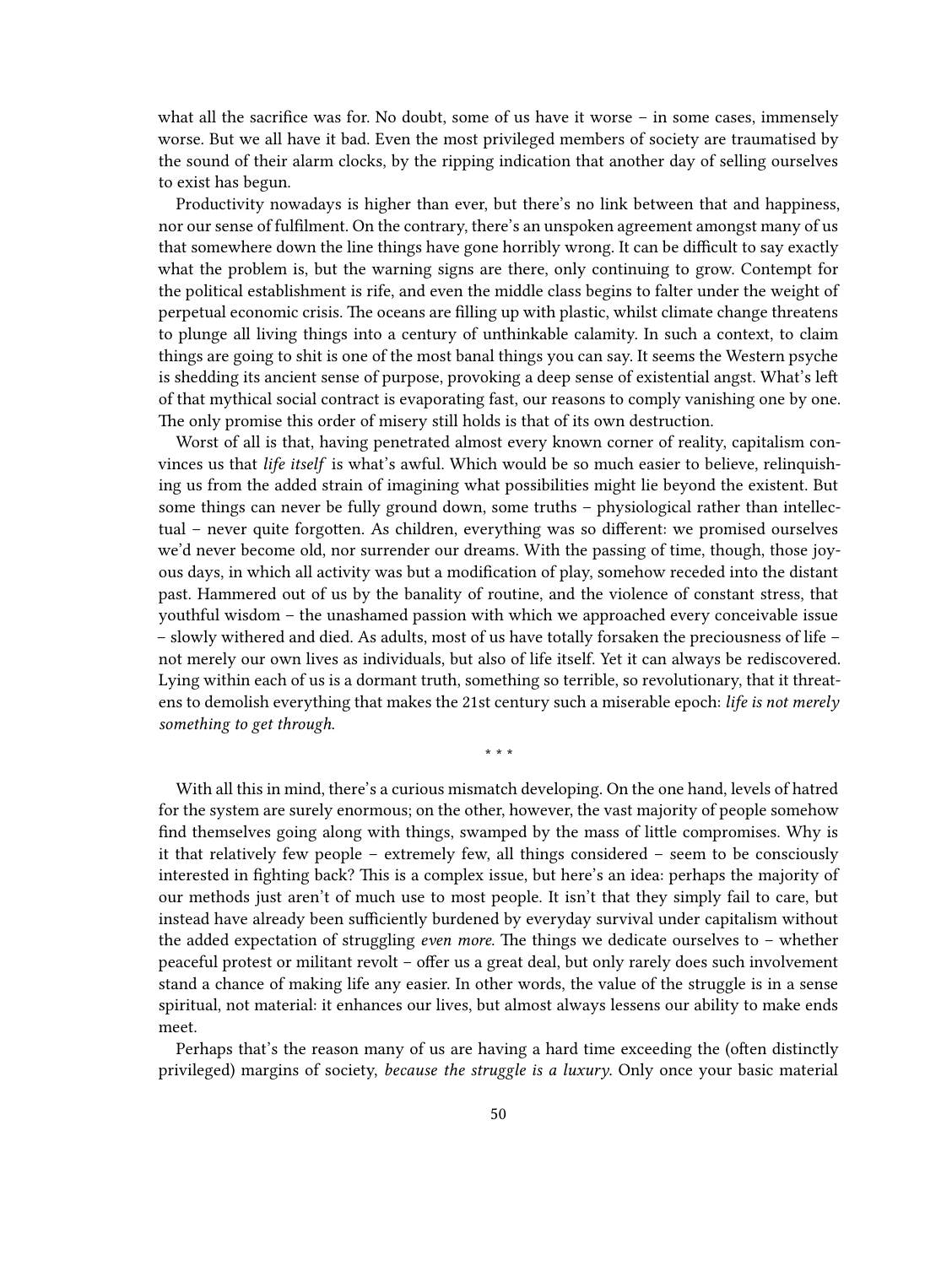what all the sacrifice was for. No doubt, some of us have it worse – in some cases, immensely worse. But we all have it bad. Even the most privileged members of society are traumatised by the sound of their alarm clocks, by the ripping indication that another day of selling ourselves to exist has begun.

Productivity nowadays is higher than ever, but there's no link between that and happiness, nor our sense of fulfilment. On the contrary, there's an unspoken agreement amongst many of us that somewhere down the line things have gone horribly wrong. It can be difficult to say exactly what the problem is, but the warning signs are there, only continuing to grow. Contempt for the political establishment is rife, and even the middle class begins to falter under the weight of perpetual economic crisis. The oceans are filling up with plastic, whilst climate change threatens to plunge all living things into a century of unthinkable calamity. In such a context, to claim things are going to shit is one of the most banal things you can say. It seems the Western psyche is shedding its ancient sense of purpose, provoking a deep sense of existential angst. What's left of that mythical social contract is evaporating fast, our reasons to comply vanishing one by one. The only promise this order of misery still holds is that of its own destruction.

Worst of all is that, having penetrated almost every known corner of reality, capitalism convinces us that *life itself* is what's awful. Which would be so much easier to believe, relinquishing us from the added strain of imagining what possibilities might lie beyond the existent. But some things can never be fully ground down, some truths – physiological rather than intellectual – never quite forgotten. As children, everything was so different: we promised ourselves we'd never become old, nor surrender our dreams. With the passing of time, though, those joyous days, in which all activity was but a modification of play, somehow receded into the distant past. Hammered out of us by the banality of routine, and the violence of constant stress, that youthful wisdom – the unashamed passion with which we approached every conceivable issue – slowly withered and died. As adults, most of us have totally forsaken the preciousness of life – not merely our own lives as individuals, but also of life itself. Yet it can always be rediscovered. Lying within each of us is a dormant truth, something so terrible, so revolutionary, that it threatens to demolish everything that makes the 21st century such a miserable epoch: *life is not merely something to get through.*

\* \* \*

With all this in mind, there's a curious mismatch developing. On the one hand, levels of hatred for the system are surely enormous; on the other, however, the vast majority of people somehow find themselves going along with things, swamped by the mass of little compromises. Why is it that relatively few people – extremely few, all things considered – seem to be consciously interested in fighting back? This is a complex issue, but here's an idea: perhaps the majority of our methods just aren't of much use to most people. It isn't that they simply fail to care, but instead have already been sufficiently burdened by everyday survival under capitalism without the added expectation of struggling *even more*. The things we dedicate ourselves to – whether peaceful protest or militant revolt – offer us a great deal, but only rarely does such involvement stand a chance of making life any easier. In other words, the value of the struggle is in a sense spiritual, not material: it enhances our lives, but almost always lessens our ability to make ends meet.

Perhaps that's the reason many of us are having a hard time exceeding the (often distinctly privileged) margins of society, *because the struggle is a luxury*. Only once your basic material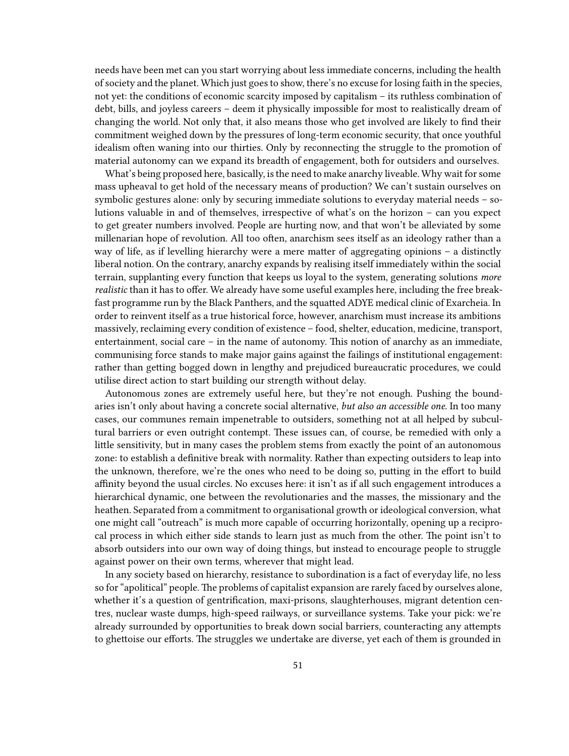needs have been met can you start worrying about less immediate concerns, including the health of society and the planet. Which just goes to show, there's no excuse for losing faith in the species, not yet: the conditions of economic scarcity imposed by capitalism – its ruthless combination of debt, bills, and joyless careers – deem it physically impossible for most to realistically dream of changing the world. Not only that, it also means those who get involved are likely to find their commitment weighed down by the pressures of long-term economic security, that once youthful idealism often waning into our thirties. Only by reconnecting the struggle to the promotion of material autonomy can we expand its breadth of engagement, both for outsiders and ourselves.

What's being proposed here, basically, is the need to make anarchy liveable. Why wait for some mass upheaval to get hold of the necessary means of production? We can't sustain ourselves on symbolic gestures alone: only by securing immediate solutions to everyday material needs – solutions valuable in and of themselves, irrespective of what's on the horizon – can you expect to get greater numbers involved. People are hurting now, and that won't be alleviated by some millenarian hope of revolution. All too often, anarchism sees itself as an ideology rather than a way of life, as if levelling hierarchy were a mere matter of aggregating opinions – a distinctly liberal notion. On the contrary, anarchy expands by realising itself immediately within the social terrain, supplanting every function that keeps us loyal to the system, generating solutions *more realistic* than it has to offer. We already have some useful examples here, including the free breakfast programme run by the Black Panthers, and the squatted ADYE medical clinic of Exarcheia. In order to reinvent itself as a true historical force, however, anarchism must increase its ambitions massively, reclaiming every condition of existence – food, shelter, education, medicine, transport, entertainment, social care – in the name of autonomy. This notion of anarchy as an immediate, communising force stands to make major gains against the failings of institutional engagement: rather than getting bogged down in lengthy and prejudiced bureaucratic procedures, we could utilise direct action to start building our strength without delay.

Autonomous zones are extremely useful here, but they're not enough. Pushing the boundaries isn't only about having a concrete social alternative, *but also an accessible one*. In too many cases, our communes remain impenetrable to outsiders, something not at all helped by subcultural barriers or even outright contempt. These issues can, of course, be remedied with only a little sensitivity, but in many cases the problem stems from exactly the point of an autonomous zone: to establish a definitive break with normality. Rather than expecting outsiders to leap into the unknown, therefore, we're the ones who need to be doing so, putting in the effort to build affinity beyond the usual circles. No excuses here: it isn't as if all such engagement introduces a hierarchical dynamic, one between the revolutionaries and the masses, the missionary and the heathen. Separated from a commitment to organisational growth or ideological conversion, what one might call "outreach" is much more capable of occurring horizontally, opening up a reciprocal process in which either side stands to learn just as much from the other. The point isn't to absorb outsiders into our own way of doing things, but instead to encourage people to struggle against power on their own terms, wherever that might lead.

In any society based on hierarchy, resistance to subordination is a fact of everyday life, no less so for "apolitical" people. The problems of capitalist expansion are rarely faced by ourselves alone, whether it's a question of gentrification, maxi-prisons, slaughterhouses, migrant detention centres, nuclear waste dumps, high-speed railways, or surveillance systems. Take your pick: we're already surrounded by opportunities to break down social barriers, counteracting any attempts to ghettoise our efforts. The struggles we undertake are diverse, yet each of them is grounded in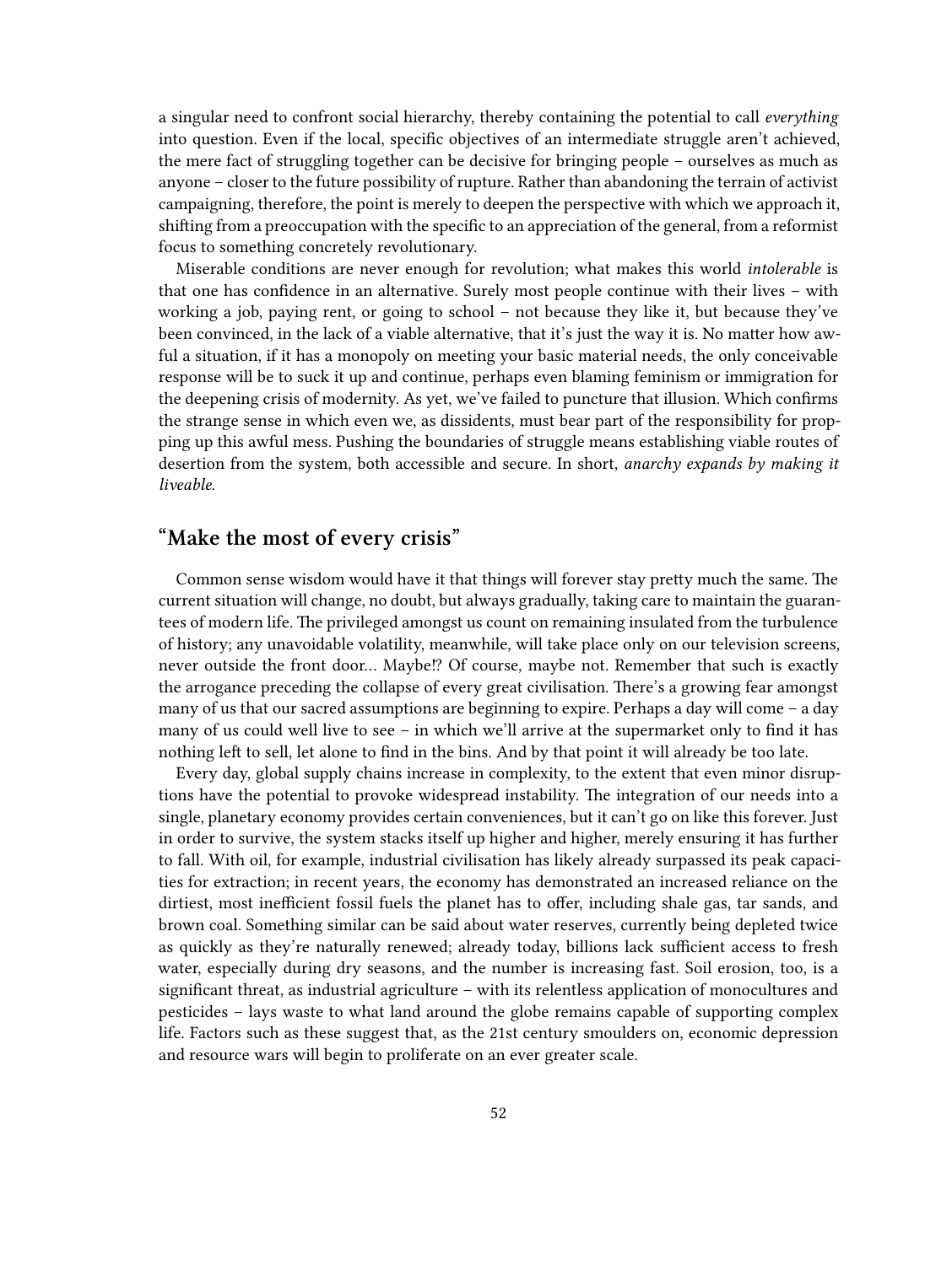a singular need to confront social hierarchy, thereby containing the potential to call *everything* into question. Even if the local, specific objectives of an intermediate struggle aren't achieved, the mere fact of struggling together can be decisive for bringing people – ourselves as much as anyone – closer to the future possibility of rupture. Rather than abandoning the terrain of activist campaigning, therefore, the point is merely to deepen the perspective with which we approach it, shifting from a preoccupation with the specific to an appreciation of the general, from a reformist focus to something concretely revolutionary.

Miserable conditions are never enough for revolution; what makes this world *intolerable* is that one has confidence in an alternative. Surely most people continue with their lives – with working a job, paying rent, or going to school – not because they like it, but because they've been convinced, in the lack of a viable alternative, that it's just the way it is. No matter how awful a situation, if it has a monopoly on meeting your basic material needs, the only conceivable response will be to suck it up and continue, perhaps even blaming feminism or immigration for the deepening crisis of modernity. As yet, we've failed to puncture that illusion. Which confirms the strange sense in which even we, as dissidents, must bear part of the responsibility for propping up this awful mess. Pushing the boundaries of struggle means establishing viable routes of desertion from the system, both accessible and secure. In short, *anarchy expands by making it liveable.*

## "Make the most of every crisis"

Common sense wisdom would have it that things will forever stay pretty much the same. The current situation will change, no doubt, but always gradually, taking care to maintain the guarantees of modern life. The privileged amongst us count on remaining insulated from the turbulence of history; any unavoidable volatility, meanwhile, will take place only on our television screens, never outside the front door… Maybe!? Of course, maybe not. Remember that such is exactly the arrogance preceding the collapse of every great civilisation. There's a growing fear amongst many of us that our sacred assumptions are beginning to expire. Perhaps a day will come – a day many of us could well live to see – in which we'll arrive at the supermarket only to find it has nothing left to sell, let alone to find in the bins. And by that point it will already be too late.

Every day, global supply chains increase in complexity, to the extent that even minor disruptions have the potential to provoke widespread instability. The integration of our needs into a single, planetary economy provides certain conveniences, but it can't go on like this forever. Just in order to survive, the system stacks itself up higher and higher, merely ensuring it has further to fall. With oil, for example, industrial civilisation has likely already surpassed its peak capacities for extraction; in recent years, the economy has demonstrated an increased reliance on the dirtiest, most inefficient fossil fuels the planet has to offer, including shale gas, tar sands, and brown coal. Something similar can be said about water reserves, currently being depleted twice as quickly as they're naturally renewed; already today, billions lack sufficient access to fresh water, especially during dry seasons, and the number is increasing fast. Soil erosion, too, is a significant threat, as industrial agriculture – with its relentless application of monocultures and pesticides – lays waste to what land around the globe remains capable of supporting complex life. Factors such as these suggest that, as the 21st century smoulders on, economic depression and resource wars will begin to proliferate on an ever greater scale.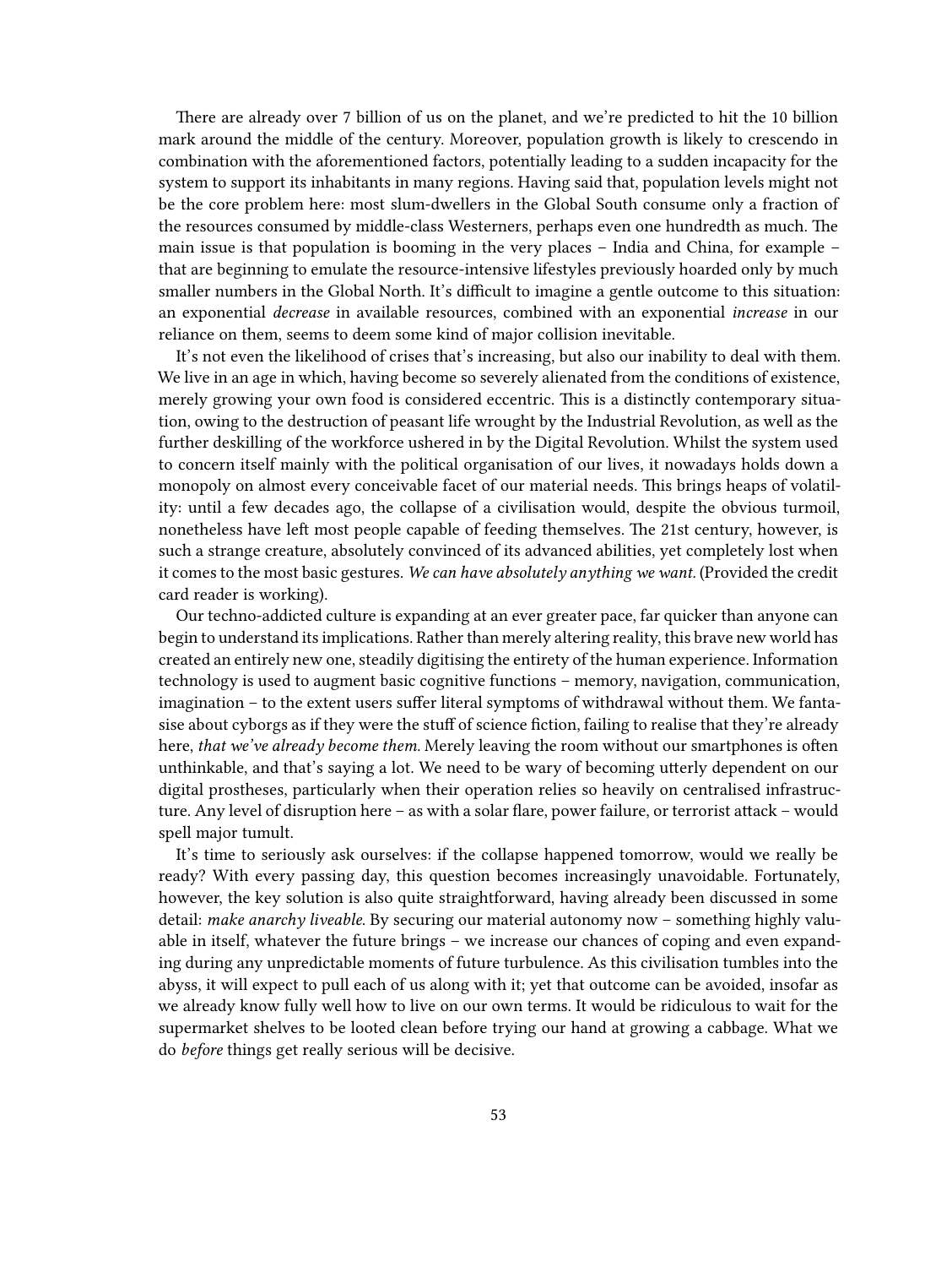There are already over 7 billion of us on the planet, and we're predicted to hit the 10 billion mark around the middle of the century. Moreover, population growth is likely to crescendo in combination with the aforementioned factors, potentially leading to a sudden incapacity for the system to support its inhabitants in many regions. Having said that, population levels might not be the core problem here: most slum-dwellers in the Global South consume only a fraction of the resources consumed by middle-class Westerners, perhaps even one hundredth as much. The main issue is that population is booming in the very places – India and China, for example – that are beginning to emulate the resource-intensive lifestyles previously hoarded only by much smaller numbers in the Global North. It's difficult to imagine a gentle outcome to this situation: an exponential *decrease* in available resources, combined with an exponential *increase* in our reliance on them, seems to deem some kind of major collision inevitable.

It's not even the likelihood of crises that's increasing, but also our inability to deal with them. We live in an age in which, having become so severely alienated from the conditions of existence, merely growing your own food is considered eccentric. This is a distinctly contemporary situation, owing to the destruction of peasant life wrought by the Industrial Revolution, as well as the further deskilling of the workforce ushered in by the Digital Revolution. Whilst the system used to concern itself mainly with the political organisation of our lives, it nowadays holds down a monopoly on almost every conceivable facet of our material needs. This brings heaps of volatility: until a few decades ago, the collapse of a civilisation would, despite the obvious turmoil, nonetheless have left most people capable of feeding themselves. The 21st century, however, is such a strange creature, absolutely convinced of its advanced abilities, yet completely lost when it comes to the most basic gestures. *We can have absolutely anything we want.* (Provided the credit card reader is working).

Our techno-addicted culture is expanding at an ever greater pace, far quicker than anyone can begin to understand its implications. Rather than merely altering reality, this brave new world has created an entirely new one, steadily digitising the entirety of the human experience. Information technology is used to augment basic cognitive functions – memory, navigation, communication, imagination – to the extent users suffer literal symptoms of withdrawal without them. We fantasise about cyborgs as if they were the stuff of science fiction, failing to realise that they're already here, *that we've already become them*. Merely leaving the room without our smartphones is often unthinkable, and that's saying a lot. We need to be wary of becoming utterly dependent on our digital prostheses, particularly when their operation relies so heavily on centralised infrastructure. Any level of disruption here – as with a solar flare, power failure, or terrorist attack – would spell major tumult.

It's time to seriously ask ourselves: if the collapse happened tomorrow, would we really be ready? With every passing day, this question becomes increasingly unavoidable. Fortunately, however, the key solution is also quite straightforward, having already been discussed in some detail: *make anarchy liveable*. By securing our material autonomy now – something highly valuable in itself, whatever the future brings – we increase our chances of coping and even expanding during any unpredictable moments of future turbulence. As this civilisation tumbles into the abyss, it will expect to pull each of us along with it; yet that outcome can be avoided, insofar as we already know fully well how to live on our own terms. It would be ridiculous to wait for the supermarket shelves to be looted clean before trying our hand at growing a cabbage. What we do *before* things get really serious will be decisive.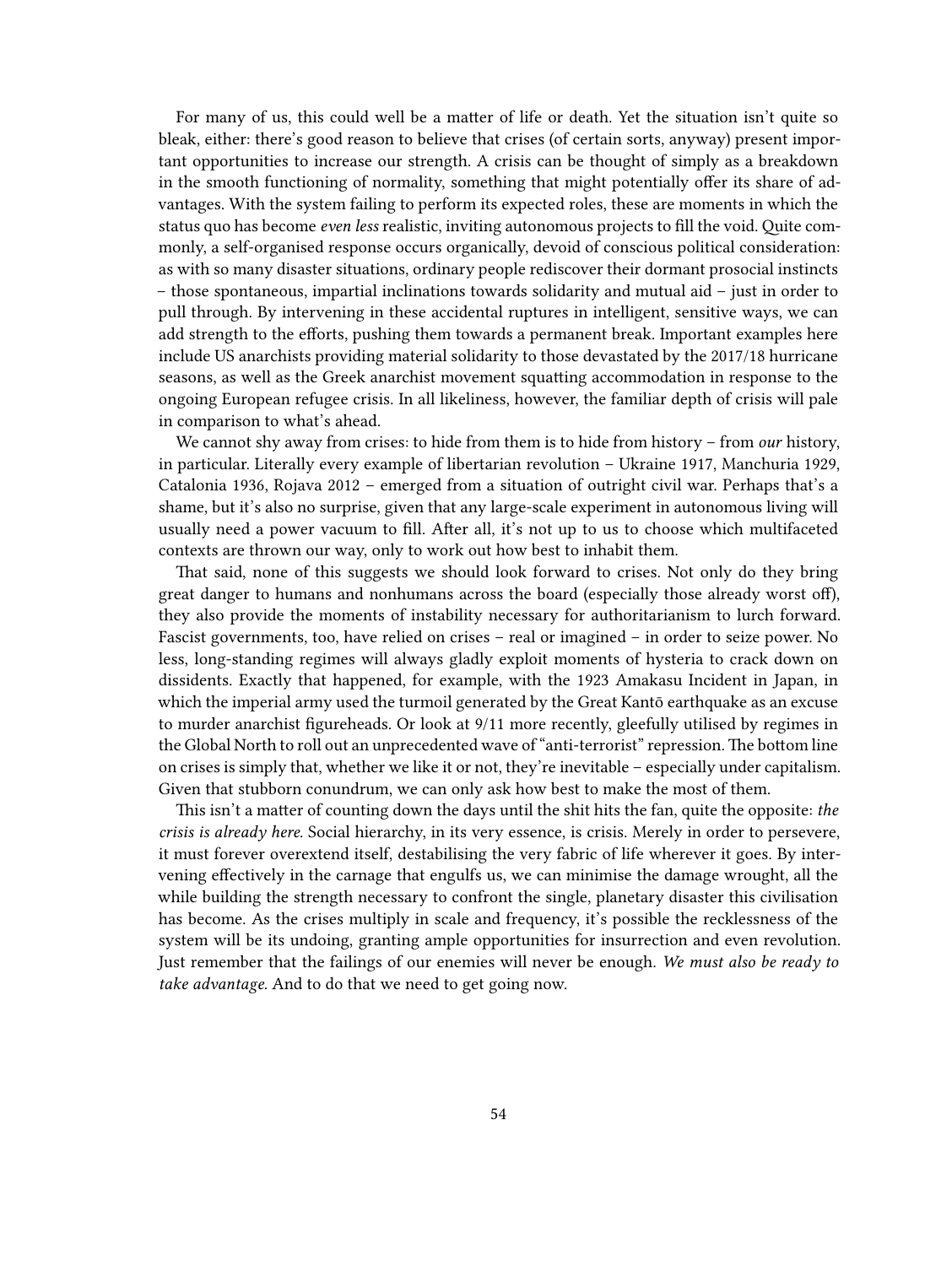For many of us, this could well be a matter of life or death. Yet the situation isn't quite so bleak, either: there's good reason to believe that crises (of certain sorts, anyway) present important opportunities to increase our strength. A crisis can be thought of simply as a breakdown in the smooth functioning of normality, something that might potentially offer its share of advantages. With the system failing to perform its expected roles, these are moments in which the status quo has become *even less* realistic, inviting autonomous projects to fill the void. Quite commonly, a self-organised response occurs organically, devoid of conscious political consideration: as with so many disaster situations, ordinary people rediscover their dormant prosocial instincts – those spontaneous, impartial inclinations towards solidarity and mutual aid – just in order to pull through. By intervening in these accidental ruptures in intelligent, sensitive ways, we can add strength to the efforts, pushing them towards a permanent break. Important examples here include US anarchists providing material solidarity to those devastated by the 2017/18 hurricane seasons, as well as the Greek anarchist movement squatting accommodation in response to the ongoing European refugee crisis. In all likeliness, however, the familiar depth of crisis will pale in comparison to what's ahead.

We cannot shy away from crises: to hide from them is to hide from history – from *our* history, in particular. Literally every example of libertarian revolution – Ukraine 1917, Manchuria 1929, Catalonia 1936, Rojava 2012 – emerged from a situation of outright civil war. Perhaps that's a shame, but it's also no surprise, given that any large-scale experiment in autonomous living will usually need a power vacuum to fill. After all, it's not up to us to choose which multifaceted contexts are thrown our way, only to work out how best to inhabit them.

That said, none of this suggests we should look forward to crises. Not only do they bring great danger to humans and nonhumans across the board (especially those already worst off), they also provide the moments of instability necessary for authoritarianism to lurch forward. Fascist governments, too, have relied on crises – real or imagined – in order to seize power. No less, long-standing regimes will always gladly exploit moments of hysteria to crack down on dissidents. Exactly that happened, for example, with the 1923 Amakasu Incident in Japan, in which the imperial army used the turmoil generated by the Great Kantō earthquake as an excuse to murder anarchist figureheads. Or look at 9/11 more recently, gleefully utilised by regimes in the Global North to roll out an unprecedented wave of "anti-terrorist" repression. The bottom line on crises is simply that, whether we like it or not, they're inevitable – especially under capitalism. Given that stubborn conundrum, we can only ask how best to make the most of them.

This isn't a matter of counting down the days until the shit hits the fan, quite the opposite: *the crisis is already here.* Social hierarchy, in its very essence, is crisis. Merely in order to persevere, it must forever overextend itself, destabilising the very fabric of life wherever it goes. By intervening effectively in the carnage that engulfs us, we can minimise the damage wrought, all the while building the strength necessary to confront the single, planetary disaster this civilisation has become. As the crises multiply in scale and frequency, it's possible the recklessness of the system will be its undoing, granting ample opportunities for insurrection and even revolution. Just remember that the failings of our enemies will never be enough. *We must also be ready to take advantage.* And to do that we need to get going now.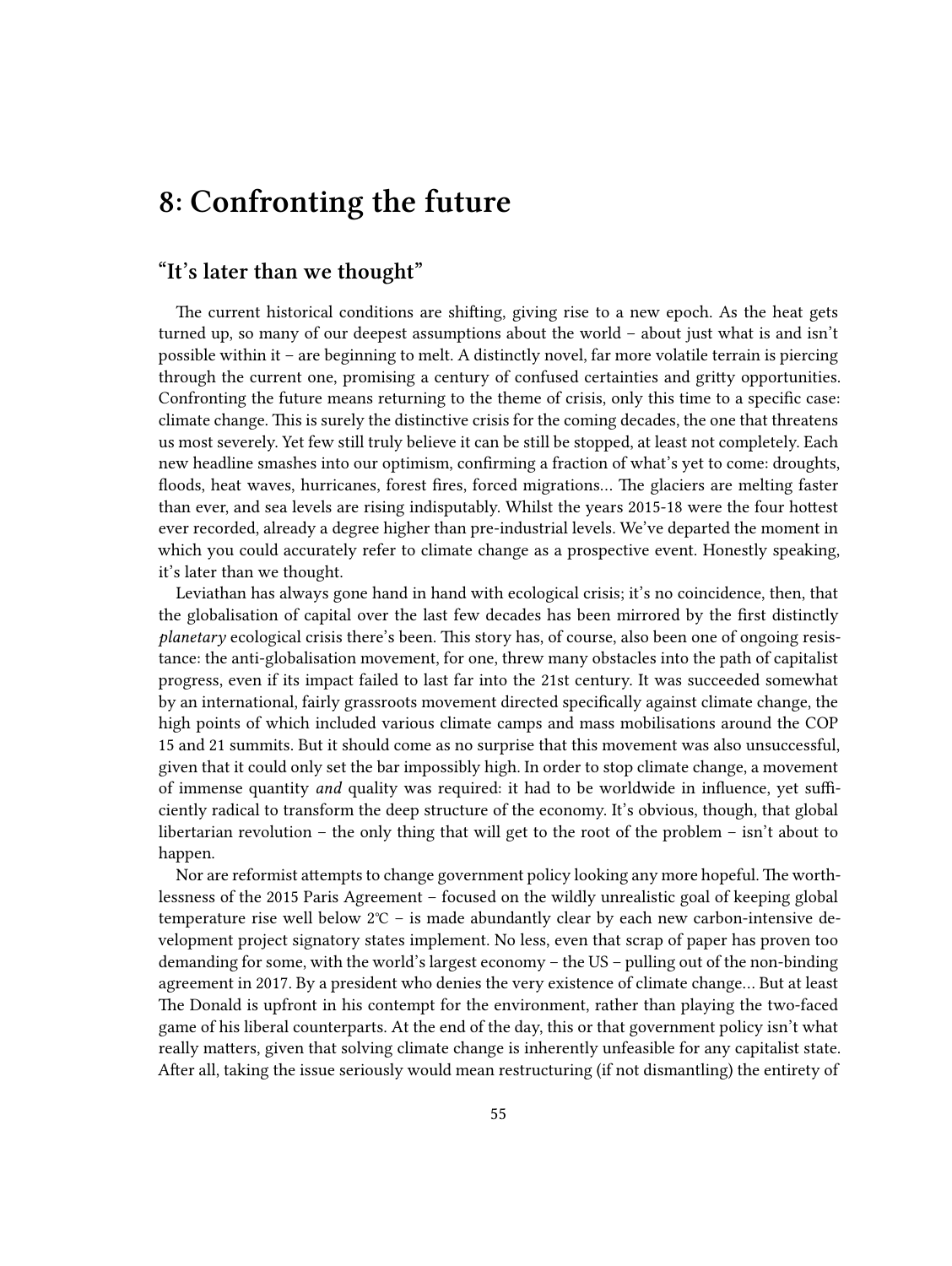# 8: Confronting the future

## "It's later than we thought"

The current historical conditions are shifting, giving rise to a new epoch. As the heat gets turned up, so many of our deepest assumptions about the world – about just what is and isn't possible within it – are beginning to melt. A distinctly novel, far more volatile terrain is piercing through the current one, promising a century of confused certainties and gritty opportunities. Confronting the future means returning to the theme of crisis, only this time to a specific case: climate change. This is surely the distinctive crisis for the coming decades, the one that threatens us most severely. Yet few still truly believe it can be still be stopped, at least not completely. Each new headline smashes into our optimism, confirming a fraction of what's yet to come: droughts, floods, heat waves, hurricanes, forest fires, forced migrations… The glaciers are melting faster than ever, and sea levels are rising indisputably. Whilst the years 2015-18 were the four hottest ever recorded, already a degree higher than pre-industrial levels. We've departed the moment in which you could accurately refer to climate change as a prospective event. Honestly speaking, it's later than we thought.

Leviathan has always gone hand in hand with ecological crisis; it's no coincidence, then, that the globalisation of capital over the last few decades has been mirrored by the first distinctly *planetary* ecological crisis there's been. This story has, of course, also been one of ongoing resistance: the anti-globalisation movement, for one, threw many obstacles into the path of capitalist progress, even if its impact failed to last far into the 21st century. It was succeeded somewhat by an international, fairly grassroots movement directed specifically against climate change, the high points of which included various climate camps and mass mobilisations around the COP 15 and 21 summits. But it should come as no surprise that this movement was also unsuccessful, given that it could only set the bar impossibly high. In order to stop climate change, a movement of immense quantity *and* quality was required: it had to be worldwide in influence, yet sufficiently radical to transform the deep structure of the economy. It's obvious, though, that global libertarian revolution – the only thing that will get to the root of the problem – isn't about to happen.

Nor are reformist attempts to change government policy looking any more hopeful. The worthlessness of the 2015 Paris Agreement – focused on the wildly unrealistic goal of keeping global temperature rise well below 2℃ – is made abundantly clear by each new carbon-intensive development project signatory states implement. No less, even that scrap of paper has proven too demanding for some, with the world's largest economy – the US – pulling out of the non-binding agreement in 2017. By a president who denies the very existence of climate change… But at least The Donald is upfront in his contempt for the environment, rather than playing the two-faced game of his liberal counterparts. At the end of the day, this or that government policy isn't what really matters, given that solving climate change is inherently unfeasible for any capitalist state. After all, taking the issue seriously would mean restructuring (if not dismantling) the entirety of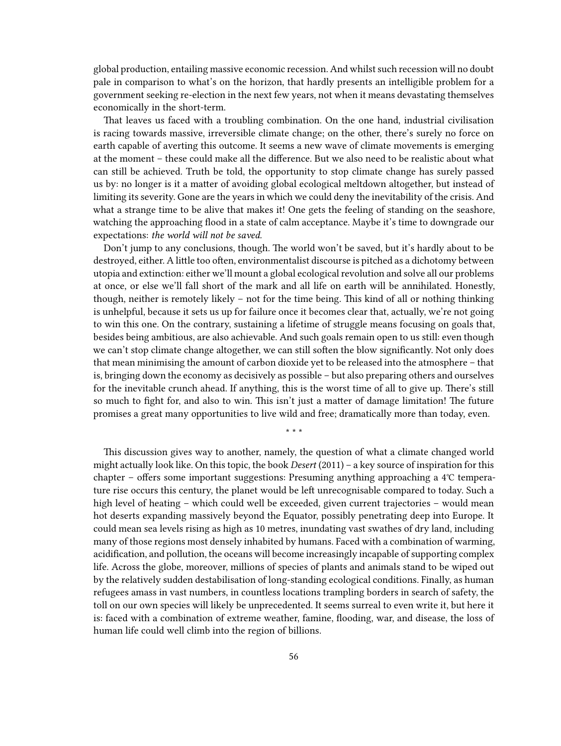global production, entailing massive economic recession. And whilst such recession will no doubt pale in comparison to what's on the horizon, that hardly presents an intelligible problem for a government seeking re-election in the next few years, not when it means devastating themselves economically in the short-term.

That leaves us faced with a troubling combination. On the one hand, industrial civilisation is racing towards massive, irreversible climate change; on the other, there's surely no force on earth capable of averting this outcome. It seems a new wave of climate movements is emerging at the moment – these could make all the difference. But we also need to be realistic about what can still be achieved. Truth be told, the opportunity to stop climate change has surely passed us by: no longer is it a matter of avoiding global ecological meltdown altogether, but instead of limiting its severity. Gone are the years in which we could deny the inevitability of the crisis. And what a strange time to be alive that makes it! One gets the feeling of standing on the seashore, watching the approaching flood in a state of calm acceptance. Maybe it's time to downgrade our expectations: *the world will not be saved.*

Don't jump to any conclusions, though. The world won't be saved, but it's hardly about to be destroyed, either. A little too often, environmentalist discourse is pitched as a dichotomy between utopia and extinction: either we'll mount a global ecological revolution and solve all our problems at once, or else we'll fall short of the mark and all life on earth will be annihilated. Honestly, though, neither is remotely likely – not for the time being. This kind of all or nothing thinking is unhelpful, because it sets us up for failure once it becomes clear that, actually, we're not going to win this one. On the contrary, sustaining a lifetime of struggle means focusing on goals that, besides being ambitious, are also achievable. And such goals remain open to us still: even though we can't stop climate change altogether, we can still soften the blow significantly. Not only does that mean minimising the amount of carbon dioxide yet to be released into the atmosphere – that is, bringing down the economy as decisively as possible – but also preparing others and ourselves for the inevitable crunch ahead. If anything, this is the worst time of all to give up. There's still so much to fight for, and also to win. This isn't just a matter of damage limitation! The future promises a great many opportunities to live wild and free; dramatically more than today, even.

\* \* \*

This discussion gives way to another, namely, the question of what a climate changed world might actually look like. On this topic, the book *Desert* (2011) – a key source of inspiration for this chapter – offers some important suggestions: Presuming anything approaching a 4℃ temperature rise occurs this century, the planet would be left unrecognisable compared to today. Such a high level of heating – which could well be exceeded, given current trajectories – would mean hot deserts expanding massively beyond the Equator, possibly penetrating deep into Europe. It could mean sea levels rising as high as 10 metres, inundating vast swathes of dry land, including many of those regions most densely inhabited by humans. Faced with a combination of warming, acidification, and pollution, the oceans will become increasingly incapable of supporting complex life. Across the globe, moreover, millions of species of plants and animals stand to be wiped out by the relatively sudden destabilisation of long-standing ecological conditions. Finally, as human refugees amass in vast numbers, in countless locations trampling borders in search of safety, the toll on our own species will likely be unprecedented. It seems surreal to even write it, but here it is: faced with a combination of extreme weather, famine, flooding, war, and disease, the loss of human life could well climb into the region of billions.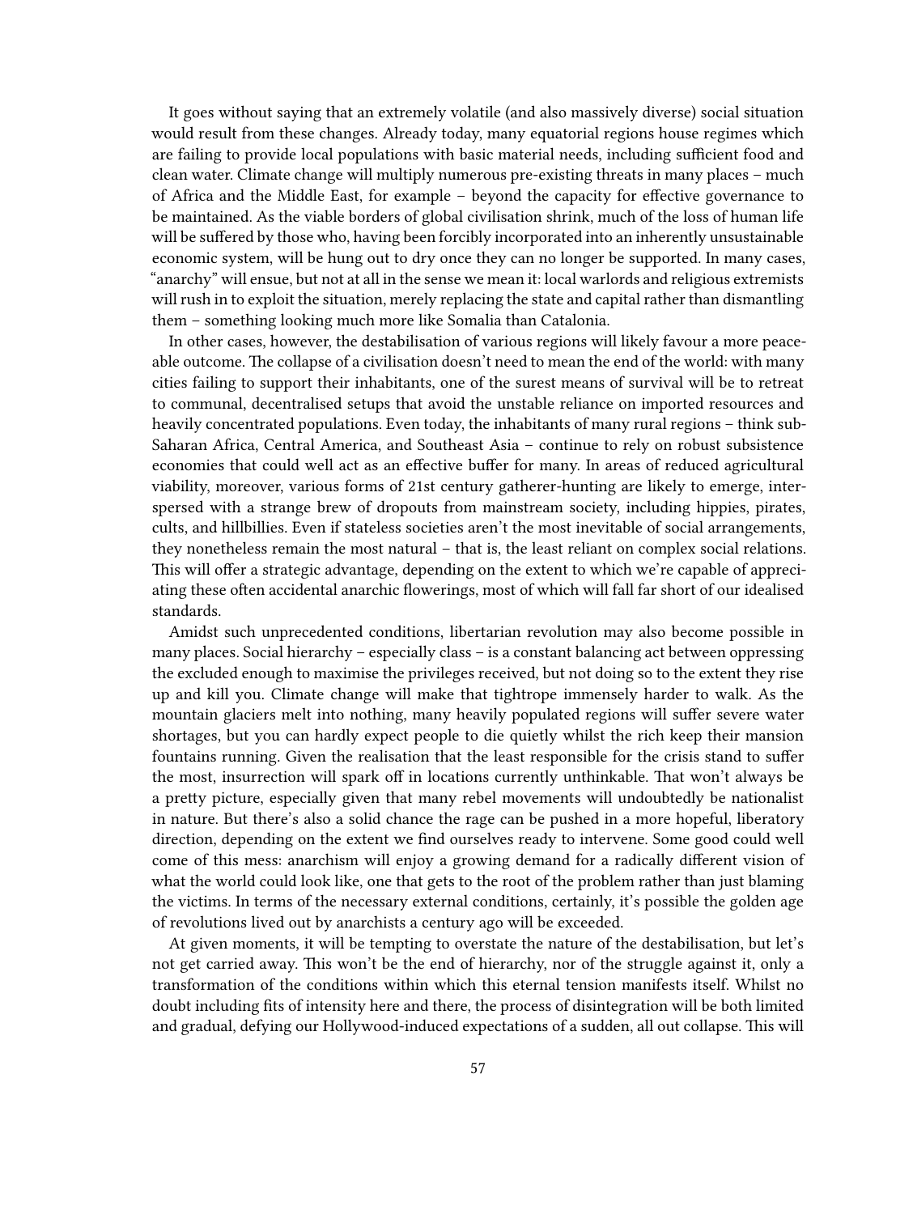It goes without saying that an extremely volatile (and also massively diverse) social situation would result from these changes. Already today, many equatorial regions house regimes which are failing to provide local populations with basic material needs, including sufficient food and clean water. Climate change will multiply numerous pre-existing threats in many places – much of Africa and the Middle East, for example – beyond the capacity for effective governance to be maintained. As the viable borders of global civilisation shrink, much of the loss of human life will be suffered by those who, having been forcibly incorporated into an inherently unsustainable economic system, will be hung out to dry once they can no longer be supported. In many cases, "anarchy" will ensue, but not at all in the sense we mean it: local warlords and religious extremists will rush in to exploit the situation, merely replacing the state and capital rather than dismantling them – something looking much more like Somalia than Catalonia.

In other cases, however, the destabilisation of various regions will likely favour a more peaceable outcome. The collapse of a civilisation doesn't need to mean the end of the world: with many cities failing to support their inhabitants, one of the surest means of survival will be to retreat to communal, decentralised setups that avoid the unstable reliance on imported resources and heavily concentrated populations. Even today, the inhabitants of many rural regions – think sub-Saharan Africa, Central America, and Southeast Asia – continue to rely on robust subsistence economies that could well act as an effective buffer for many. In areas of reduced agricultural viability, moreover, various forms of 21st century gatherer-hunting are likely to emerge, interspersed with a strange brew of dropouts from mainstream society, including hippies, pirates, cults, and hillbillies. Even if stateless societies aren't the most inevitable of social arrangements, they nonetheless remain the most natural – that is, the least reliant on complex social relations. This will offer a strategic advantage, depending on the extent to which we're capable of appreciating these often accidental anarchic flowerings, most of which will fall far short of our idealised standards.

Amidst such unprecedented conditions, libertarian revolution may also become possible in many places. Social hierarchy – especially class – is a constant balancing act between oppressing the excluded enough to maximise the privileges received, but not doing so to the extent they rise up and kill you. Climate change will make that tightrope immensely harder to walk. As the mountain glaciers melt into nothing, many heavily populated regions will suffer severe water shortages, but you can hardly expect people to die quietly whilst the rich keep their mansion fountains running. Given the realisation that the least responsible for the crisis stand to suffer the most, insurrection will spark off in locations currently unthinkable. That won't always be a pretty picture, especially given that many rebel movements will undoubtedly be nationalist in nature. But there's also a solid chance the rage can be pushed in a more hopeful, liberatory direction, depending on the extent we find ourselves ready to intervene. Some good could well come of this mess: anarchism will enjoy a growing demand for a radically different vision of what the world could look like, one that gets to the root of the problem rather than just blaming the victims. In terms of the necessary external conditions, certainly, it's possible the golden age of revolutions lived out by anarchists a century ago will be exceeded.

At given moments, it will be tempting to overstate the nature of the destabilisation, but let's not get carried away. This won't be the end of hierarchy, nor of the struggle against it, only a transformation of the conditions within which this eternal tension manifests itself. Whilst no doubt including fits of intensity here and there, the process of disintegration will be both limited and gradual, defying our Hollywood-induced expectations of a sudden, all out collapse. This will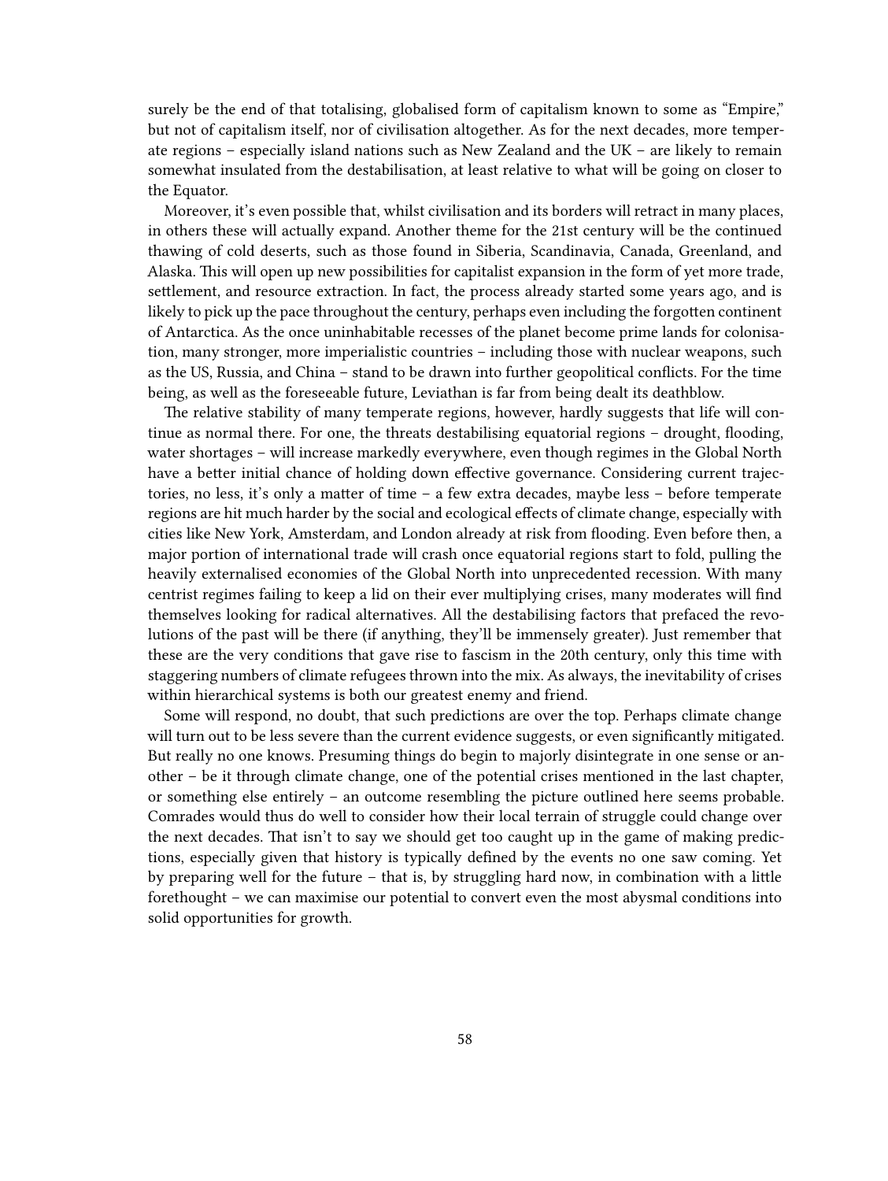surely be the end of that totalising, globalised form of capitalism known to some as "Empire," but not of capitalism itself, nor of civilisation altogether. As for the next decades, more temperate regions – especially island nations such as New Zealand and the UK – are likely to remain somewhat insulated from the destabilisation, at least relative to what will be going on closer to the Equator.

Moreover, it's even possible that, whilst civilisation and its borders will retract in many places, in others these will actually expand. Another theme for the 21st century will be the continued thawing of cold deserts, such as those found in Siberia, Scandinavia, Canada, Greenland, and Alaska. This will open up new possibilities for capitalist expansion in the form of yet more trade, settlement, and resource extraction. In fact, the process already started some years ago, and is likely to pick up the pace throughout the century, perhaps even including the forgotten continent of Antarctica. As the once uninhabitable recesses of the planet become prime lands for colonisation, many stronger, more imperialistic countries – including those with nuclear weapons, such as the US, Russia, and China – stand to be drawn into further geopolitical conflicts. For the time being, as well as the foreseeable future, Leviathan is far from being dealt its deathblow.

The relative stability of many temperate regions, however, hardly suggests that life will continue as normal there. For one, the threats destabilising equatorial regions – drought, flooding, water shortages – will increase markedly everywhere, even though regimes in the Global North have a better initial chance of holding down effective governance. Considering current trajectories, no less, it's only a matter of time – a few extra decades, maybe less – before temperate regions are hit much harder by the social and ecological effects of climate change, especially with cities like New York, Amsterdam, and London already at risk from flooding. Even before then, a major portion of international trade will crash once equatorial regions start to fold, pulling the heavily externalised economies of the Global North into unprecedented recession. With many centrist regimes failing to keep a lid on their ever multiplying crises, many moderates will find themselves looking for radical alternatives. All the destabilising factors that prefaced the revolutions of the past will be there (if anything, they'll be immensely greater). Just remember that these are the very conditions that gave rise to fascism in the 20th century, only this time with staggering numbers of climate refugees thrown into the mix. As always, the inevitability of crises within hierarchical systems is both our greatest enemy and friend.

Some will respond, no doubt, that such predictions are over the top. Perhaps climate change will turn out to be less severe than the current evidence suggests, or even significantly mitigated. But really no one knows. Presuming things do begin to majorly disintegrate in one sense or another – be it through climate change, one of the potential crises mentioned in the last chapter, or something else entirely – an outcome resembling the picture outlined here seems probable. Comrades would thus do well to consider how their local terrain of struggle could change over the next decades. That isn't to say we should get too caught up in the game of making predictions, especially given that history is typically defined by the events no one saw coming. Yet by preparing well for the future – that is, by struggling hard now, in combination with a little forethought – we can maximise our potential to convert even the most abysmal conditions into solid opportunities for growth.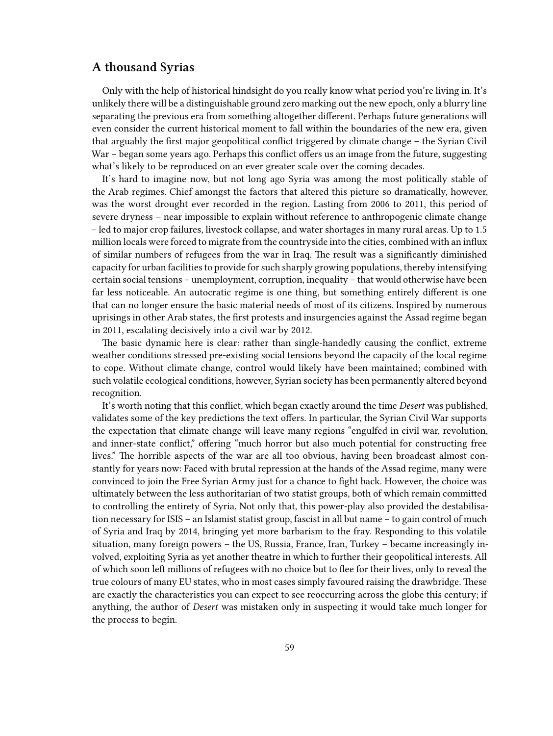## A thousand Syrias

Only with the help of historical hindsight do you really know what period you're living in. It's unlikely there will be a distinguishable ground zero marking out the new epoch, only a blurry line separating the previous era from something altogether different. Perhaps future generations will even consider the current historical moment to fall within the boundaries of the new era, given that arguably the first major geopolitical conflict triggered by climate change – the Syrian Civil War – began some years ago. Perhaps this conflict offers us an image from the future, suggesting what's likely to be reproduced on an ever greater scale over the coming decades.

It's hard to imagine now, but not long ago Syria was among the most politically stable of the Arab regimes. Chief amongst the factors that altered this picture so dramatically, however, was the worst drought ever recorded in the region. Lasting from 2006 to 2011, this period of severe dryness – near impossible to explain without reference to anthropogenic climate change – led to major crop failures, livestock collapse, and water shortages in many rural areas. Up to 1.5 million locals were forced to migrate from the countryside into the cities, combined with an influx of similar numbers of refugees from the war in Iraq. The result was a significantly diminished capacity for urban facilities to provide for such sharply growing populations, thereby intensifying certain social tensions – unemployment, corruption, inequality – that would otherwise have been far less noticeable. An autocratic regime is one thing, but something entirely different is one that can no longer ensure the basic material needs of most of its citizens. Inspired by numerous uprisings in other Arab states, the first protests and insurgencies against the Assad regime began in 2011, escalating decisively into a civil war by 2012.

The basic dynamic here is clear: rather than single-handedly causing the conflict, extreme weather conditions stressed pre-existing social tensions beyond the capacity of the local regime to cope. Without climate change, control would likely have been maintained; combined with such volatile ecological conditions, however, Syrian society has been permanently altered beyond recognition.

It's worth noting that this conflict, which began exactly around the time *Desert* was published, validates some of the key predictions the text offers. In particular, the Syrian Civil War supports the expectation that climate change will leave many regions "engulfed in civil war, revolution, and inner-state conflict," offering "much horror but also much potential for constructing free lives." The horrible aspects of the war are all too obvious, having been broadcast almost constantly for years now: Faced with brutal repression at the hands of the Assad regime, many were convinced to join the Free Syrian Army just for a chance to fight back. However, the choice was ultimately between the less authoritarian of two statist groups, both of which remain committed to controlling the entirety of Syria. Not only that, this power-play also provided the destabilisation necessary for ISIS – an Islamist statist group, fascist in all but name – to gain control of much of Syria and Iraq by 2014, bringing yet more barbarism to the fray. Responding to this volatile situation, many foreign powers – the US, Russia, France, Iran, Turkey – became increasingly involved, exploiting Syria as yet another theatre in which to further their geopolitical interests. All of which soon left millions of refugees with no choice but to flee for their lives, only to reveal the true colours of many EU states, who in most cases simply favoured raising the drawbridge. These are exactly the characteristics you can expect to see reoccurring across the globe this century; if anything, the author of *Desert* was mistaken only in suspecting it would take much longer for the process to begin.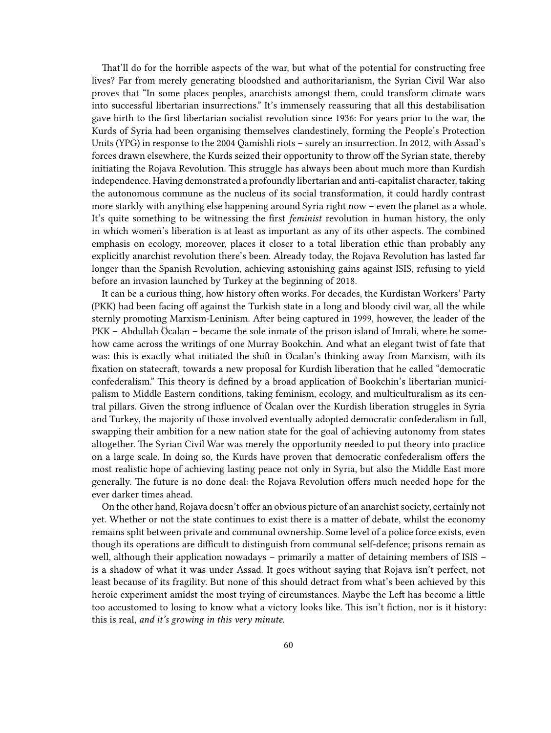That'll do for the horrible aspects of the war, but what of the potential for constructing free lives? Far from merely generating bloodshed and authoritarianism, the Syrian Civil War also proves that "In some places peoples, anarchists amongst them, could transform climate wars into successful libertarian insurrections." It's immensely reassuring that all this destabilisation gave birth to the first libertarian socialist revolution since 1936: For years prior to the war, the Kurds of Syria had been organising themselves clandestinely, forming the People's Protection Units (YPG) in response to the 2004 Qamishli riots – surely an insurrection. In 2012, with Assad's forces drawn elsewhere, the Kurds seized their opportunity to throw off the Syrian state, thereby initiating the Rojava Revolution. This struggle has always been about much more than Kurdish independence. Having demonstrated a profoundly libertarian and anti-capitalist character, taking the autonomous commune as the nucleus of its social transformation, it could hardly contrast more starkly with anything else happening around Syria right now – even the planet as a whole. It's quite something to be witnessing the first *feminist* revolution in human history, the only in which women's liberation is at least as important as any of its other aspects. The combined emphasis on ecology, moreover, places it closer to a total liberation ethic than probably any explicitly anarchist revolution there's been. Already today, the Rojava Revolution has lasted far longer than the Spanish Revolution, achieving astonishing gains against ISIS, refusing to yield before an invasion launched by Turkey at the beginning of 2018.

It can be a curious thing, how history often works. For decades, the Kurdistan Workers' Party (PKK) had been facing off against the Turkish state in a long and bloody civil war, all the while sternly promoting Marxism-Leninism. After being captured in 1999, however, the leader of the PKK – Abdullah Öcalan – became the sole inmate of the prison island of Imrali, where he somehow came across the writings of one Murray Bookchin. And what an elegant twist of fate that was: this is exactly what initiated the shift in Öcalan's thinking away from Marxism, with its fixation on statecraft, towards a new proposal for Kurdish liberation that he called "democratic confederalism." This theory is defined by a broad application of Bookchin's libertarian municipalism to Middle Eastern conditions, taking feminism, ecology, and multiculturalism as its central pillars. Given the strong influence of Öcalan over the Kurdish liberation struggles in Syria and Turkey, the majority of those involved eventually adopted democratic confederalism in full, swapping their ambition for a new nation state for the goal of achieving autonomy from states altogether. The Syrian Civil War was merely the opportunity needed to put theory into practice on a large scale. In doing so, the Kurds have proven that democratic confederalism offers the most realistic hope of achieving lasting peace not only in Syria, but also the Middle East more generally. The future is no done deal: the Rojava Revolution offers much needed hope for the ever darker times ahead.

On the other hand, Rojava doesn't offer an obvious picture of an anarchist society, certainly not yet. Whether or not the state continues to exist there is a matter of debate, whilst the economy remains split between private and communal ownership. Some level of a police force exists, even though its operations are difficult to distinguish from communal self-defence; prisons remain as well, although their application nowadays – primarily a matter of detaining members of ISIS – is a shadow of what it was under Assad. It goes without saying that Rojava isn't perfect, not least because of its fragility. But none of this should detract from what's been achieved by this heroic experiment amidst the most trying of circumstances. Maybe the Left has become a little too accustomed to losing to know what a victory looks like. This isn't fiction, nor is it history: this is real, *and it's growing in this very minute.*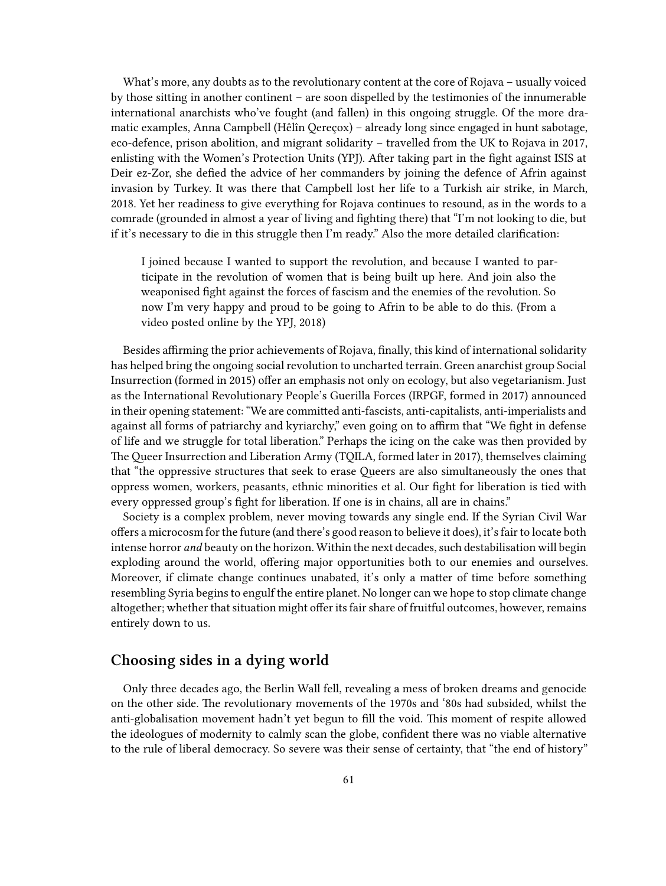What's more, any doubts as to the revolutionary content at the core of Rojava – usually voiced by those sitting in another continent – are soon dispelled by the testimonies of the innumerable international anarchists who've fought (and fallen) in this ongoing struggle. Of the more dramatic examples, Anna Campbell (Hêlîn Qereçox) – already long since engaged in hunt sabotage, eco-defence, prison abolition, and migrant solidarity – travelled from the UK to Rojava in 2017, enlisting with the Women's Protection Units (YPJ). After taking part in the fight against ISIS at Deir ez-Zor, she defied the advice of her commanders by joining the defence of Afrin against invasion by Turkey. It was there that Campbell lost her life to a Turkish air strike, in March, 2018. Yet her readiness to give everything for Rojava continues to resound, as in the words to a comrade (grounded in almost a year of living and fighting there) that "I'm not looking to die, but if it's necessary to die in this struggle then I'm ready." Also the more detailed clarification:

> I joined because I wanted to support the revolution, and because I wanted to participate in the revolution of women that is being built up here. And join also the weaponised fight against the forces of fascism and the enemies of the revolution. So now I'm very happy and proud to be going to Afrin to be able to do this. (From a video posted online by the YPJ, 2018)

Besides affirming the prior achievements of Rojava, finally, this kind of international solidarity has helped bring the ongoing social revolution to uncharted terrain. Green anarchist group Social Insurrection (formed in 2015) offer an emphasis not only on ecology, but also vegetarianism. Just as the International Revolutionary People's Guerilla Forces (IRPGF, formed in 2017) announced in their opening statement: "We are committed anti-fascists, anti-capitalists, anti-imperialists and against all forms of patriarchy and kyriarchy," even going on to affirm that "We fight in defense of life and we struggle for total liberation." Perhaps the icing on the cake was then provided by The Queer Insurrection and Liberation Army (TQILA, formed later in 2017), themselves claiming that "the oppressive structures that seek to erase Queers are also simultaneously the ones that oppress women, workers, peasants, ethnic minorities et al. Our fight for liberation is tied with every oppressed group's fight for liberation. If one is in chains, all are in chains."

Society is a complex problem, never moving towards any single end. If the Syrian Civil War offers a microcosm for the future (and there's good reason to believe it does), it's fair to locate both intense horror *and* beauty on the horizon. Within the next decades, such destabilisation will begin exploding around the world, offering major opportunities both to our enemies and ourselves. Moreover, if climate change continues unabated, it's only a matter of time before something resembling Syria begins to engulf the entire planet. No longer can we hope to stop climate change altogether; whether that situation might offer its fair share of fruitful outcomes, however, remains entirely down to us.

## Choosing sides in a dying world

Only three decades ago, the Berlin Wall fell, revealing a mess of broken dreams and genocide on the other side. The revolutionary movements of the 1970s and '80s had subsided, whilst the anti-globalisation movement hadn't yet begun to fill the void. This moment of respite allowed the ideologues of modernity to calmly scan the globe, confident there was no viable alternative to the rule of liberal democracy. So severe was their sense of certainty, that "the end of history"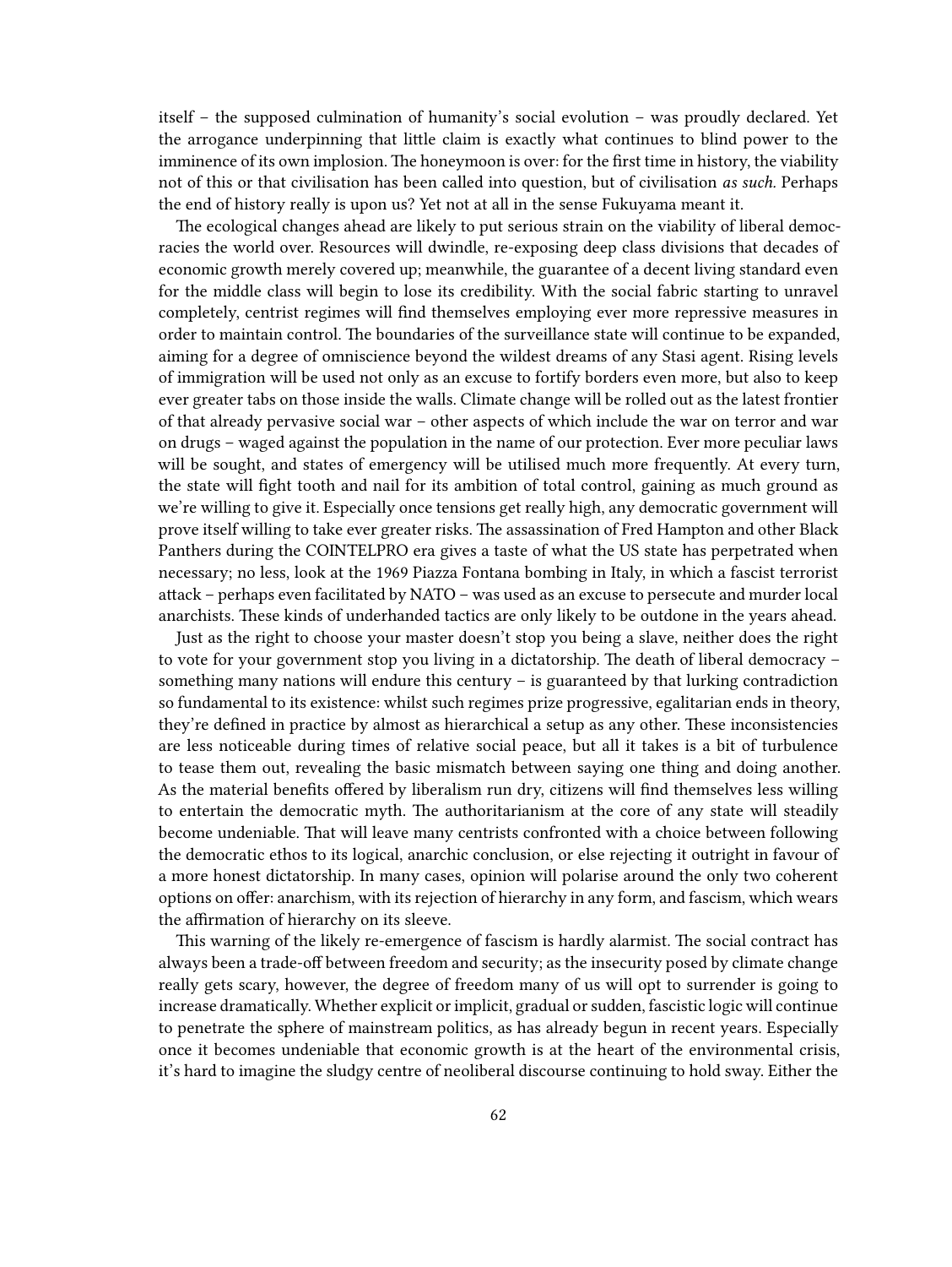itself – the supposed culmination of humanity's social evolution – was proudly declared. Yet the arrogance underpinning that little claim is exactly what continues to blind power to the imminence of its own implosion. The honeymoon is over: for the first time in history, the viability not of this or that civilisation has been called into question, but of civilisation *as such*. Perhaps the end of history really is upon us? Yet not at all in the sense Fukuyama meant it.

The ecological changes ahead are likely to put serious strain on the viability of liberal democracies the world over. Resources will dwindle, re-exposing deep class divisions that decades of economic growth merely covered up; meanwhile, the guarantee of a decent living standard even for the middle class will begin to lose its credibility. With the social fabric starting to unravel completely, centrist regimes will find themselves employing ever more repressive measures in order to maintain control. The boundaries of the surveillance state will continue to be expanded, aiming for a degree of omniscience beyond the wildest dreams of any Stasi agent. Rising levels of immigration will be used not only as an excuse to fortify borders even more, but also to keep ever greater tabs on those inside the walls. Climate change will be rolled out as the latest frontier of that already pervasive social war – other aspects of which include the war on terror and war on drugs – waged against the population in the name of our protection. Ever more peculiar laws will be sought, and states of emergency will be utilised much more frequently. At every turn, the state will fight tooth and nail for its ambition of total control, gaining as much ground as we're willing to give it. Especially once tensions get really high, any democratic government will prove itself willing to take ever greater risks. The assassination of Fred Hampton and other Black Panthers during the COINTELPRO era gives a taste of what the US state has perpetrated when necessary; no less, look at the 1969 Piazza Fontana bombing in Italy, in which a fascist terrorist attack – perhaps even facilitated by NATO – was used as an excuse to persecute and murder local anarchists. These kinds of underhanded tactics are only likely to be outdone in the years ahead.

Just as the right to choose your master doesn't stop you being a slave, neither does the right to vote for your government stop you living in a dictatorship. The death of liberal democracy – something many nations will endure this century – is guaranteed by that lurking contradiction so fundamental to its existence: whilst such regimes prize progressive, egalitarian ends in theory, they're defined in practice by almost as hierarchical a setup as any other. These inconsistencies are less noticeable during times of relative social peace, but all it takes is a bit of turbulence to tease them out, revealing the basic mismatch between saying one thing and doing another. As the material benefits offered by liberalism run dry, citizens will find themselves less willing to entertain the democratic myth. The authoritarianism at the core of any state will steadily become undeniable. That will leave many centrists confronted with a choice between following the democratic ethos to its logical, anarchic conclusion, or else rejecting it outright in favour of a more honest dictatorship. In many cases, opinion will polarise around the only two coherent options on offer: anarchism, with its rejection of hierarchy in any form, and fascism, which wears the affirmation of hierarchy on its sleeve.

This warning of the likely re-emergence of fascism is hardly alarmist. The social contract has always been a trade-off between freedom and security; as the insecurity posed by climate change really gets scary, however, the degree of freedom many of us will opt to surrender is going to increase dramatically. Whether explicit or implicit, gradual or sudden, fascistic logic will continue to penetrate the sphere of mainstream politics, as has already begun in recent years. Especially once it becomes undeniable that economic growth is at the heart of the environmental crisis, it's hard to imagine the sludgy centre of neoliberal discourse continuing to hold sway. Either the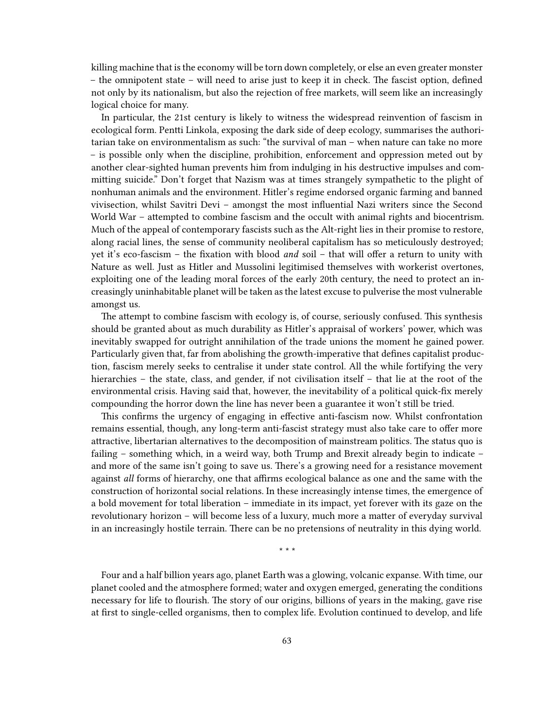killing machine that is the economy will be torn down completely, or else an even greater monster – the omnipotent state – will need to arise just to keep it in check. The fascist option, defined not only by its nationalism, but also the rejection of free markets, will seem like an increasingly logical choice for many.

In particular, the 21st century is likely to witness the widespread reinvention of fascism in ecological form. Pentti Linkola, exposing the dark side of deep ecology, summarises the authoritarian take on environmentalism as such: "the survival of man – when nature can take no more – is possible only when the discipline, prohibition, enforcement and oppression meted out by another clear-sighted human prevents him from indulging in his destructive impulses and committing suicide." Don't forget that Nazism was at times strangely sympathetic to the plight of nonhuman animals and the environment. Hitler's regime endorsed organic farming and banned vivisection, whilst Savitri Devi – amongst the most influential Nazi writers since the Second World War – attempted to combine fascism and the occult with animal rights and biocentrism. Much of the appeal of contemporary fascists such as the Alt-right lies in their promise to restore, along racial lines, the sense of community neoliberal capitalism has so meticulously destroyed; yet it's eco-fascism – the fixation with blood *and* soil – that will offer a return to unity with Nature as well. Just as Hitler and Mussolini legitimised themselves with workerist overtones, exploiting one of the leading moral forces of the early 20th century, the need to protect an increasingly uninhabitable planet will be taken as the latest excuse to pulverise the most vulnerable amongst us.

The attempt to combine fascism with ecology is, of course, seriously confused. This synthesis should be granted about as much durability as Hitler's appraisal of workers' power, which was inevitably swapped for outright annihilation of the trade unions the moment he gained power. Particularly given that, far from abolishing the growth-imperative that defines capitalist production, fascism merely seeks to centralise it under state control. All the while fortifying the very hierarchies – the state, class, and gender, if not civilisation itself – that lie at the root of the environmental crisis. Having said that, however, the inevitability of a political quick-fix merely compounding the horror down the line has never been a guarantee it won't still be tried.

This confirms the urgency of engaging in effective anti-fascism now. Whilst confrontation remains essential, though, any long-term anti-fascist strategy must also take care to offer more attractive, libertarian alternatives to the decomposition of mainstream politics. The status quo is failing – something which, in a weird way, both Trump and Brexit already begin to indicate – and more of the same isn't going to save us. There's a growing need for a resistance movement against *all* forms of hierarchy, one that affirms ecological balance as one and the same with the construction of horizontal social relations. In these increasingly intense times, the emergence of a bold movement for total liberation – immediate in its impact, yet forever with its gaze on the revolutionary horizon – will become less of a luxury, much more a matter of everyday survival in an increasingly hostile terrain. There can be no pretensions of neutrality in this dying world.

\* \* \*

Four and a half billion years ago, planet Earth was a glowing, volcanic expanse. With time, our planet cooled and the atmosphere formed; water and oxygen emerged, generating the conditions necessary for life to flourish. The story of our origins, billions of years in the making, gave rise at first to single-celled organisms, then to complex life. Evolution continued to develop, and life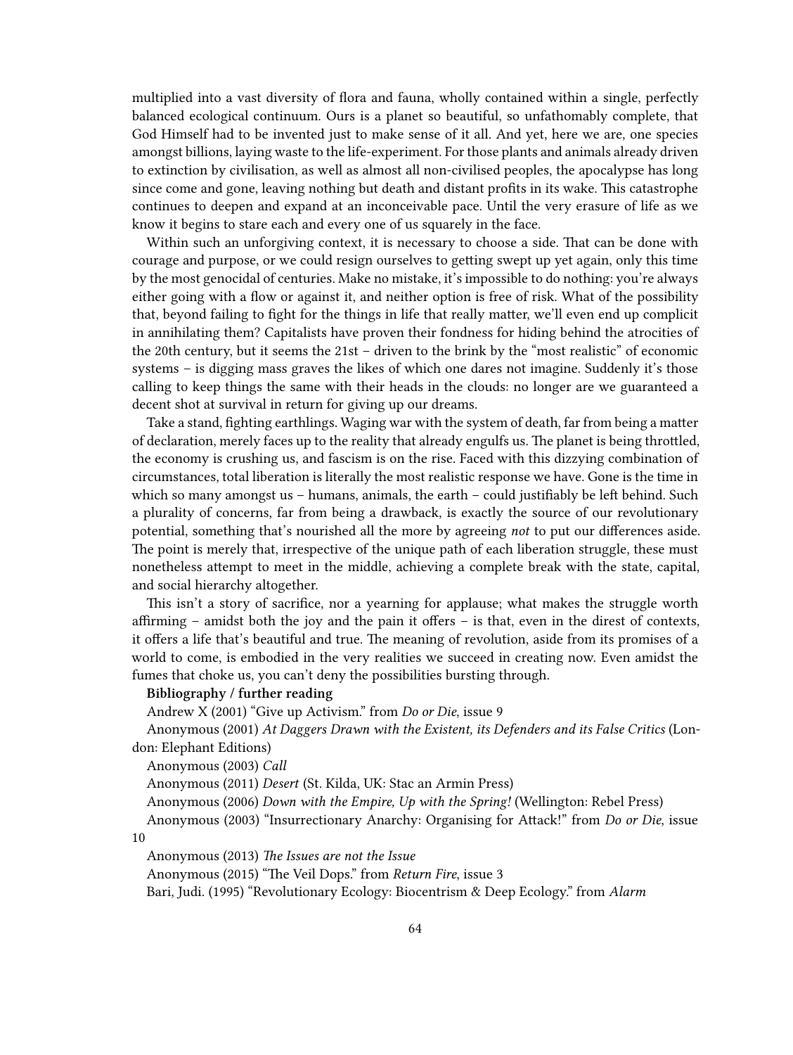multiplied into a vast diversity of flora and fauna, wholly contained within a single, perfectly balanced ecological continuum. Ours is a planet so beautiful, so unfathomably complete, that God Himself had to be invented just to make sense of it all. And yet, here we are, one species amongst billions, laying waste to the life-experiment. For those plants and animals already driven to extinction by civilisation, as well as almost all non-civilised peoples, the apocalypse has long since come and gone, leaving nothing but death and distant profits in its wake. This catastrophe continues to deepen and expand at an inconceivable pace. Until the very erasure of life as we know it begins to stare each and every one of us squarely in the face.

Within such an unforgiving context, it is necessary to choose a side. That can be done with courage and purpose, or we could resign ourselves to getting swept up yet again, only this time by the most genocidal of centuries. Make no mistake, it's impossible to do nothing: you're always either going with a flow or against it, and neither option is free of risk. What of the possibility that, beyond failing to fight for the things in life that really matter, we'll even end up complicit in annihilating them? Capitalists have proven their fondness for hiding behind the atrocities of the 20th century, but it seems the 21st – driven to the brink by the "most realistic" of economic systems – is digging mass graves the likes of which one dares not imagine. Suddenly it's those calling to keep things the same with their heads in the clouds: no longer are we guaranteed a decent shot at survival in return for giving up our dreams.

Take a stand, fighting earthlings. Waging war with the system of death, far from being a matter of declaration, merely faces up to the reality that already engulfs us. The planet is being throttled, the economy is crushing us, and fascism is on the rise. Faced with this dizzying combination of circumstances, total liberation is literally the most realistic response we have. Gone is the time in which so many amongst us – humans, animals, the earth – could justifiably be left behind. Such a plurality of concerns, far from being a drawback, is exactly the source of our revolutionary potential, something that's nourished all the more by agreeing *not* to put our differences aside. The point is merely that, irrespective of the unique path of each liberation struggle, these must nonetheless attempt to meet in the middle, achieving a complete break with the state, capital, and social hierarchy altogether.

This isn't a story of sacrifice, nor a yearning for applause; what makes the struggle worth affirming – amidst both the joy and the pain it offers – is that, even in the direst of contexts, it offers a life that's beautiful and true. The meaning of revolution, aside from its promises of a world to come, is embodied in the very realities we succeed in creating now. Even amidst the fumes that choke us, you can't deny the possibilities bursting through.

**Bibliography / further reading**

Andrew X (2001) "Give up Activism." from *Do or Die*, issue 9

Anonymous (2001) *At Daggers Drawn with the Existent, its Defenders and its False Critics* (London: Elephant Editions)

Anonymous (2003) *Call*

Anonymous (2011) *Desert* (St. Kilda, UK: Stac an Armin Press)

Anonymous (2006) *Down with the Empire, Up with the Spring!* (Wellington: Rebel Press)

Anonymous (2003) "Insurrectionary Anarchy: Organising for Attack!" from *Do or Die*, issue 10

Anonymous (2013) *The Issues are not the Issue*

Anonymous (2015) "The Veil Dops." from *Return Fire*, issue 3

Bari, Judi. (1995) "Revolutionary Ecology: Biocentrism & Deep Ecology." from *Alarm*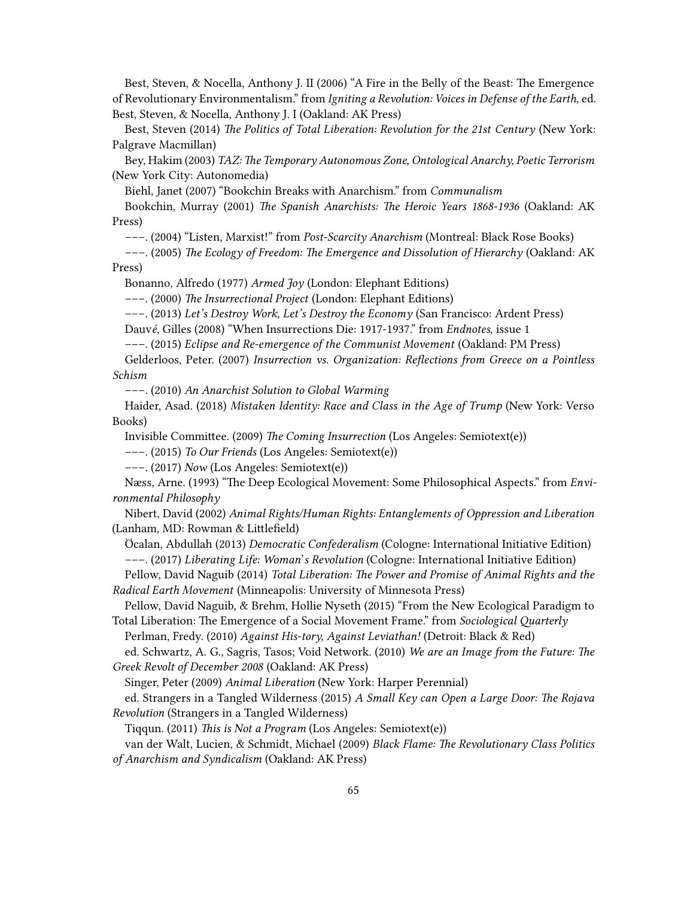Best, Steven, & Nocella, Anthony J. II (2006) "A Fire in the Belly of the Beast: The Emergence of Revolutionary Environmentalism." from *Igniting a Revolution: Voices in Defense of the Earth*, ed. Best, Steven, & Nocella, Anthony J. I (Oakland: AK Press)

Best, Steven (2014) *The Politics of Total Liberation: Revolution for the 21st Century* (New York: Palgrave Macmillan)

Bey, Hakim (2003) *TAZ: The Temporary Autonomous Zone, Ontological Anarchy, Poetic Terrorism* (New York City: Autonomedia)

Biehl, Janet (2007) "Bookchin Breaks with Anarchism." from *Communalism*

Bookchin, Murray (2001) *The Spanish Anarchists: The Heroic Years 1868-1936* (Oakland: AK Press)

———. (2004) "Listen, Marxist!" from *Post-Scarcity Anarchism* (Montreal: Black Rose Books)

———. (2005) *The Ecology of Freedom: The Emergence and Dissolution of Hierarchy* (Oakland: AK Press)

Bonanno, Alfredo (1977) *Armed Joy* (London: Elephant Editions)

———. (2000) *The Insurrectional Project* (London: Elephant Editions)

———. (2013) *Let's Destroy Work, Let's Destroy the Economy* (San Francisco: Ardent Press)

Dauvé, Gilles (2008) "When Insurrections Die: 1917-1937." from *Endnotes*, issue 1

———. (2015) *Eclipse and Re-emergence of the Communist Movement* (Oakland: PM Press)

Gelderloos, Peter. (2007) *Insurrection vs. Organization: Reflections from Greece on a Pointless Schism*

———. (2010) *An Anarchist Solution to Global Warming*

Haider, Asad. (2018) *Mistaken Identity: Race and Class in the Age of Trump* (New York: Verso Books)

Invisible Committee. (2009) *The Coming Insurrection* (Los Angeles: Semiotext(e))

———. (2015) *To Our Friends* (Los Angeles: Semiotext(e))

———. (2017) *Now* (Los Angeles: Semiotext(e))

Næss, Arne. (1993) "The Deep Ecological Movement: Some Philosophical Aspects." from *Environmental Philosophy*

Nibert, David (2002) *Animal Rights/Human Rights: Entanglements of Oppression and Liberation* (Lanham, MD: Rowman & Littlefield)

Öcalan, Abdullah (2013) *Democratic Confederalism* (Cologne: International Initiative Edition)

———. (2017) *Liberating Life: Woman's Revolution* (Cologne: International Initiative Edition)

Pellow, David Naguib (2014) *Total Liberation: The Power and Promise of Animal Rights and the Radical Earth Movement* (Minneapolis: University of Minnesota Press)

Pellow, David Naguib, & Brehm, Hollie Nyseth (2015) "From the New Ecological Paradigm to Total Liberation: The Emergence of a Social Movement Frame." from *Sociological Quarterly*

Perlman, Fredy. (2010) *Against His-tory, Against Leviathan!* (Detroit: Black & Red)

ed. Schwartz, A. G., Sagris, Tasos; Void Network. (2010) *We are an Image from the Future: The Greek Revolt of December 2008* (Oakland: AK Press)

Singer, Peter (2009) *Animal Liberation* (New York: Harper Perennial)

ed. Strangers in a Tangled Wilderness (2015) *A Small Key can Open a Large Door: The Rojava Revolution* (Strangers in a Tangled Wilderness)

Tiqqun. (2011) *This is Not a Program* (Los Angeles: Semiotext(e))

van der Walt, Lucien, & Schmidt, Michael (2009) *Black Flame: The Revolutionary Class Politics of Anarchism and Syndicalism* (Oakland: AK Press)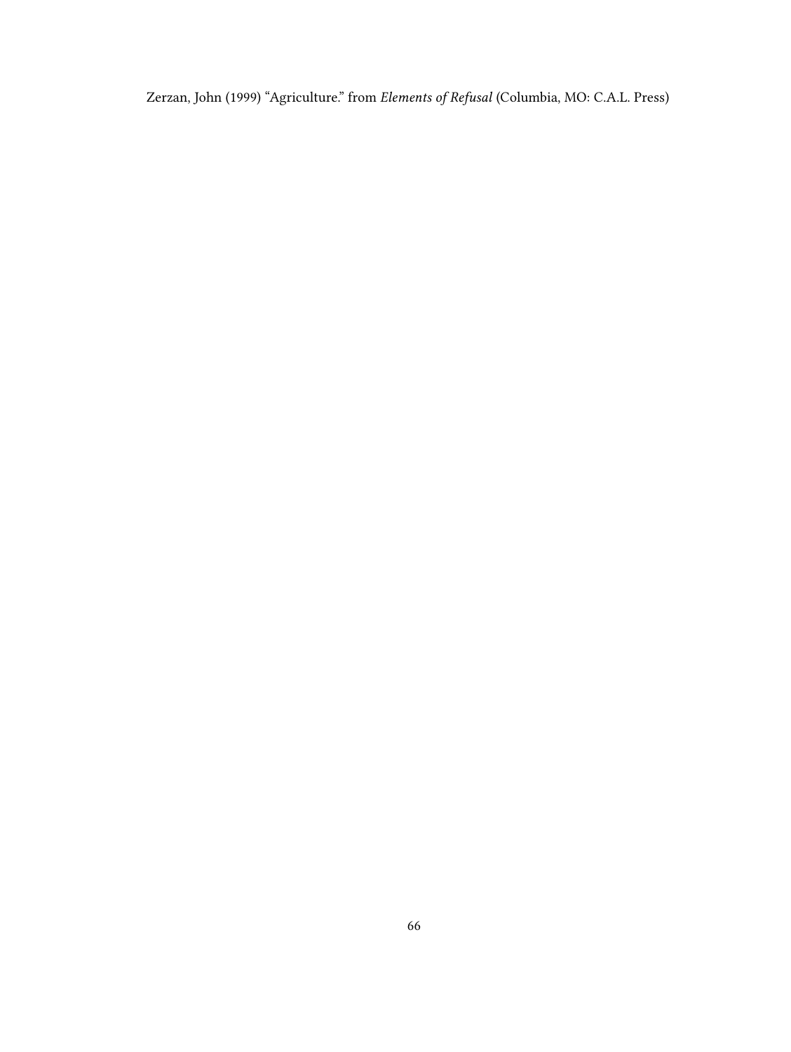Zerzan, John (1999) "Agriculture." from *Elements of Refusal* (Columbia, MO: C.A.L. Press)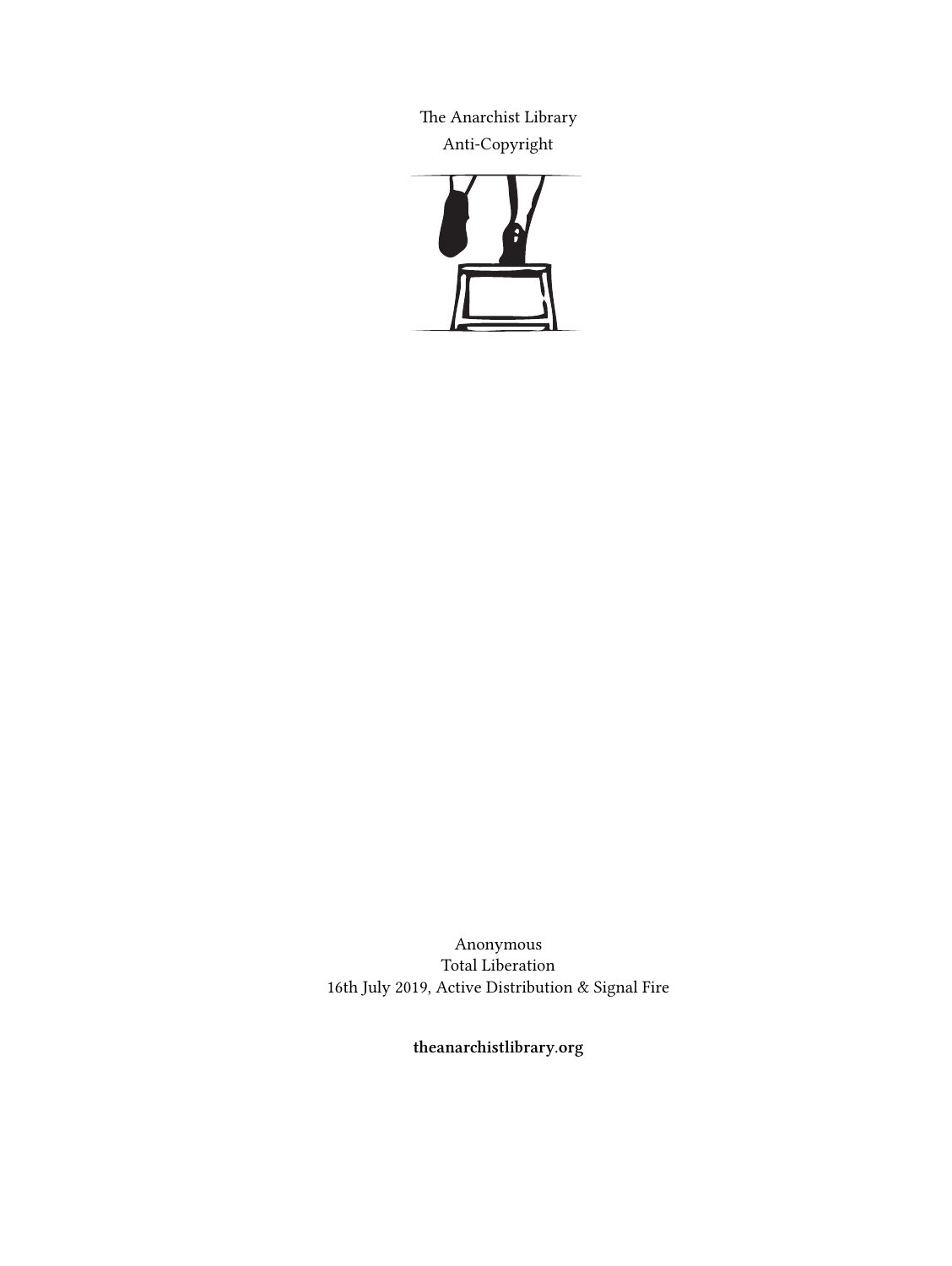The Anarchist Library
Anti-Copyright

Anonymous
Total Liberation
16th July 2019, Active Distribution & Signal Fire

**theanarchistlibrary.org**